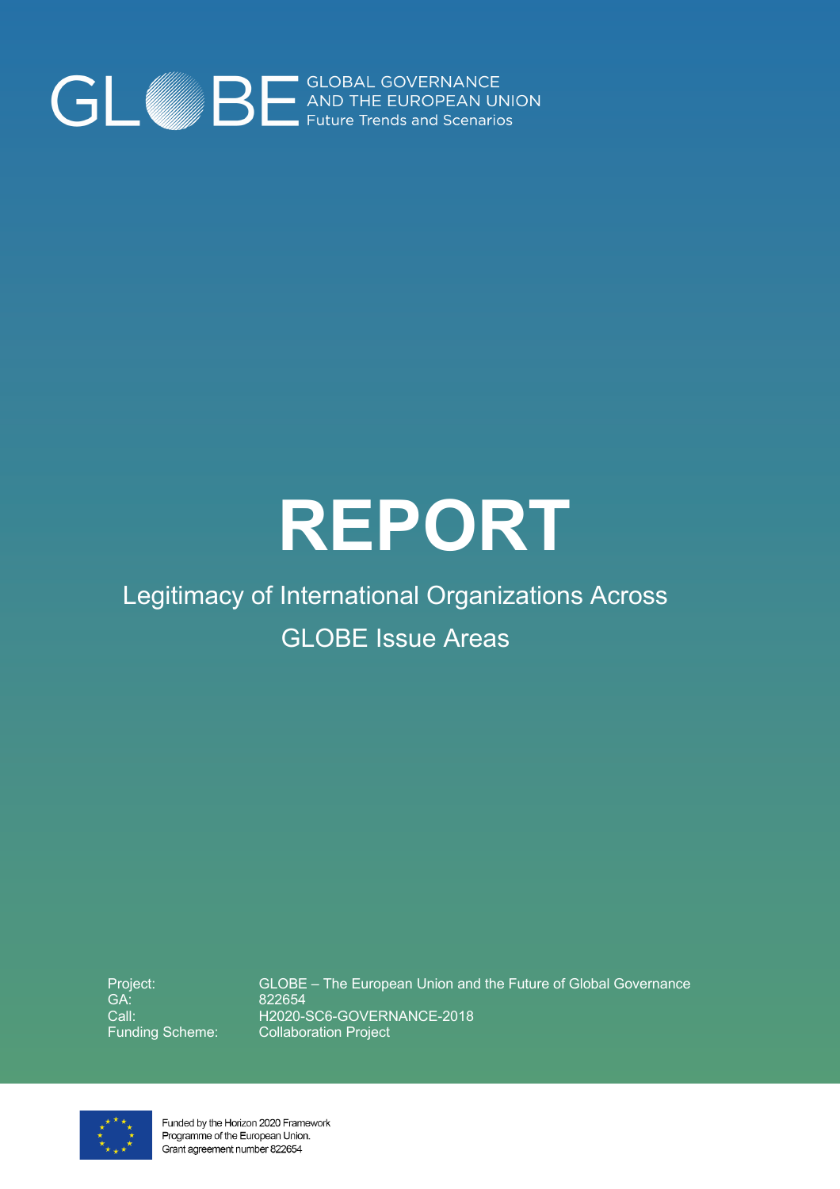GLOBE GLOBAL GOVERNANCE AND THE EUROPEAN UNION Future Trends and Scenarios

# REPORT

## Legitimacy of International Organizations Across GLOBE Issue Areas

| | |
|---|---|
| Project: | GLOBE – The European Union and the Future of Global Governance |
| GA: | 822654 |
| Call: | H2020-SC6-GOVERNANCE-2018 |
| Funding Scheme: | Collaboration Project |

Funded by the Horizon 2020 Framework Programme of the European Union. Grant agreement number 822654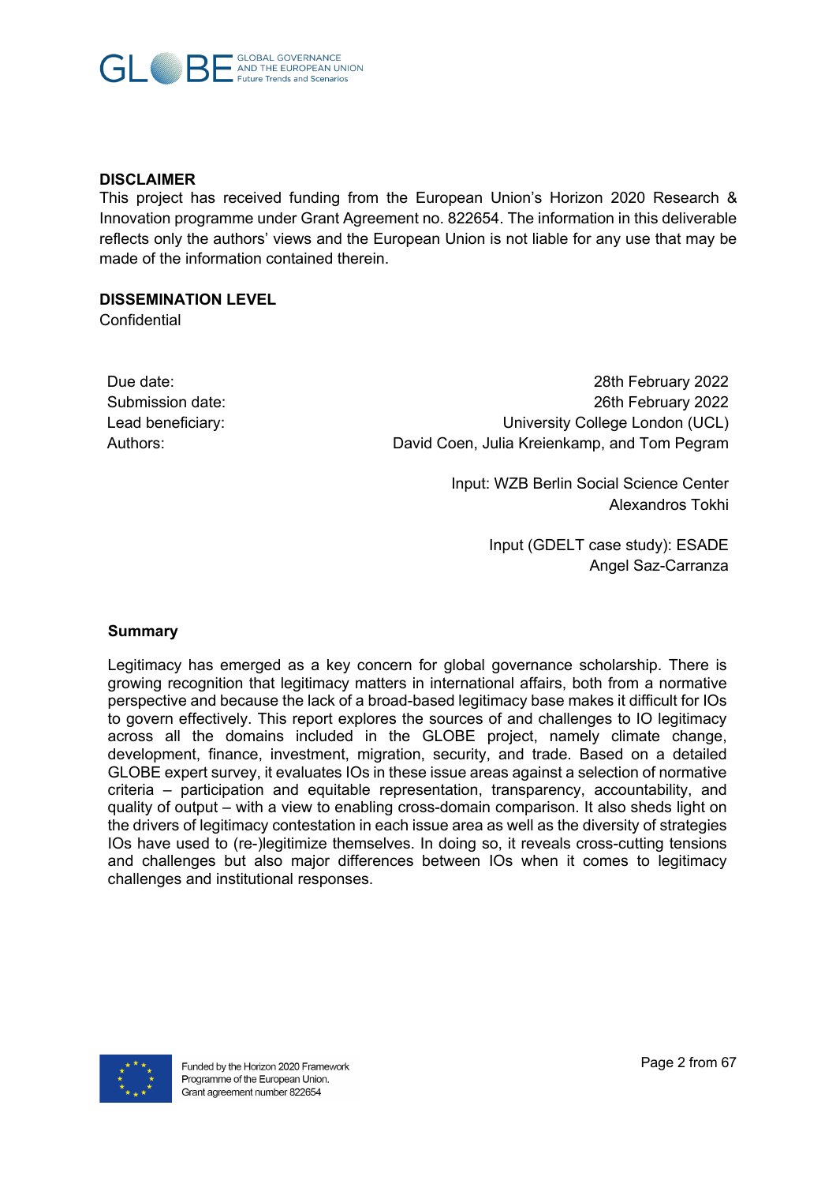**DISCLAIMER**

This project has received funding from the European Union's Horizon 2020 Research & Innovation programme under Grant Agreement no. 822654. The information in this deliverable reflects only the authors' views and the European Union is not liable for any use that may be made of the information contained therein.

**DISSEMINATION LEVEL**

Confidential

| | |
|---|---|
| Due date: | 28th February 2022 |
| Submission date: | 26th February 2022 |
| Lead beneficiary: | University College London (UCL) |
| Authors: | David Coen, Julia Kreienkamp, and Tom Pegram |

Input: WZB Berlin Social Science Center
Alexandros Tokhi

Input (GDELT case study): ESADE
Angel Saz-Carranza

**Summary**

Legitimacy has emerged as a key concern for global governance scholarship. There is growing recognition that legitimacy matters in international affairs, both from a normative perspective and because the lack of a broad-based legitimacy base makes it difficult for IOs to govern effectively. This report explores the sources of and challenges to IO legitimacy across all the domains included in the GLOBE project, namely climate change, development, finance, investment, migration, security, and trade. Based on a detailed GLOBE expert survey, it evaluates IOs in these issue areas against a selection of normative criteria – participation and equitable representation, transparency, accountability, and quality of output – with a view to enabling cross-domain comparison. It also sheds light on the drivers of legitimacy contestation in each issue area as well as the diversity of strategies IOs have used to (re-)legitimize themselves. In doing so, it reveals cross-cutting tensions and challenges but also major differences between IOs when it comes to legitimacy challenges and institutional responses.

Funded by the Horizon 2020 Framework Programme of the European Union. Grant agreement number 822654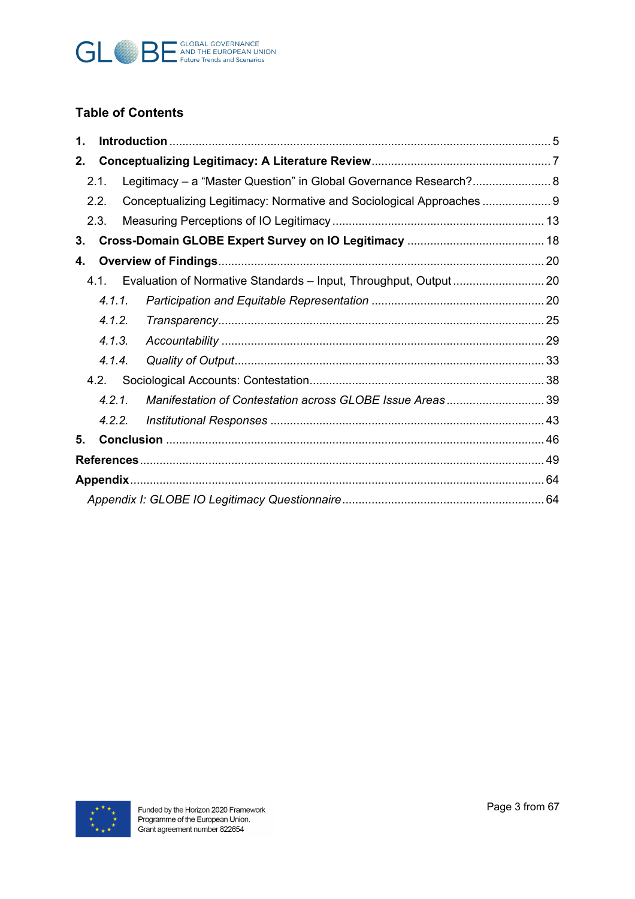## Table of Contents

**1. Introduction** ... 5

**2. Conceptualizing Legitimacy: A Literature Review** ... 7

- 2.1. Legitimacy – a "Master Question" in Global Governance Research? ... 8
- 2.2. Conceptualizing Legitimacy: Normative and Sociological Approaches ... 9
- 2.3. Measuring Perceptions of IO Legitimacy ... 13

**3. Cross-Domain GLOBE Expert Survey on IO Legitimacy** ... 18

**4. Overview of Findings** ... 20

- 4.1. Evaluation of Normative Standards – Input, Throughput, Output ... 20
  - *4.1.1. Participation and Equitable Representation* ... 20
  - *4.1.2. Transparency* ... 25
  - *4.1.3. Accountability* ... 29
  - *4.1.4. Quality of Output* ... 33
- 4.2. Sociological Accounts: Contestation ... 38
  - *4.2.1. Manifestation of Contestation across GLOBE Issue Areas* ... 39
  - *4.2.2. Institutional Responses* ... 43

**5. Conclusion** ... 46

**References** ... 49

**Appendix** ... 64

- *Appendix I: GLOBE IO Legitimacy Questionnaire* ... 64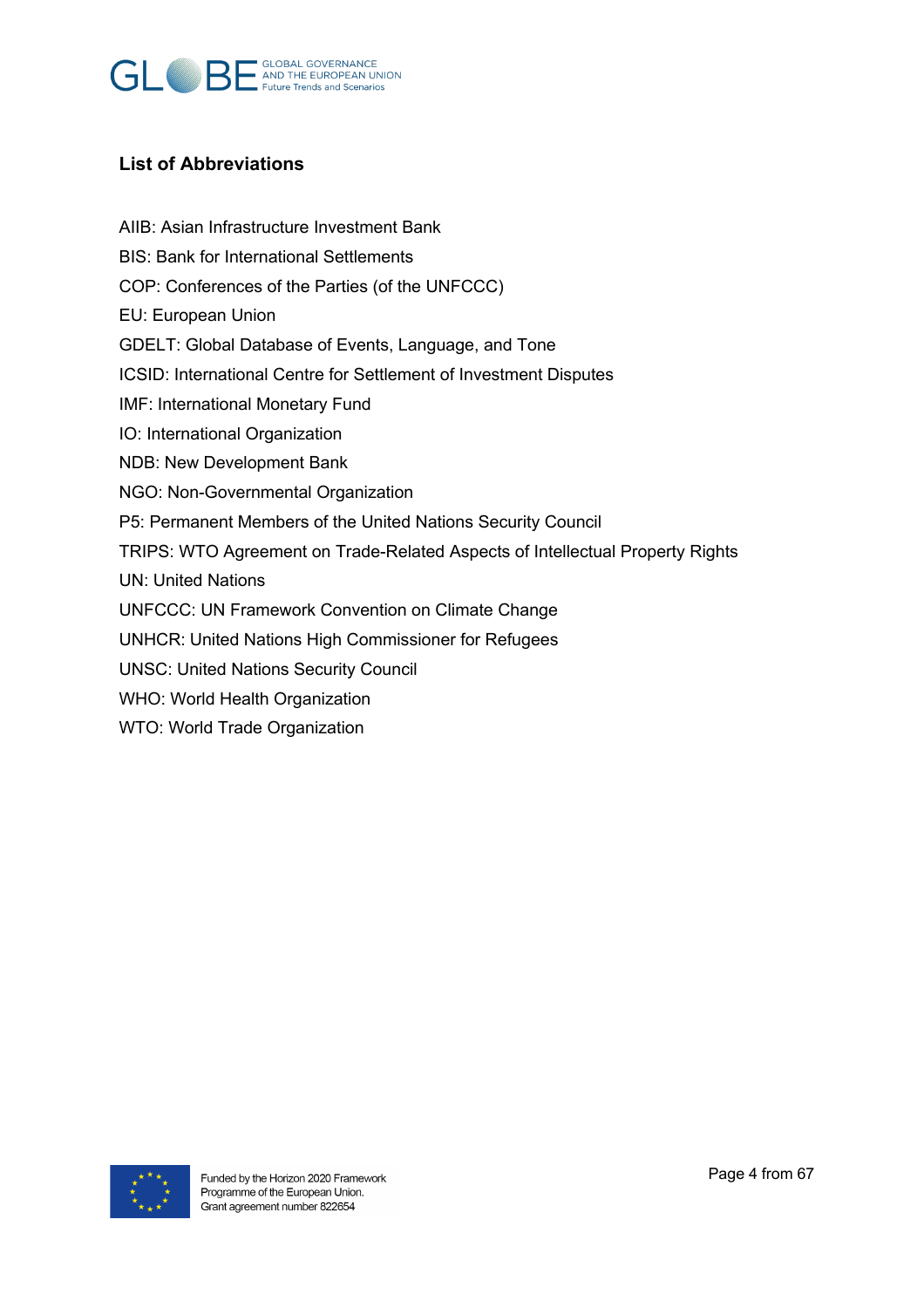## List of Abbreviations

AIIB: Asian Infrastructure Investment Bank
BIS: Bank for International Settlements
COP: Conferences of the Parties (of the UNFCCC)
EU: European Union
GDELT: Global Database of Events, Language, and Tone
ICSID: International Centre for Settlement of Investment Disputes
IMF: International Monetary Fund
IO: International Organization
NDB: New Development Bank
NGO: Non-Governmental Organization
P5: Permanent Members of the United Nations Security Council
TRIPS: WTO Agreement on Trade-Related Aspects of Intellectual Property Rights
UN: United Nations
UNFCCC: UN Framework Convention on Climate Change
UNHCR: United Nations High Commissioner for Refugees
UNSC: United Nations Security Council
WHO: World Health Organization
WTO: World Trade Organization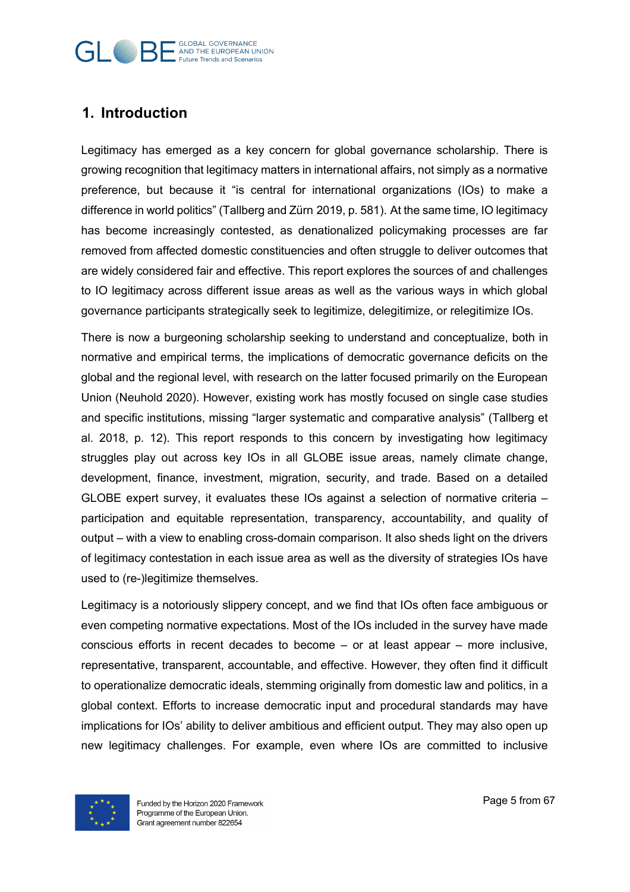## 1. Introduction

Legitimacy has emerged as a key concern for global governance scholarship. There is growing recognition that legitimacy matters in international affairs, not simply as a normative preference, but because it "is central for international organizations (IOs) to make a difference in world politics" (Tallberg and Zürn 2019, p. 581). At the same time, IO legitimacy has become increasingly contested, as denationalized policymaking processes are far removed from affected domestic constituencies and often struggle to deliver outcomes that are widely considered fair and effective. This report explores the sources of and challenges to IO legitimacy across different issue areas as well as the various ways in which global governance participants strategically seek to legitimize, delegitimize, or relegitimize IOs.

There is now a burgeoning scholarship seeking to understand and conceptualize, both in normative and empirical terms, the implications of democratic governance deficits on the global and the regional level, with research on the latter focused primarily on the European Union (Neuhold 2020). However, existing work has mostly focused on single case studies and specific institutions, missing "larger systematic and comparative analysis" (Tallberg et al. 2018, p. 12). This report responds to this concern by investigating how legitimacy struggles play out across key IOs in all GLOBE issue areas, namely climate change, development, finance, investment, migration, security, and trade. Based on a detailed GLOBE expert survey, it evaluates these IOs against a selection of normative criteria – participation and equitable representation, transparency, accountability, and quality of output – with a view to enabling cross-domain comparison. It also sheds light on the drivers of legitimacy contestation in each issue area as well as the diversity of strategies IOs have used to (re-)legitimize themselves.

Legitimacy is a notoriously slippery concept, and we find that IOs often face ambiguous or even competing normative expectations. Most of the IOs included in the survey have made conscious efforts in recent decades to become – or at least appear – more inclusive, representative, transparent, accountable, and effective. However, they often find it difficult to operationalize democratic ideals, stemming originally from domestic law and politics, in a global context. Efforts to increase democratic input and procedural standards may have implications for IOs' ability to deliver ambitious and efficient output. They may also open up new legitimacy challenges. For example, even where IOs are committed to inclusive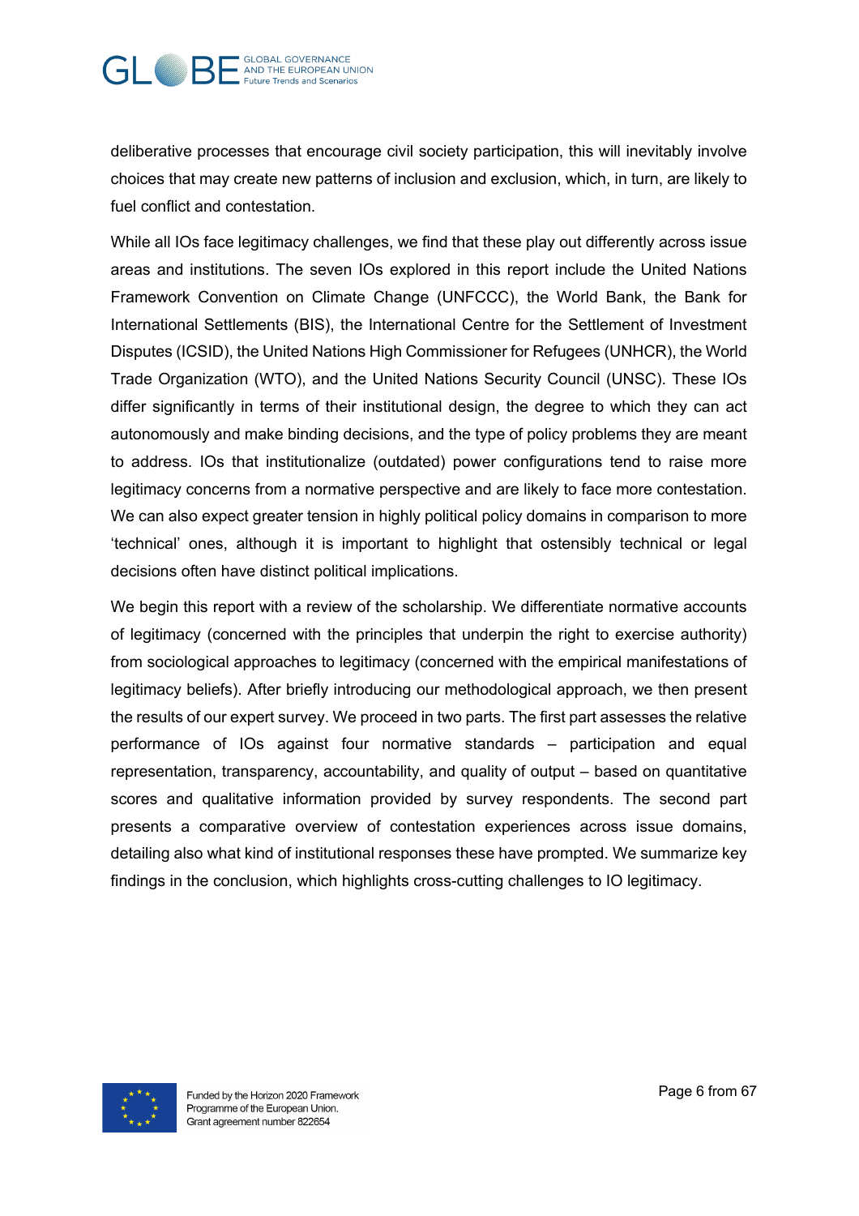deliberative processes that encourage civil society participation, this will inevitably involve choices that may create new patterns of inclusion and exclusion, which, in turn, are likely to fuel conflict and contestation.

While all IOs face legitimacy challenges, we find that these play out differently across issue areas and institutions. The seven IOs explored in this report include the United Nations Framework Convention on Climate Change (UNFCCC), the World Bank, the Bank for International Settlements (BIS), the International Centre for the Settlement of Investment Disputes (ICSID), the United Nations High Commissioner for Refugees (UNHCR), the World Trade Organization (WTO), and the United Nations Security Council (UNSC). These IOs differ significantly in terms of their institutional design, the degree to which they can act autonomously and make binding decisions, and the type of policy problems they are meant to address. IOs that institutionalize (outdated) power configurations tend to raise more legitimacy concerns from a normative perspective and are likely to face more contestation. We can also expect greater tension in highly political policy domains in comparison to more 'technical' ones, although it is important to highlight that ostensibly technical or legal decisions often have distinct political implications.

We begin this report with a review of the scholarship. We differentiate normative accounts of legitimacy (concerned with the principles that underpin the right to exercise authority) from sociological approaches to legitimacy (concerned with the empirical manifestations of legitimacy beliefs). After briefly introducing our methodological approach, we then present the results of our expert survey. We proceed in two parts. The first part assesses the relative performance of IOs against four normative standards – participation and equal representation, transparency, accountability, and quality of output – based on quantitative scores and qualitative information provided by survey respondents. The second part presents a comparative overview of contestation experiences across issue domains, detailing also what kind of institutional responses these have prompted. We summarize key findings in the conclusion, which highlights cross-cutting challenges to IO legitimacy.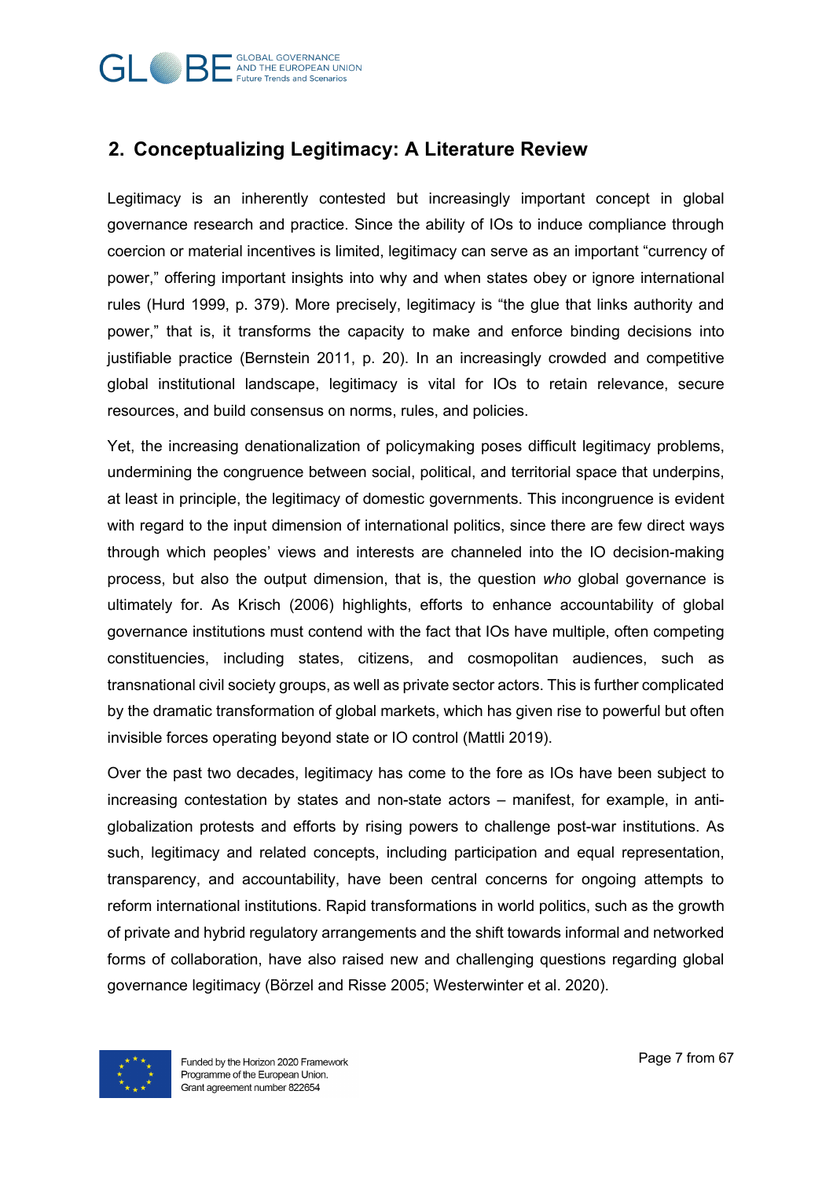## 2. Conceptualizing Legitimacy: A Literature Review

Legitimacy is an inherently contested but increasingly important concept in global governance research and practice. Since the ability of IOs to induce compliance through coercion or material incentives is limited, legitimacy can serve as an important "currency of power," offering important insights into why and when states obey or ignore international rules (Hurd 1999, p. 379). More precisely, legitimacy is "the glue that links authority and power," that is, it transforms the capacity to make and enforce binding decisions into justifiable practice (Bernstein 2011, p. 20). In an increasingly crowded and competitive global institutional landscape, legitimacy is vital for IOs to retain relevance, secure resources, and build consensus on norms, rules, and policies.

Yet, the increasing denationalization of policymaking poses difficult legitimacy problems, undermining the congruence between social, political, and territorial space that underpins, at least in principle, the legitimacy of domestic governments. This incongruence is evident with regard to the input dimension of international politics, since there are few direct ways through which peoples' views and interests are channeled into the IO decision-making process, but also the output dimension, that is, the question *who* global governance is ultimately for. As Krisch (2006) highlights, efforts to enhance accountability of global governance institutions must contend with the fact that IOs have multiple, often competing constituencies, including states, citizens, and cosmopolitan audiences, such as transnational civil society groups, as well as private sector actors. This is further complicated by the dramatic transformation of global markets, which has given rise to powerful but often invisible forces operating beyond state or IO control (Mattli 2019).

Over the past two decades, legitimacy has come to the fore as IOs have been subject to increasing contestation by states and non-state actors – manifest, for example, in anti-globalization protests and efforts by rising powers to challenge post-war institutions. As such, legitimacy and related concepts, including participation and equal representation, transparency, and accountability, have been central concerns for ongoing attempts to reform international institutions. Rapid transformations in world politics, such as the growth of private and hybrid regulatory arrangements and the shift towards informal and networked forms of collaboration, have also raised new and challenging questions regarding global governance legitimacy (Börzel and Risse 2005; Westerwinter et al. 2020).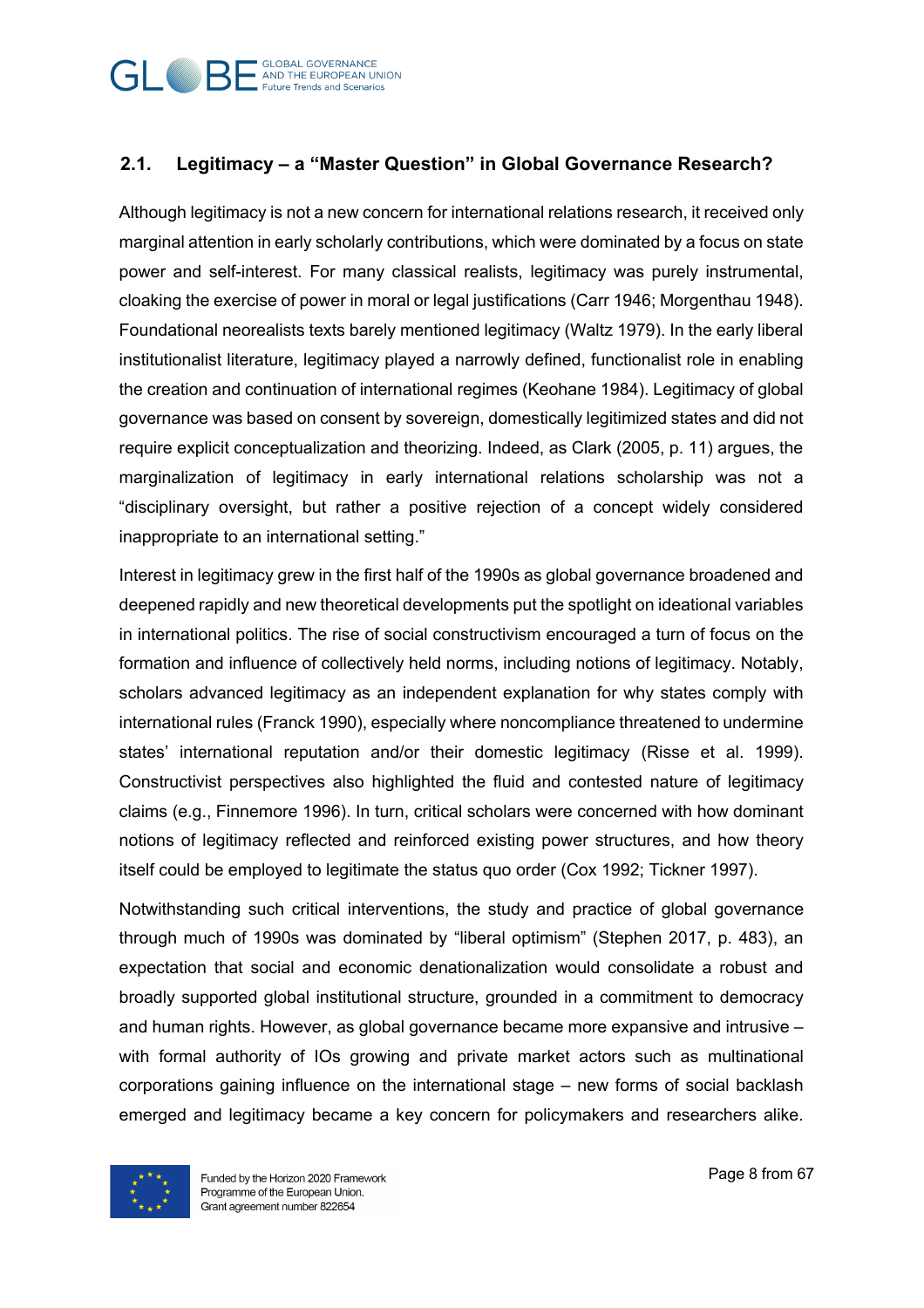## 2.1. Legitimacy – a "Master Question" in Global Governance Research?

Although legitimacy is not a new concern for international relations research, it received only marginal attention in early scholarly contributions, which were dominated by a focus on state power and self-interest. For many classical realists, legitimacy was purely instrumental, cloaking the exercise of power in moral or legal justifications (Carr 1946; Morgenthau 1948). Foundational neorealists texts barely mentioned legitimacy (Waltz 1979). In the early liberal institutionalist literature, legitimacy played a narrowly defined, functionalist role in enabling the creation and continuation of international regimes (Keohane 1984). Legitimacy of global governance was based on consent by sovereign, domestically legitimized states and did not require explicit conceptualization and theorizing. Indeed, as Clark (2005, p. 11) argues, the marginalization of legitimacy in early international relations scholarship was not a "disciplinary oversight, but rather a positive rejection of a concept widely considered inappropriate to an international setting."

Interest in legitimacy grew in the first half of the 1990s as global governance broadened and deepened rapidly and new theoretical developments put the spotlight on ideational variables in international politics. The rise of social constructivism encouraged a turn of focus on the formation and influence of collectively held norms, including notions of legitimacy. Notably, scholars advanced legitimacy as an independent explanation for why states comply with international rules (Franck 1990), especially where noncompliance threatened to undermine states' international reputation and/or their domestic legitimacy (Risse et al. 1999). Constructivist perspectives also highlighted the fluid and contested nature of legitimacy claims (e.g., Finnemore 1996). In turn, critical scholars were concerned with how dominant notions of legitimacy reflected and reinforced existing power structures, and how theory itself could be employed to legitimate the status quo order (Cox 1992; Tickner 1997).

Notwithstanding such critical interventions, the study and practice of global governance through much of 1990s was dominated by "liberal optimism" (Stephen 2017, p. 483), an expectation that social and economic denationalization would consolidate a robust and broadly supported global institutional structure, grounded in a commitment to democracy and human rights. However, as global governance became more expansive and intrusive – with formal authority of IOs growing and private market actors such as multinational corporations gaining influence on the international stage – new forms of social backlash emerged and legitimacy became a key concern for policymakers and researchers alike.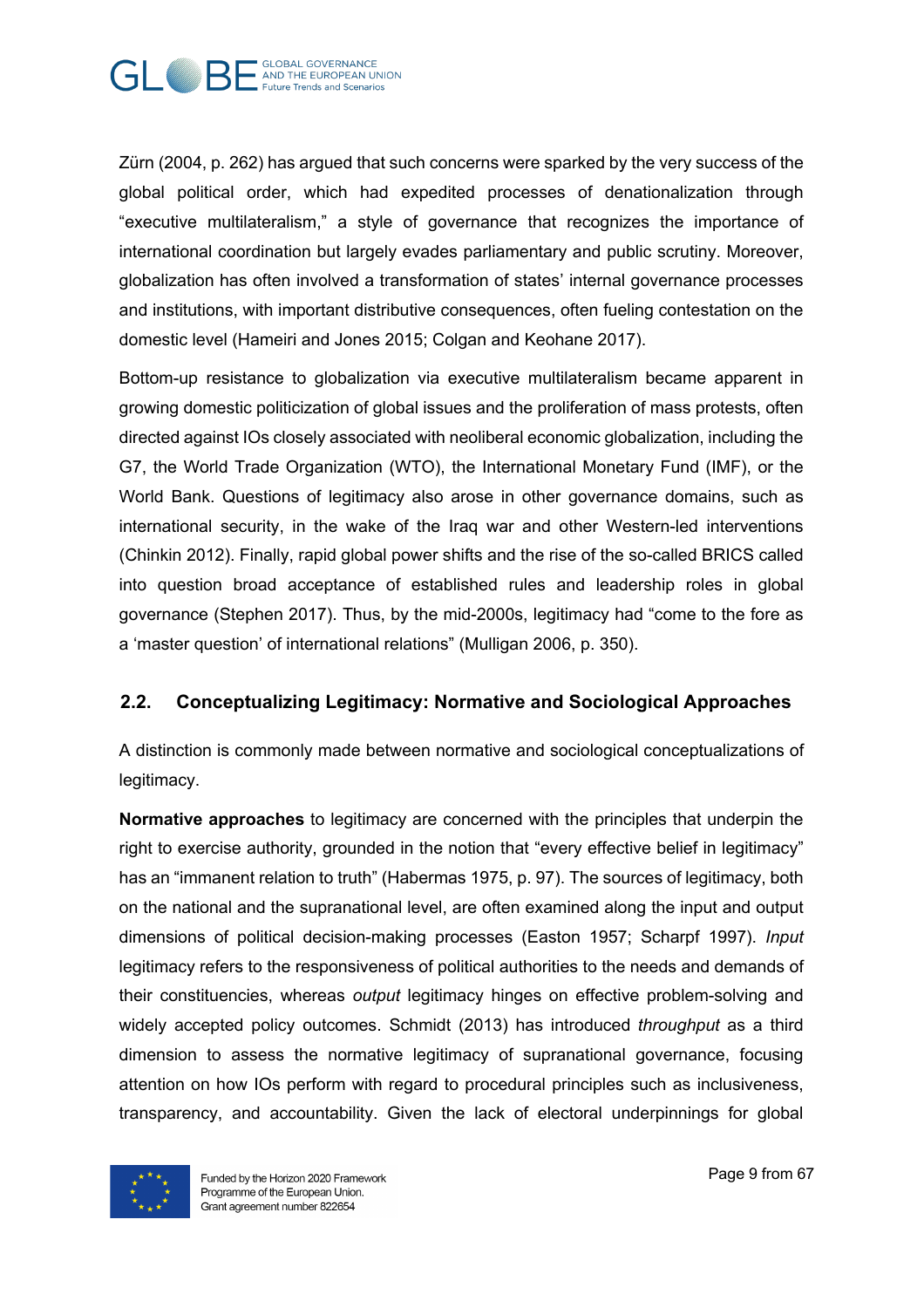Zürn (2004, p. 262) has argued that such concerns were sparked by the very success of the global political order, which had expedited processes of denationalization through "executive multilateralism," a style of governance that recognizes the importance of international coordination but largely evades parliamentary and public scrutiny. Moreover, globalization has often involved a transformation of states' internal governance processes and institutions, with important distributive consequences, often fueling contestation on the domestic level (Hameiri and Jones 2015; Colgan and Keohane 2017).

Bottom-up resistance to globalization via executive multilateralism became apparent in growing domestic politicization of global issues and the proliferation of mass protests, often directed against IOs closely associated with neoliberal economic globalization, including the G7, the World Trade Organization (WTO), the International Monetary Fund (IMF), or the World Bank. Questions of legitimacy also arose in other governance domains, such as international security, in the wake of the Iraq war and other Western-led interventions (Chinkin 2012). Finally, rapid global power shifts and the rise of the so-called BRICS called into question broad acceptance of established rules and leadership roles in global governance (Stephen 2017). Thus, by the mid-2000s, legitimacy had "come to the fore as a 'master question' of international relations" (Mulligan 2006, p. 350).

## 2.2. Conceptualizing Legitimacy: Normative and Sociological Approaches

A distinction is commonly made between normative and sociological conceptualizations of legitimacy.

**Normative approaches** to legitimacy are concerned with the principles that underpin the right to exercise authority, grounded in the notion that "every effective belief in legitimacy" has an "immanent relation to truth" (Habermas 1975, p. 97). The sources of legitimacy, both on the national and the supranational level, are often examined along the input and output dimensions of political decision-making processes (Easton 1957; Scharpf 1997). *Input* legitimacy refers to the responsiveness of political authorities to the needs and demands of their constituencies, whereas *output* legitimacy hinges on effective problem-solving and widely accepted policy outcomes. Schmidt (2013) has introduced *throughput* as a third dimension to assess the normative legitimacy of supranational governance, focusing attention on how IOs perform with regard to procedural principles such as inclusiveness, transparency, and accountability. Given the lack of electoral underpinnings for global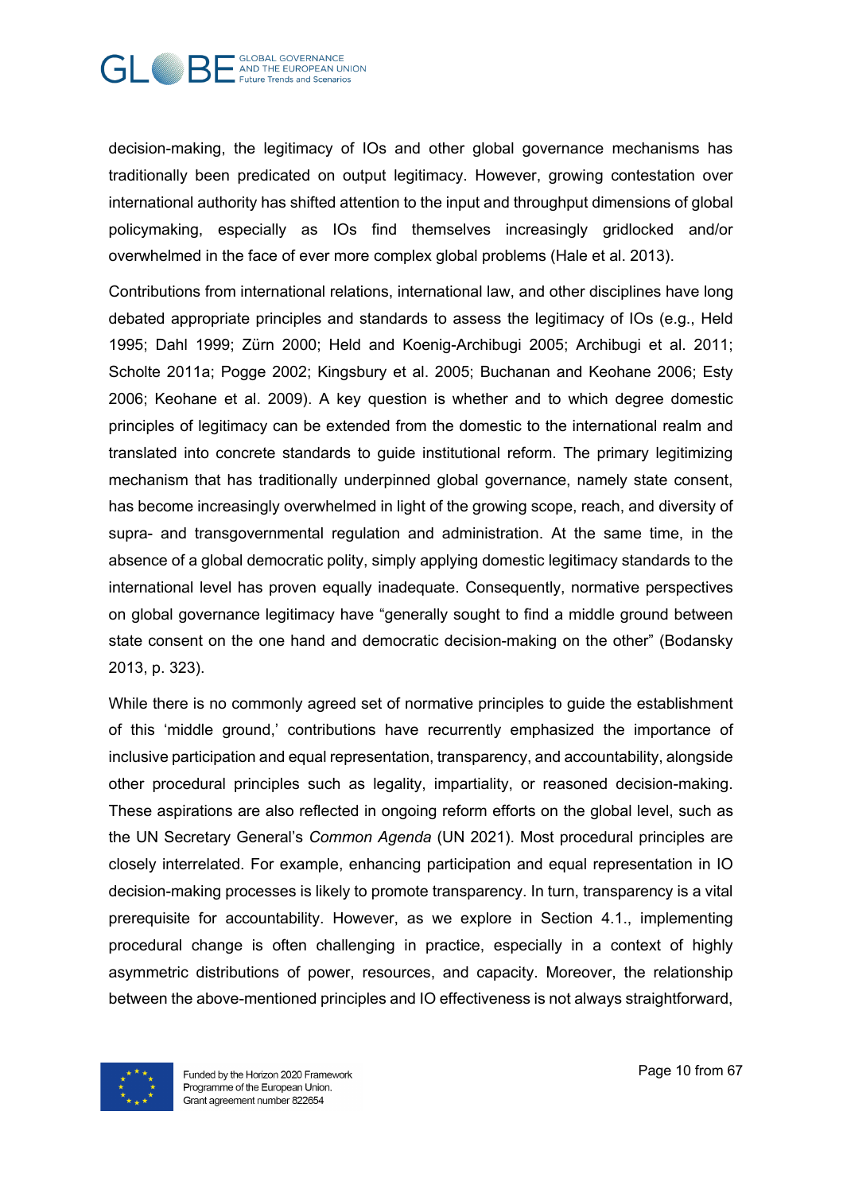decision-making, the legitimacy of IOs and other global governance mechanisms has traditionally been predicated on output legitimacy. However, growing contestation over international authority has shifted attention to the input and throughput dimensions of global policymaking, especially as IOs find themselves increasingly gridlocked and/or overwhelmed in the face of ever more complex global problems (Hale et al. 2013).

Contributions from international relations, international law, and other disciplines have long debated appropriate principles and standards to assess the legitimacy of IOs (e.g., Held 1995; Dahl 1999; Zürn 2000; Held and Koenig-Archibugi 2005; Archibugi et al. 2011; Scholte 2011a; Pogge 2002; Kingsbury et al. 2005; Buchanan and Keohane 2006; Esty 2006; Keohane et al. 2009). A key question is whether and to which degree domestic principles of legitimacy can be extended from the domestic to the international realm and translated into concrete standards to guide institutional reform. The primary legitimizing mechanism that has traditionally underpinned global governance, namely state consent, has become increasingly overwhelmed in light of the growing scope, reach, and diversity of supra- and transgovernmental regulation and administration. At the same time, in the absence of a global democratic polity, simply applying domestic legitimacy standards to the international level has proven equally inadequate. Consequently, normative perspectives on global governance legitimacy have "generally sought to find a middle ground between state consent on the one hand and democratic decision-making on the other" (Bodansky 2013, p. 323).

While there is no commonly agreed set of normative principles to guide the establishment of this 'middle ground,' contributions have recurrently emphasized the importance of inclusive participation and equal representation, transparency, and accountability, alongside other procedural principles such as legality, impartiality, or reasoned decision-making. These aspirations are also reflected in ongoing reform efforts on the global level, such as the UN Secretary General's *Common Agenda* (UN 2021). Most procedural principles are closely interrelated. For example, enhancing participation and equal representation in IO decision-making processes is likely to promote transparency. In turn, transparency is a vital prerequisite for accountability. However, as we explore in Section 4.1., implementing procedural change is often challenging in practice, especially in a context of highly asymmetric distributions of power, resources, and capacity. Moreover, the relationship between the above-mentioned principles and IO effectiveness is not always straightforward,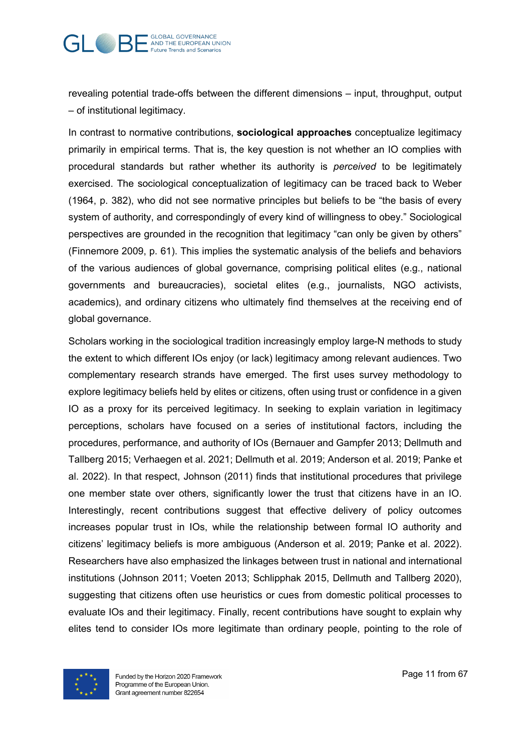revealing potential trade-offs between the different dimensions – input, throughput, output – of institutional legitimacy.

In contrast to normative contributions, **sociological approaches** conceptualize legitimacy primarily in empirical terms. That is, the key question is not whether an IO complies with procedural standards but rather whether its authority is *perceived* to be legitimately exercised. The sociological conceptualization of legitimacy can be traced back to Weber (1964, p. 382), who did not see normative principles but beliefs to be "the basis of every system of authority, and correspondingly of every kind of willingness to obey." Sociological perspectives are grounded in the recognition that legitimacy "can only be given by others" (Finnemore 2009, p. 61). This implies the systematic analysis of the beliefs and behaviors of the various audiences of global governance, comprising political elites (e.g., national governments and bureaucracies), societal elites (e.g., journalists, NGO activists, academics), and ordinary citizens who ultimately find themselves at the receiving end of global governance.

Scholars working in the sociological tradition increasingly employ large-N methods to study the extent to which different IOs enjoy (or lack) legitimacy among relevant audiences. Two complementary research strands have emerged. The first uses survey methodology to explore legitimacy beliefs held by elites or citizens, often using trust or confidence in a given IO as a proxy for its perceived legitimacy. In seeking to explain variation in legitimacy perceptions, scholars have focused on a series of institutional factors, including the procedures, performance, and authority of IOs (Bernauer and Gampfer 2013; Dellmuth and Tallberg 2015; Verhaegen et al. 2021; Dellmuth et al. 2019; Anderson et al. 2019; Panke et al. 2022). In that respect, Johnson (2011) finds that institutional procedures that privilege one member state over others, significantly lower the trust that citizens have in an IO. Interestingly, recent contributions suggest that effective delivery of policy outcomes increases popular trust in IOs, while the relationship between formal IO authority and citizens' legitimacy beliefs is more ambiguous (Anderson et al. 2019; Panke et al. 2022). Researchers have also emphasized the linkages between trust in national and international institutions (Johnson 2011; Voeten 2013; Schlipphak 2015, Dellmuth and Tallberg 2020), suggesting that citizens often use heuristics or cues from domestic political processes to evaluate IOs and their legitimacy. Finally, recent contributions have sought to explain why elites tend to consider IOs more legitimate than ordinary people, pointing to the role of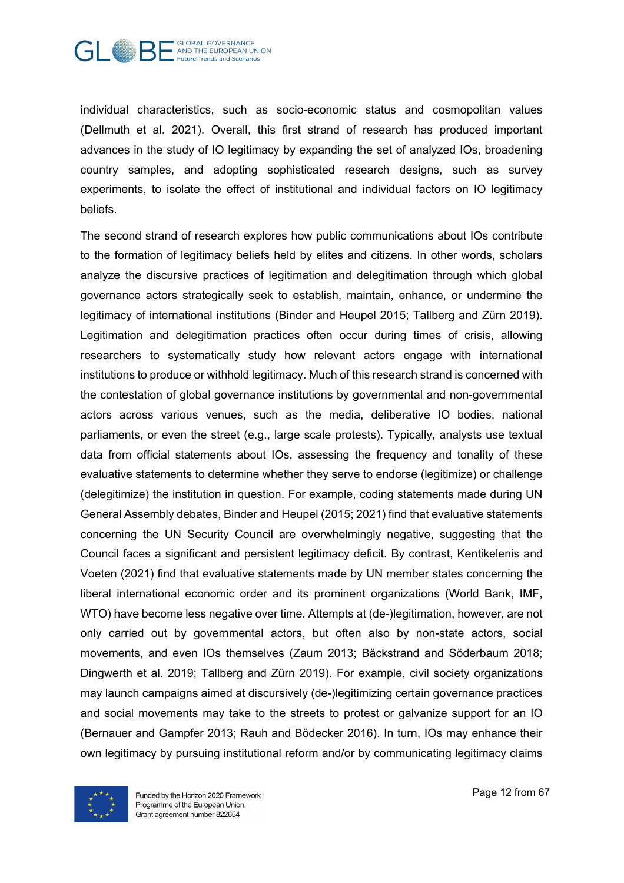individual characteristics, such as socio-economic status and cosmopolitan values (Dellmuth et al. 2021). Overall, this first strand of research has produced important advances in the study of IO legitimacy by expanding the set of analyzed IOs, broadening country samples, and adopting sophisticated research designs, such as survey experiments, to isolate the effect of institutional and individual factors on IO legitimacy beliefs.

The second strand of research explores how public communications about IOs contribute to the formation of legitimacy beliefs held by elites and citizens. In other words, scholars analyze the discursive practices of legitimation and delegitimation through which global governance actors strategically seek to establish, maintain, enhance, or undermine the legitimacy of international institutions (Binder and Heupel 2015; Tallberg and Zürn 2019). Legitimation and delegitimation practices often occur during times of crisis, allowing researchers to systematically study how relevant actors engage with international institutions to produce or withhold legitimacy. Much of this research strand is concerned with the contestation of global governance institutions by governmental and non-governmental actors across various venues, such as the media, deliberative IO bodies, national parliaments, or even the street (e.g., large scale protests). Typically, analysts use textual data from official statements about IOs, assessing the frequency and tonality of these evaluative statements to determine whether they serve to endorse (legitimize) or challenge (delegitimize) the institution in question. For example, coding statements made during UN General Assembly debates, Binder and Heupel (2015; 2021) find that evaluative statements concerning the UN Security Council are overwhelmingly negative, suggesting that the Council faces a significant and persistent legitimacy deficit. By contrast, Kentikelenis and Voeten (2021) find that evaluative statements made by UN member states concerning the liberal international economic order and its prominent organizations (World Bank, IMF, WTO) have become less negative over time. Attempts at (de-)legitimation, however, are not only carried out by governmental actors, but often also by non-state actors, social movements, and even IOs themselves (Zaum 2013; Bäckstrand and Söderbaum 2018; Dingwerth et al. 2019; Tallberg and Zürn 2019). For example, civil society organizations may launch campaigns aimed at discursively (de-)legitimizing certain governance practices and social movements may take to the streets to protest or galvanize support for an IO (Bernauer and Gampfer 2013; Rauh and Bödecker 2016). In turn, IOs may enhance their own legitimacy by pursuing institutional reform and/or by communicating legitimacy claims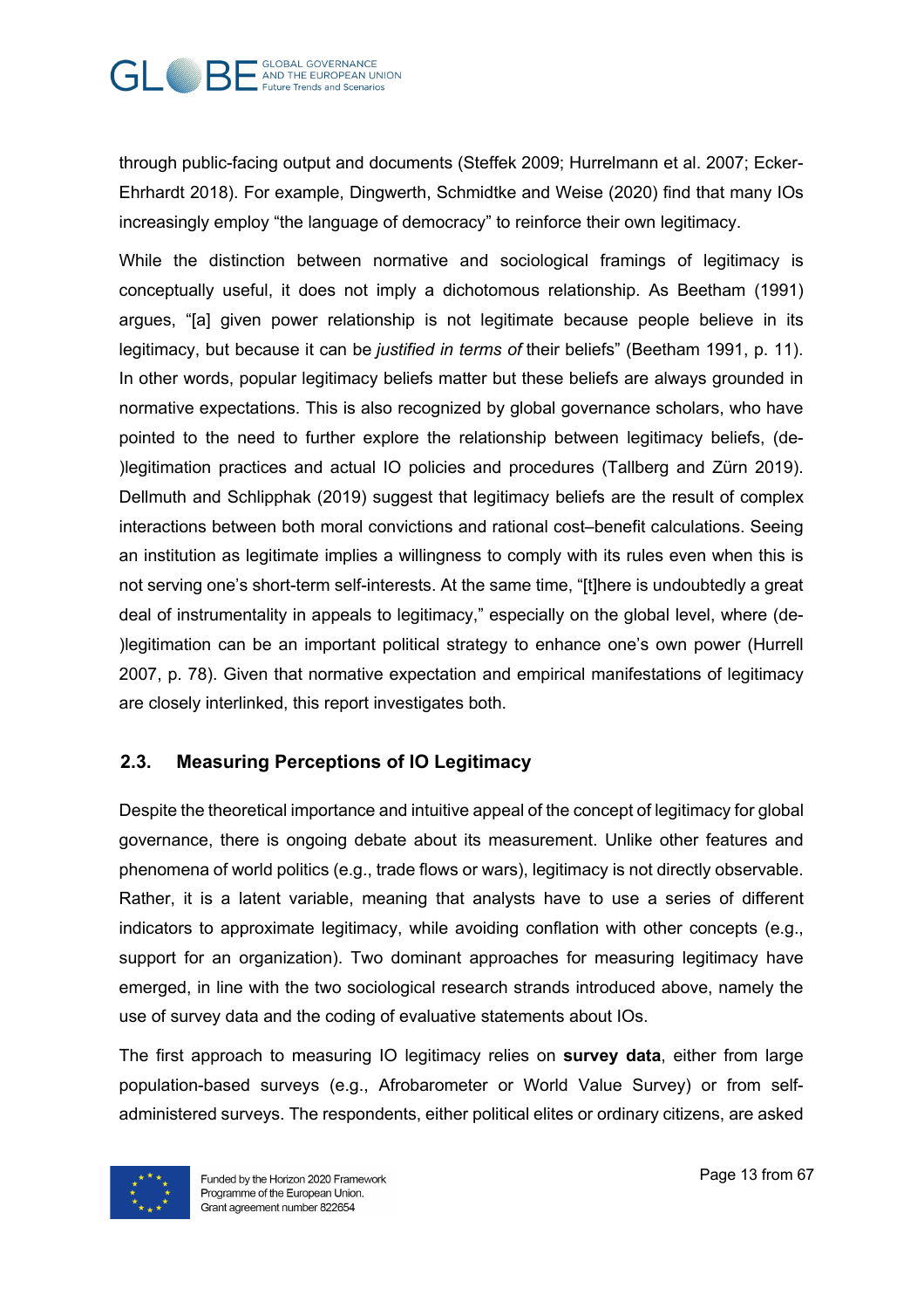through public-facing output and documents (Steffek 2009; Hurrelmann et al. 2007; Ecker-Ehrhardt 2018). For example, Dingwerth, Schmidtke and Weise (2020) find that many IOs increasingly employ "the language of democracy" to reinforce their own legitimacy.

While the distinction between normative and sociological framings of legitimacy is conceptually useful, it does not imply a dichotomous relationship. As Beetham (1991) argues, "[a] given power relationship is not legitimate because people believe in its legitimacy, but because it can be *justified in terms of* their beliefs" (Beetham 1991, p. 11). In other words, popular legitimacy beliefs matter but these beliefs are always grounded in normative expectations. This is also recognized by global governance scholars, who have pointed to the need to further explore the relationship between legitimacy beliefs, (de-)legitimation practices and actual IO policies and procedures (Tallberg and Zürn 2019). Dellmuth and Schlipphak (2019) suggest that legitimacy beliefs are the result of complex interactions between both moral convictions and rational cost–benefit calculations. Seeing an institution as legitimate implies a willingness to comply with its rules even when this is not serving one's short-term self-interests. At the same time, "[t]here is undoubtedly a great deal of instrumentality in appeals to legitimacy," especially on the global level, where (de-)legitimation can be an important political strategy to enhance one's own power (Hurrell 2007, p. 78). Given that normative expectation and empirical manifestations of legitimacy are closely interlinked, this report investigates both.

### 2.3. Measuring Perceptions of IO Legitimacy

Despite the theoretical importance and intuitive appeal of the concept of legitimacy for global governance, there is ongoing debate about its measurement. Unlike other features and phenomena of world politics (e.g., trade flows or wars), legitimacy is not directly observable. Rather, it is a latent variable, meaning that analysts have to use a series of different indicators to approximate legitimacy, while avoiding conflation with other concepts (e.g., support for an organization). Two dominant approaches for measuring legitimacy have emerged, in line with the two sociological research strands introduced above, namely the use of survey data and the coding of evaluative statements about IOs.

The first approach to measuring IO legitimacy relies on **survey data**, either from large population-based surveys (e.g., Afrobarometer or World Value Survey) or from self-administered surveys. The respondents, either political elites or ordinary citizens, are asked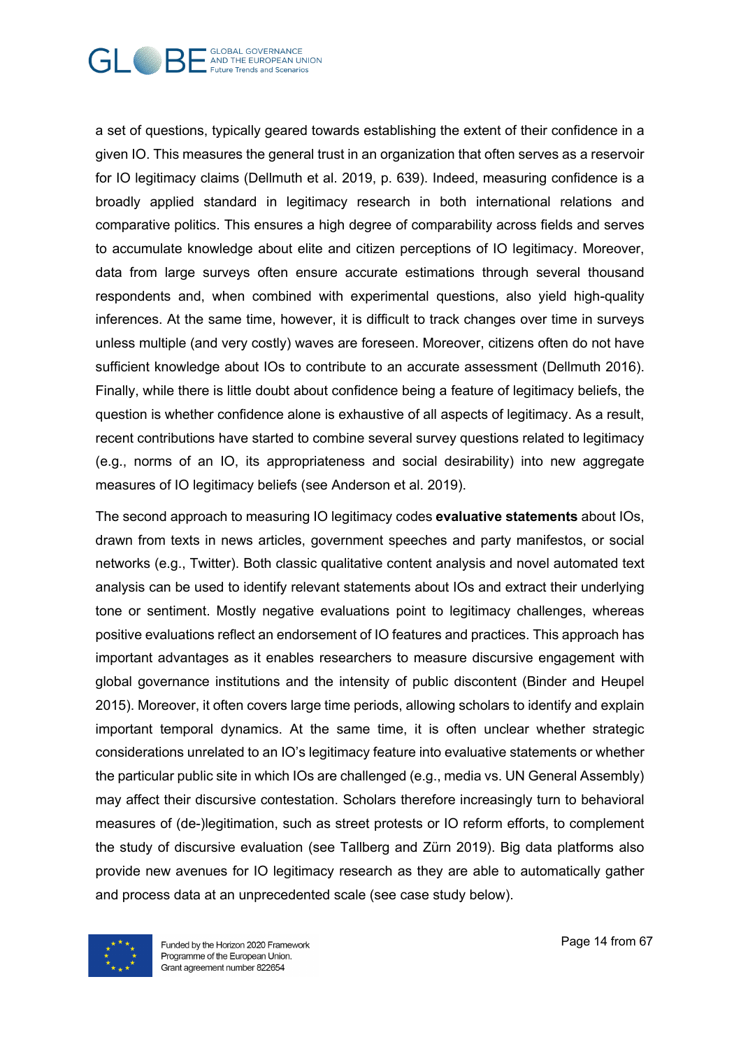a set of questions, typically geared towards establishing the extent of their confidence in a given IO. This measures the general trust in an organization that often serves as a reservoir for IO legitimacy claims (Dellmuth et al. 2019, p. 639). Indeed, measuring confidence is a broadly applied standard in legitimacy research in both international relations and comparative politics. This ensures a high degree of comparability across fields and serves to accumulate knowledge about elite and citizen perceptions of IO legitimacy. Moreover, data from large surveys often ensure accurate estimations through several thousand respondents and, when combined with experimental questions, also yield high-quality inferences. At the same time, however, it is difficult to track changes over time in surveys unless multiple (and very costly) waves are foreseen. Moreover, citizens often do not have sufficient knowledge about IOs to contribute to an accurate assessment (Dellmuth 2016). Finally, while there is little doubt about confidence being a feature of legitimacy beliefs, the question is whether confidence alone is exhaustive of all aspects of legitimacy. As a result, recent contributions have started to combine several survey questions related to legitimacy (e.g., norms of an IO, its appropriateness and social desirability) into new aggregate measures of IO legitimacy beliefs (see Anderson et al. 2019).

The second approach to measuring IO legitimacy codes **evaluative statements** about IOs, drawn from texts in news articles, government speeches and party manifestos, or social networks (e.g., Twitter). Both classic qualitative content analysis and novel automated text analysis can be used to identify relevant statements about IOs and extract their underlying tone or sentiment. Mostly negative evaluations point to legitimacy challenges, whereas positive evaluations reflect an endorsement of IO features and practices. This approach has important advantages as it enables researchers to measure discursive engagement with global governance institutions and the intensity of public discontent (Binder and Heupel 2015). Moreover, it often covers large time periods, allowing scholars to identify and explain important temporal dynamics. At the same time, it is often unclear whether strategic considerations unrelated to an IO's legitimacy feature into evaluative statements or whether the particular public site in which IOs are challenged (e.g., media vs. UN General Assembly) may affect their discursive contestation. Scholars therefore increasingly turn to behavioral measures of (de-)legitimation, such as street protests or IO reform efforts, to complement the study of discursive evaluation (see Tallberg and Zürn 2019). Big data platforms also provide new avenues for IO legitimacy research as they are able to automatically gather and process data at an unprecedented scale (see case study below).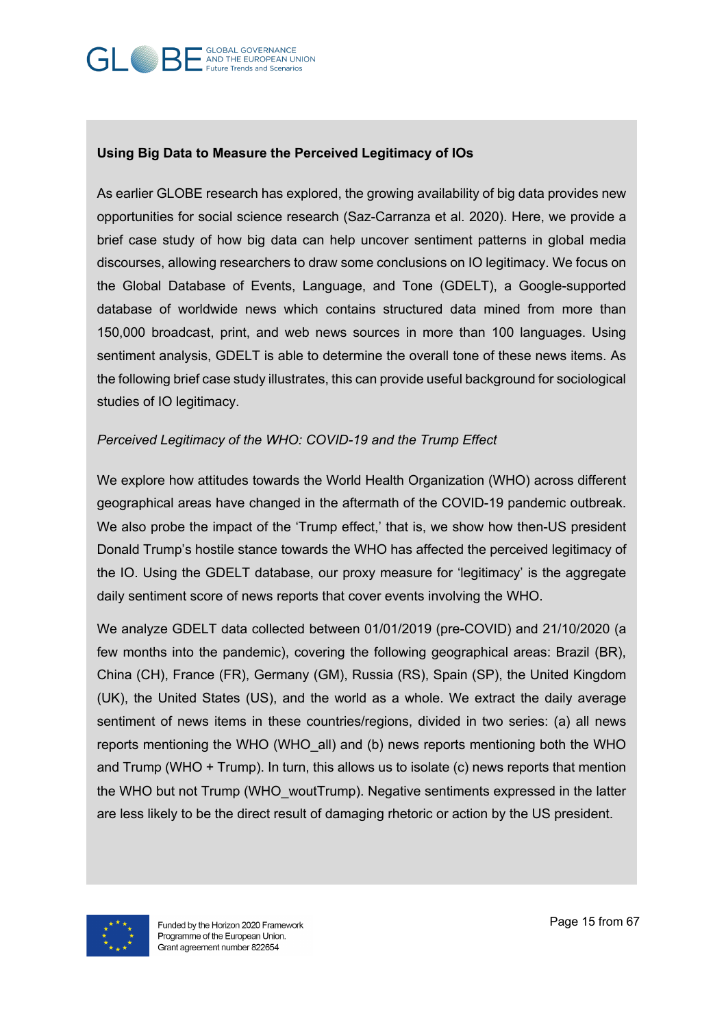**Using Big Data to Measure the Perceived Legitimacy of IOs**

As earlier GLOBE research has explored, the growing availability of big data provides new opportunities for social science research (Saz-Carranza et al. 2020). Here, we provide a brief case study of how big data can help uncover sentiment patterns in global media discourses, allowing researchers to draw some conclusions on IO legitimacy. We focus on the Global Database of Events, Language, and Tone (GDELT), a Google-supported database of worldwide news which contains structured data mined from more than 150,000 broadcast, print, and web news sources in more than 100 languages. Using sentiment analysis, GDELT is able to determine the overall tone of these news items. As the following brief case study illustrates, this can provide useful background for sociological studies of IO legitimacy.

*Perceived Legitimacy of the WHO: COVID-19 and the Trump Effect*

We explore how attitudes towards the World Health Organization (WHO) across different geographical areas have changed in the aftermath of the COVID-19 pandemic outbreak. We also probe the impact of the 'Trump effect,' that is, we show how then-US president Donald Trump's hostile stance towards the WHO has affected the perceived legitimacy of the IO. Using the GDELT database, our proxy measure for 'legitimacy' is the aggregate daily sentiment score of news reports that cover events involving the WHO.

We analyze GDELT data collected between 01/01/2019 (pre-COVID) and 21/10/2020 (a few months into the pandemic), covering the following geographical areas: Brazil (BR), China (CH), France (FR), Germany (GM), Russia (RS), Spain (SP), the United Kingdom (UK), the United States (US), and the world as a whole. We extract the daily average sentiment of news items in these countries/regions, divided in two series: (a) all news reports mentioning the WHO (WHO_all) and (b) news reports mentioning both the WHO and Trump (WHO + Trump). In turn, this allows us to isolate (c) news reports that mention the WHO but not Trump (WHO_woutTrump). Negative sentiments expressed in the latter are less likely to be the direct result of damaging rhetoric or action by the US president.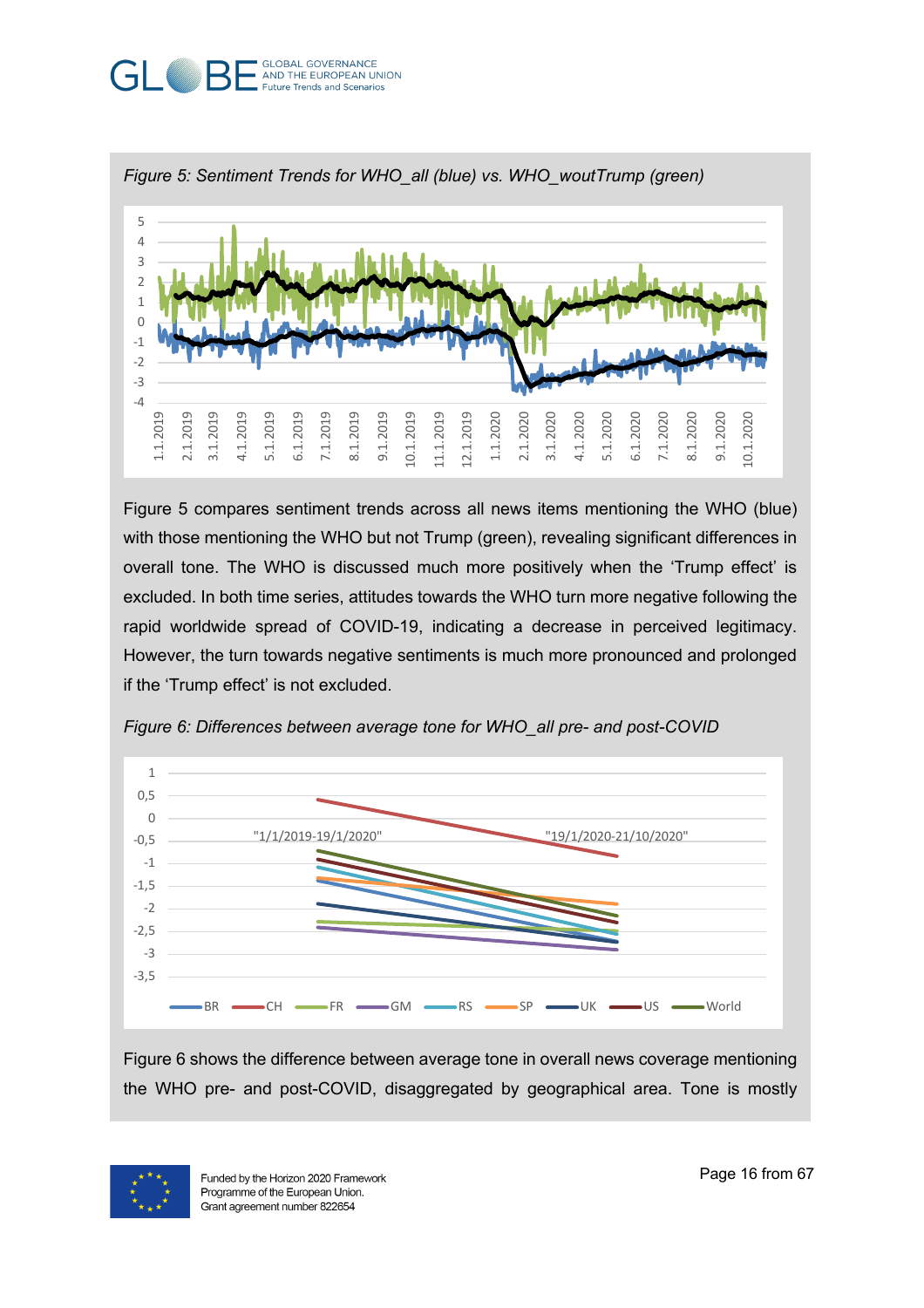*Figure 5: Sentiment Trends for WHO_all (blue) vs. WHO_woutTrump (green)*

Figure 5 compares sentiment trends across all news items mentioning the WHO (blue) with those mentioning the WHO but not Trump (green), revealing significant differences in overall tone. The WHO is discussed much more positively when the 'Trump effect' is excluded. In both time series, attitudes towards the WHO turn more negative following the rapid worldwide spread of COVID-19, indicating a decrease in perceived legitimacy. However, the turn towards negative sentiments is much more pronounced and prolonged if the 'Trump effect' is not excluded.

*Figure 6: Differences between average tone for WHO_all pre- and post-COVID*

Figure 6 shows the difference between average tone in overall news coverage mentioning the WHO pre- and post-COVID, disaggregated by geographical area. Tone is mostly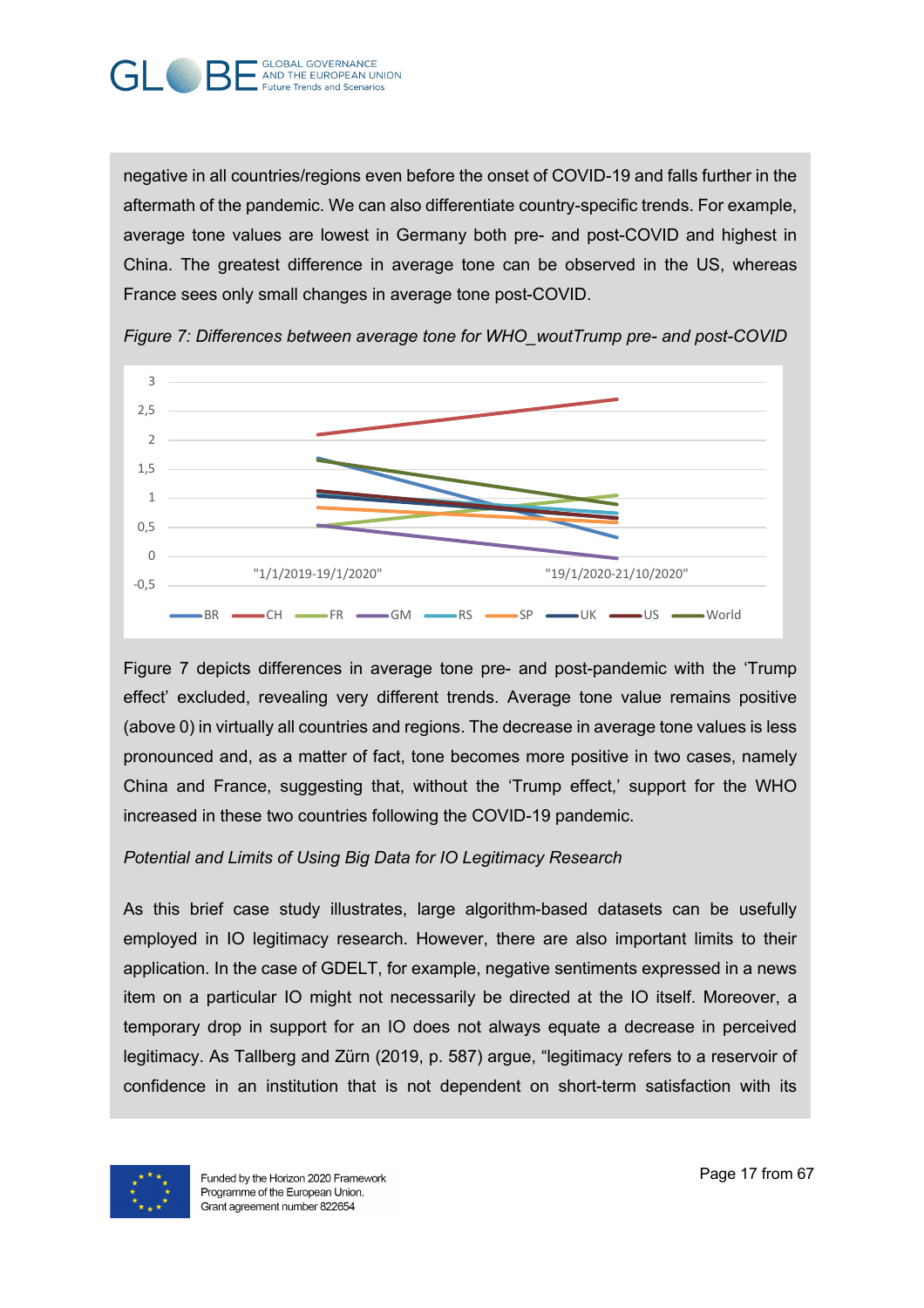negative in all countries/regions even before the onset of COVID-19 and falls further in the aftermath of the pandemic. We can also differentiate country-specific trends. For example, average tone values are lowest in Germany both pre- and post-COVID and highest in China. The greatest difference in average tone can be observed in the US, whereas France sees only small changes in average tone post-COVID.

*Figure 7: Differences between average tone for WHO_woutTrump pre- and post-COVID*

Figure 7 depicts differences in average tone pre- and post-pandemic with the 'Trump effect' excluded, revealing very different trends. Average tone value remains positive (above 0) in virtually all countries and regions. The decrease in average tone values is less pronounced and, as a matter of fact, tone becomes more positive in two cases, namely China and France, suggesting that, without the 'Trump effect,' support for the WHO increased in these two countries following the COVID-19 pandemic.

*Potential and Limits of Using Big Data for IO Legitimacy Research*

As this brief case study illustrates, large algorithm-based datasets can be usefully employed in IO legitimacy research. However, there are also important limits to their application. In the case of GDELT, for example, negative sentiments expressed in a news item on a particular IO might not necessarily be directed at the IO itself. Moreover, a temporary drop in support for an IO does not always equate a decrease in perceived legitimacy. As Tallberg and Zürn (2019, p. 587) argue, "legitimacy refers to a reservoir of confidence in an institution that is not dependent on short-term satisfaction with its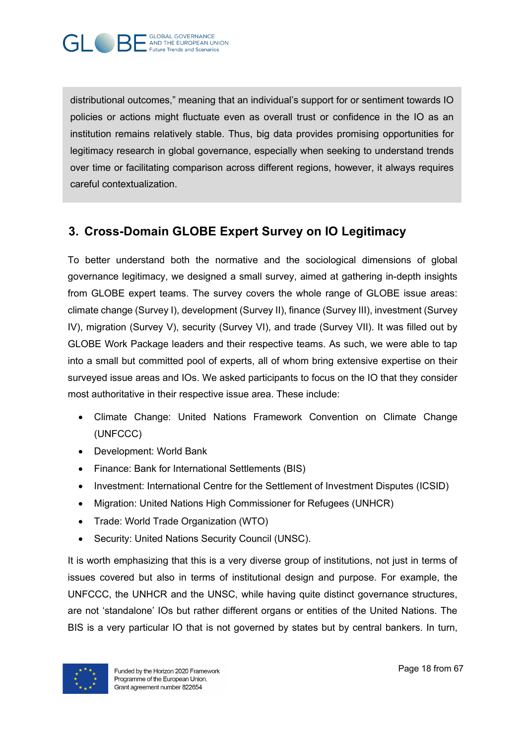distributional outcomes," meaning that an individual's support for or sentiment towards IO policies or actions might fluctuate even as overall trust or confidence in the IO as an institution remains relatively stable. Thus, big data provides promising opportunities for legitimacy research in global governance, especially when seeking to understand trends over time or facilitating comparison across different regions, however, it always requires careful contextualization.

## 3. Cross-Domain GLOBE Expert Survey on IO Legitimacy

To better understand both the normative and the sociological dimensions of global governance legitimacy, we designed a small survey, aimed at gathering in-depth insights from GLOBE expert teams. The survey covers the whole range of GLOBE issue areas: climate change (Survey I), development (Survey II), finance (Survey III), investment (Survey IV), migration (Survey V), security (Survey VI), and trade (Survey VII). It was filled out by GLOBE Work Package leaders and their respective teams. As such, we were able to tap into a small but committed pool of experts, all of whom bring extensive expertise on their surveyed issue areas and IOs. We asked participants to focus on the IO that they consider most authoritative in their respective issue area. These include:

- Climate Change: United Nations Framework Convention on Climate Change (UNFCCC)
- Development: World Bank
- Finance: Bank for International Settlements (BIS)
- Investment: International Centre for the Settlement of Investment Disputes (ICSID)
- Migration: United Nations High Commissioner for Refugees (UNHCR)
- Trade: World Trade Organization (WTO)
- Security: United Nations Security Council (UNSC).

It is worth emphasizing that this is a very diverse group of institutions, not just in terms of issues covered but also in terms of institutional design and purpose. For example, the UNFCCC, the UNHCR and the UNSC, while having quite distinct governance structures, are not 'standalone' IOs but rather different organs or entities of the United Nations. The BIS is a very particular IO that is not governed by states but by central bankers. In turn,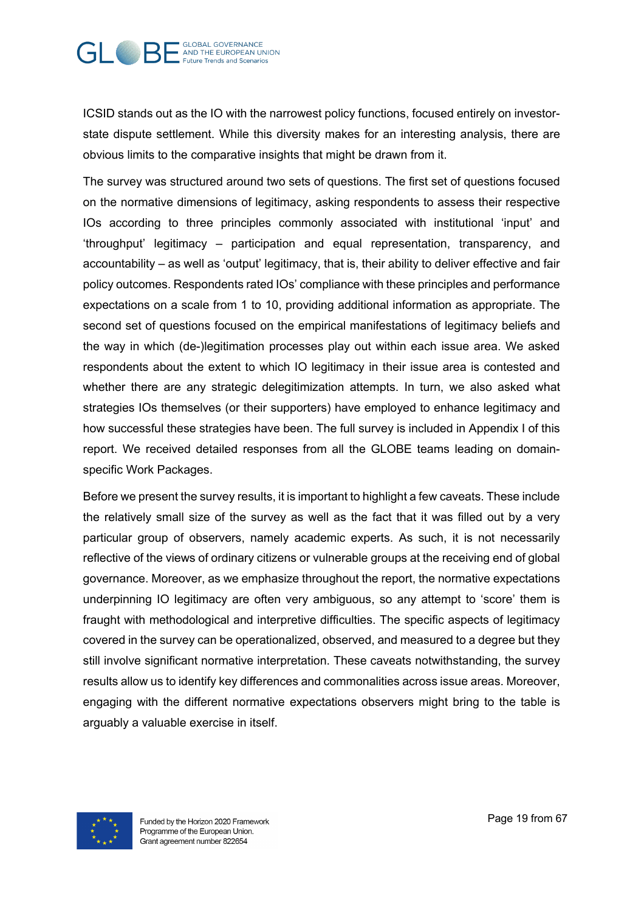ICSID stands out as the IO with the narrowest policy functions, focused entirely on investor-state dispute settlement. While this diversity makes for an interesting analysis, there are obvious limits to the comparative insights that might be drawn from it.

The survey was structured around two sets of questions. The first set of questions focused on the normative dimensions of legitimacy, asking respondents to assess their respective IOs according to three principles commonly associated with institutional 'input' and 'throughput' legitimacy – participation and equal representation, transparency, and accountability – as well as 'output' legitimacy, that is, their ability to deliver effective and fair policy outcomes. Respondents rated IOs' compliance with these principles and performance expectations on a scale from 1 to 10, providing additional information as appropriate. The second set of questions focused on the empirical manifestations of legitimacy beliefs and the way in which (de-)legitimation processes play out within each issue area. We asked respondents about the extent to which IO legitimacy in their issue area is contested and whether there are any strategic delegitimization attempts. In turn, we also asked what strategies IOs themselves (or their supporters) have employed to enhance legitimacy and how successful these strategies have been. The full survey is included in Appendix I of this report. We received detailed responses from all the GLOBE teams leading on domain-specific Work Packages.

Before we present the survey results, it is important to highlight a few caveats. These include the relatively small size of the survey as well as the fact that it was filled out by a very particular group of observers, namely academic experts. As such, it is not necessarily reflective of the views of ordinary citizens or vulnerable groups at the receiving end of global governance. Moreover, as we emphasize throughout the report, the normative expectations underpinning IO legitimacy are often very ambiguous, so any attempt to 'score' them is fraught with methodological and interpretive difficulties. The specific aspects of legitimacy covered in the survey can be operationalized, observed, and measured to a degree but they still involve significant normative interpretation. These caveats notwithstanding, the survey results allow us to identify key differences and commonalities across issue areas. Moreover, engaging with the different normative expectations observers might bring to the table is arguably a valuable exercise in itself.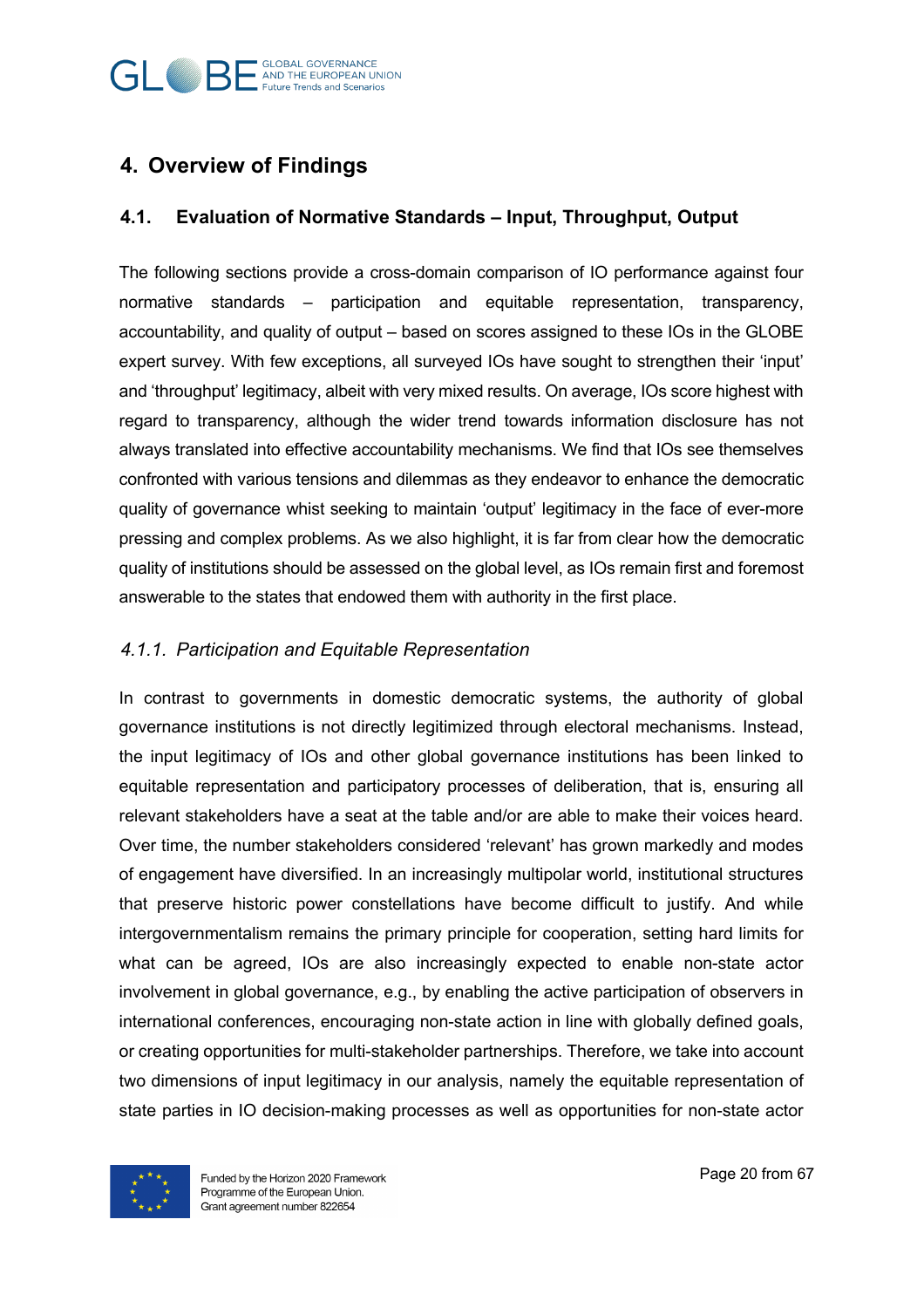## 4. Overview of Findings

### 4.1. Evaluation of Normative Standards – Input, Throughput, Output

The following sections provide a cross-domain comparison of IO performance against four normative standards – participation and equitable representation, transparency, accountability, and quality of output – based on scores assigned to these IOs in the GLOBE expert survey. With few exceptions, all surveyed IOs have sought to strengthen their 'input' and 'throughput' legitimacy, albeit with very mixed results. On average, IOs score highest with regard to transparency, although the wider trend towards information disclosure has not always translated into effective accountability mechanisms. We find that IOs see themselves confronted with various tensions and dilemmas as they endeavor to enhance the democratic quality of governance whist seeking to maintain 'output' legitimacy in the face of ever-more pressing and complex problems. As we also highlight, it is far from clear how the democratic quality of institutions should be assessed on the global level, as IOs remain first and foremost answerable to the states that endowed them with authority in the first place.

#### *4.1.1. Participation and Equitable Representation*

In contrast to governments in domestic democratic systems, the authority of global governance institutions is not directly legitimized through electoral mechanisms. Instead, the input legitimacy of IOs and other global governance institutions has been linked to equitable representation and participatory processes of deliberation, that is, ensuring all relevant stakeholders have a seat at the table and/or are able to make their voices heard. Over time, the number stakeholders considered 'relevant' has grown markedly and modes of engagement have diversified. In an increasingly multipolar world, institutional structures that preserve historic power constellations have become difficult to justify. And while intergovernmentalism remains the primary principle for cooperation, setting hard limits for what can be agreed, IOs are also increasingly expected to enable non-state actor involvement in global governance, e.g., by enabling the active participation of observers in international conferences, encouraging non-state action in line with globally defined goals, or creating opportunities for multi-stakeholder partnerships. Therefore, we take into account two dimensions of input legitimacy in our analysis, namely the equitable representation of state parties in IO decision-making processes as well as opportunities for non-state actor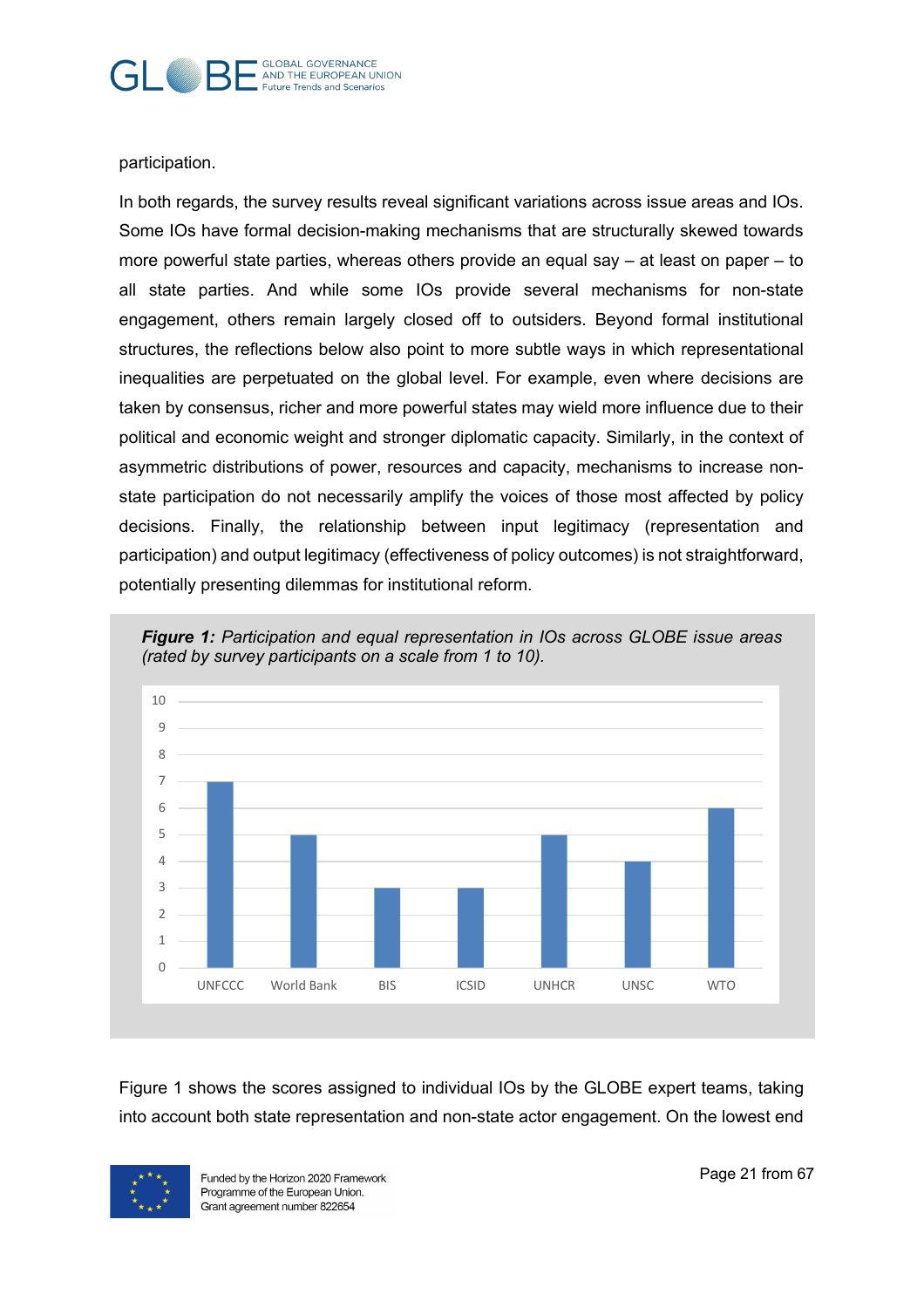participation.

In both regards, the survey results reveal significant variations across issue areas and IOs. Some IOs have formal decision-making mechanisms that are structurally skewed towards more powerful state parties, whereas others provide an equal say – at least on paper – to all state parties. And while some IOs provide several mechanisms for non-state engagement, others remain largely closed off to outsiders. Beyond formal institutional structures, the reflections below also point to more subtle ways in which representational inequalities are perpetuated on the global level. For example, even where decisions are taken by consensus, richer and more powerful states may wield more influence due to their political and economic weight and stronger diplomatic capacity. Similarly, in the context of asymmetric distributions of power, resources and capacity, mechanisms to increase non-state participation do not necessarily amplify the voices of those most affected by policy decisions. Finally, the relationship between input legitimacy (representation and participation) and output legitimacy (effectiveness of policy outcomes) is not straightforward, potentially presenting dilemmas for institutional reform.

***Figure 1:*** *Participation and equal representation in IOs across GLOBE issue areas (rated by survey participants on a scale from 1 to 10).*

| IO | Score |
|---|---|
| UNFCCC | 7 |
| World Bank | 5 |
| BIS | 3 |
| ICSID | 3 |
| UNHCR | 5 |
| UNSC | 4 |
| WTO | 6 |

Figure 1 shows the scores assigned to individual IOs by the GLOBE expert teams, taking into account both state representation and non-state actor engagement. On the lowest end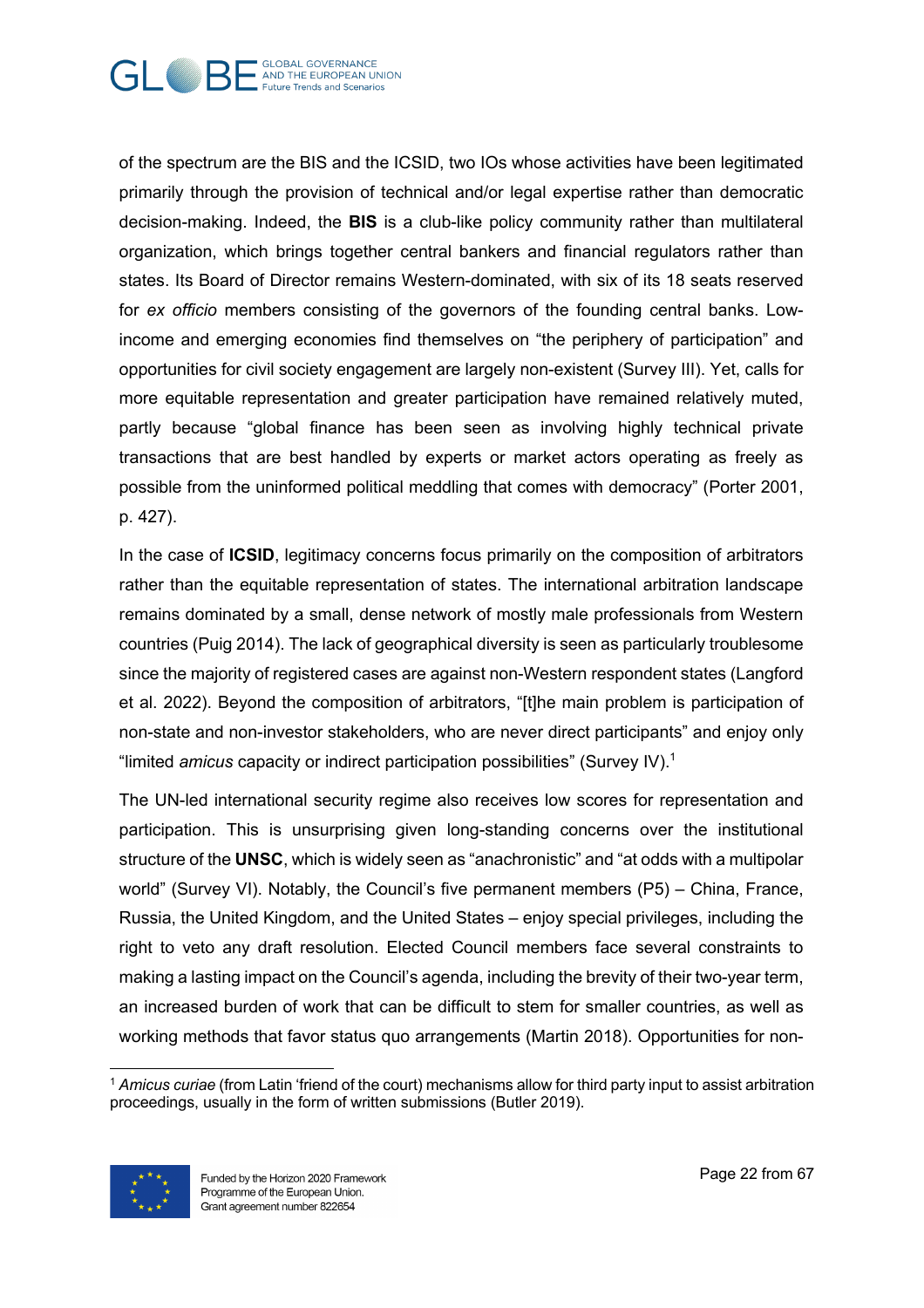of the spectrum are the BIS and the ICSID, two IOs whose activities have been legitimated primarily through the provision of technical and/or legal expertise rather than democratic decision-making. Indeed, the **BIS** is a club-like policy community rather than multilateral organization, which brings together central bankers and financial regulators rather than states. Its Board of Director remains Western-dominated, with six of its 18 seats reserved for *ex officio* members consisting of the governors of the founding central banks. Low-income and emerging economies find themselves on "the periphery of participation" and opportunities for civil society engagement are largely non-existent (Survey III). Yet, calls for more equitable representation and greater participation have remained relatively muted, partly because "global finance has been seen as involving highly technical private transactions that are best handled by experts or market actors operating as freely as possible from the uninformed political meddling that comes with democracy" (Porter 2001, p. 427).

In the case of **ICSID**, legitimacy concerns focus primarily on the composition of arbitrators rather than the equitable representation of states. The international arbitration landscape remains dominated by a small, dense network of mostly male professionals from Western countries (Puig 2014). The lack of geographical diversity is seen as particularly troublesome since the majority of registered cases are against non-Western respondent states (Langford et al. 2022). Beyond the composition of arbitrators, "[t]he main problem is participation of non-state and non-investor stakeholders, who are never direct participants" and enjoy only "limited *amicus* capacity or indirect participation possibilities" (Survey IV).[1]

The UN-led international security regime also receives low scores for representation and participation. This is unsurprising given long-standing concerns over the institutional structure of the **UNSC**, which is widely seen as "anachronistic" and "at odds with a multipolar world" (Survey VI). Notably, the Council's five permanent members (P5) – China, France, Russia, the United Kingdom, and the United States – enjoy special privileges, including the right to veto any draft resolution. Elected Council members face several constraints to making a lasting impact on the Council's agenda, including the brevity of their two-year term, an increased burden of work that can be difficult to stem for smaller countries, as well as working methods that favor status quo arrangements (Martin 2018). Opportunities for non-

---

[1] *Amicus curiae* (from Latin 'friend of the court) mechanisms allow for third party input to assist arbitration proceedings, usually in the form of written submissions (Butler 2019).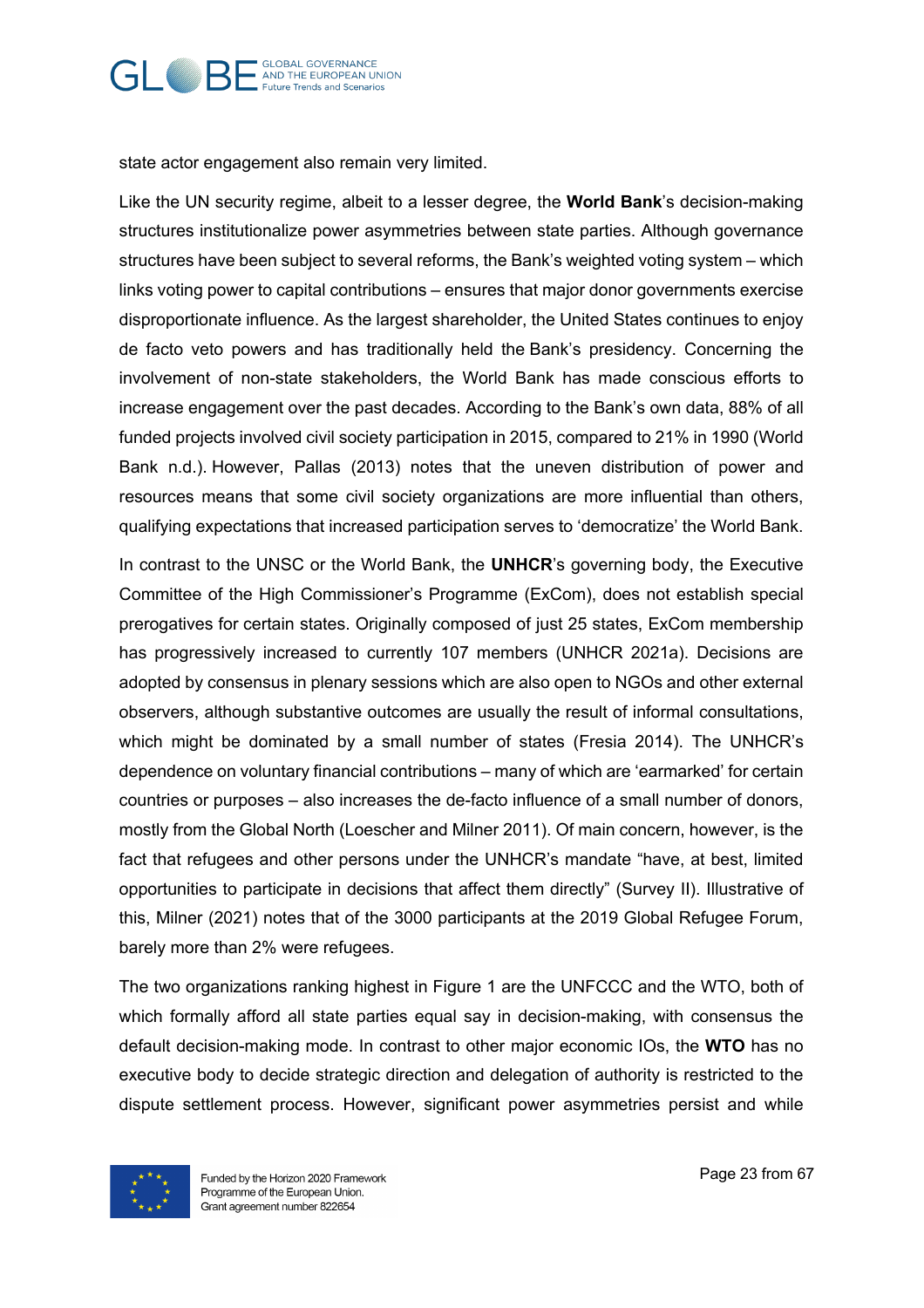state actor engagement also remain very limited.

Like the UN security regime, albeit to a lesser degree, the **World Bank**'s decision-making structures institutionalize power asymmetries between state parties. Although governance structures have been subject to several reforms, the Bank's weighted voting system – which links voting power to capital contributions – ensures that major donor governments exercise disproportionate influence. As the largest shareholder, the United States continues to enjoy de facto veto powers and has traditionally held the Bank's presidency. Concerning the involvement of non-state stakeholders, the World Bank has made conscious efforts to increase engagement over the past decades. According to the Bank's own data, 88% of all funded projects involved civil society participation in 2015, compared to 21% in 1990 (World Bank n.d.). However, Pallas (2013) notes that the uneven distribution of power and resources means that some civil society organizations are more influential than others, qualifying expectations that increased participation serves to 'democratize' the World Bank.

In contrast to the UNSC or the World Bank, the **UNHCR**'s governing body, the Executive Committee of the High Commissioner's Programme (ExCom), does not establish special prerogatives for certain states. Originally composed of just 25 states, ExCom membership has progressively increased to currently 107 members (UNHCR 2021a). Decisions are adopted by consensus in plenary sessions which are also open to NGOs and other external observers, although substantive outcomes are usually the result of informal consultations, which might be dominated by a small number of states (Fresia 2014). The UNHCR's dependence on voluntary financial contributions – many of which are 'earmarked' for certain countries or purposes – also increases the de-facto influence of a small number of donors, mostly from the Global North (Loescher and Milner 2011). Of main concern, however, is the fact that refugees and other persons under the UNHCR's mandate "have, at best, limited opportunities to participate in decisions that affect them directly" (Survey II). Illustrative of this, Milner (2021) notes that of the 3000 participants at the 2019 Global Refugee Forum, barely more than 2% were refugees.

The two organizations ranking highest in Figure 1 are the UNFCCC and the WTO, both of which formally afford all state parties equal say in decision-making, with consensus the default decision-making mode. In contrast to other major economic IOs, the **WTO** has no executive body to decide strategic direction and delegation of authority is restricted to the dispute settlement process. However, significant power asymmetries persist and while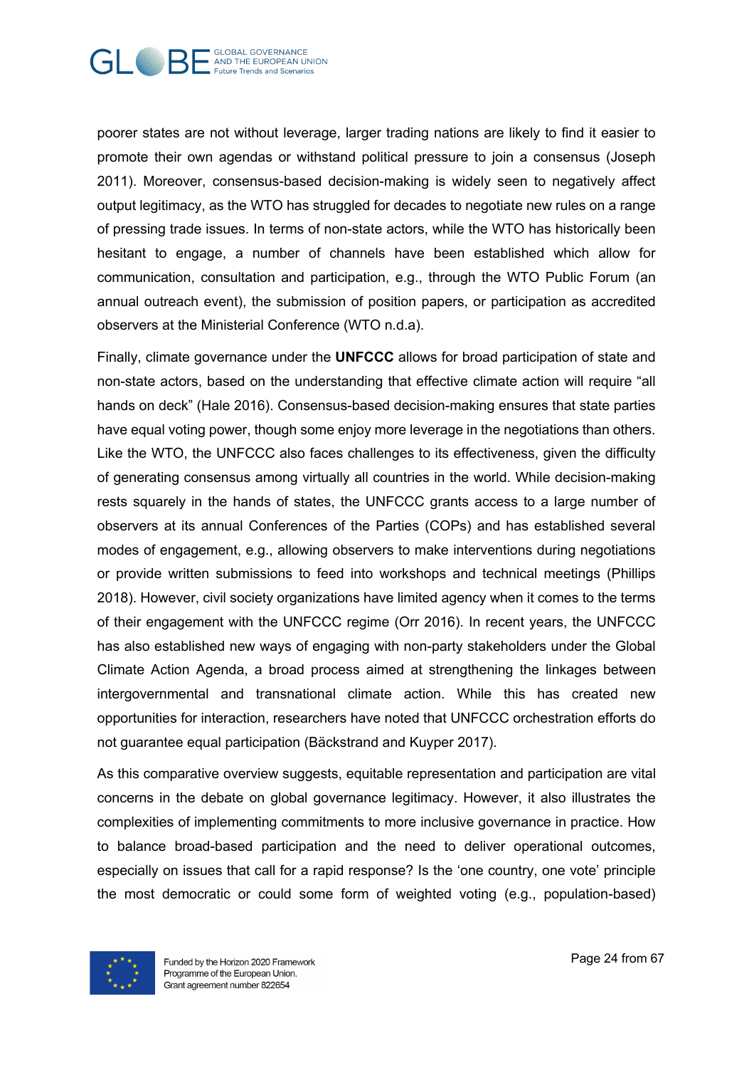poorer states are not without leverage, larger trading nations are likely to find it easier to promote their own agendas or withstand political pressure to join a consensus (Joseph 2011). Moreover, consensus-based decision-making is widely seen to negatively affect output legitimacy, as the WTO has struggled for decades to negotiate new rules on a range of pressing trade issues. In terms of non-state actors, while the WTO has historically been hesitant to engage, a number of channels have been established which allow for communication, consultation and participation, e.g., through the WTO Public Forum (an annual outreach event), the submission of position papers, or participation as accredited observers at the Ministerial Conference (WTO n.d.a).

Finally, climate governance under the **UNFCCC** allows for broad participation of state and non-state actors, based on the understanding that effective climate action will require "all hands on deck" (Hale 2016). Consensus-based decision-making ensures that state parties have equal voting power, though some enjoy more leverage in the negotiations than others. Like the WTO, the UNFCCC also faces challenges to its effectiveness, given the difficulty of generating consensus among virtually all countries in the world. While decision-making rests squarely in the hands of states, the UNFCCC grants access to a large number of observers at its annual Conferences of the Parties (COPs) and has established several modes of engagement, e.g., allowing observers to make interventions during negotiations or provide written submissions to feed into workshops and technical meetings (Phillips 2018). However, civil society organizations have limited agency when it comes to the terms of their engagement with the UNFCCC regime (Orr 2016). In recent years, the UNFCCC has also established new ways of engaging with non-party stakeholders under the Global Climate Action Agenda, a broad process aimed at strengthening the linkages between intergovernmental and transnational climate action. While this has created new opportunities for interaction, researchers have noted that UNFCCC orchestration efforts do not guarantee equal participation (Bäckstrand and Kuyper 2017).

As this comparative overview suggests, equitable representation and participation are vital concerns in the debate on global governance legitimacy. However, it also illustrates the complexities of implementing commitments to more inclusive governance in practice. How to balance broad-based participation and the need to deliver operational outcomes, especially on issues that call for a rapid response? Is the 'one country, one vote' principle the most democratic or could some form of weighted voting (e.g., population-based)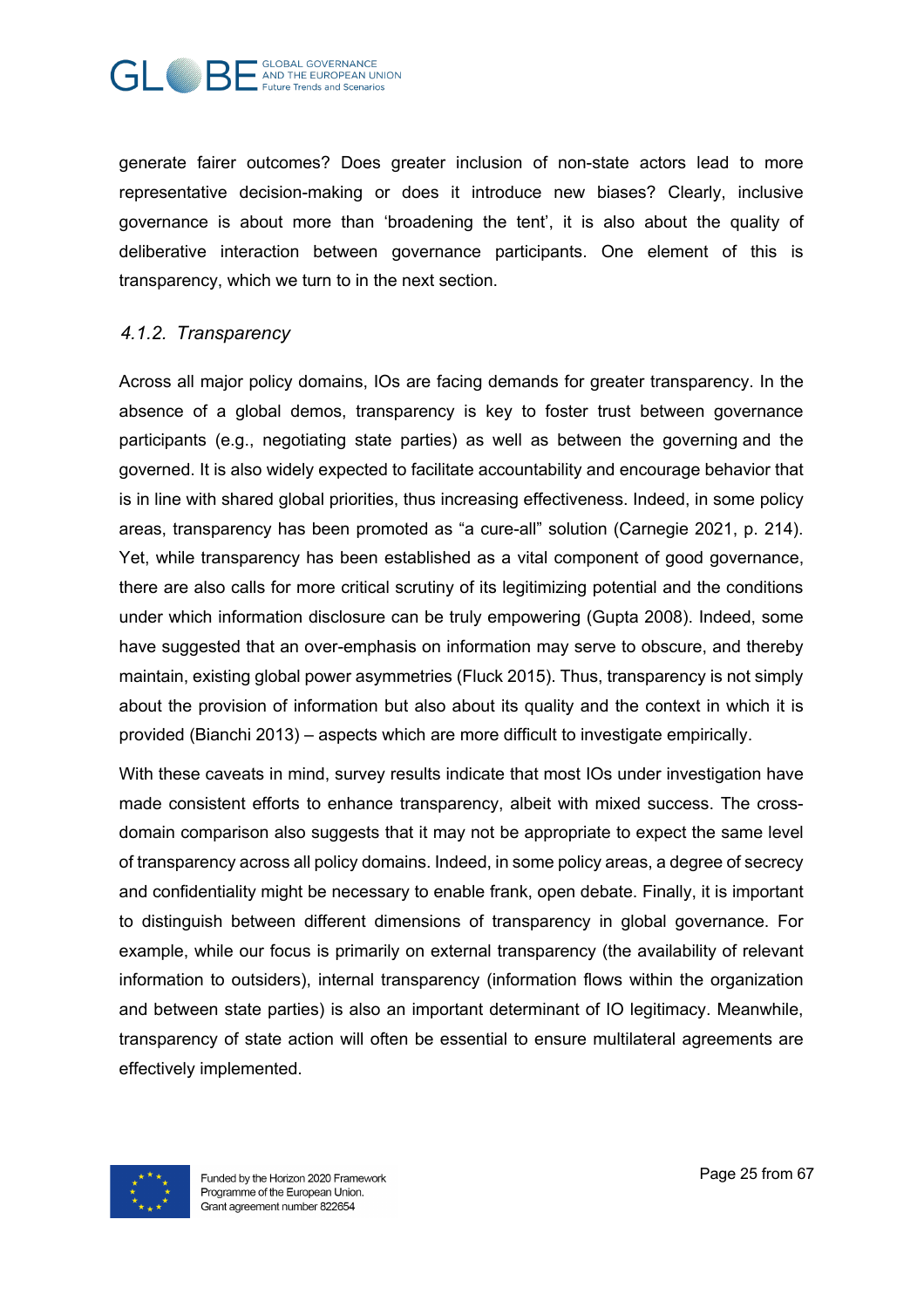generate fairer outcomes? Does greater inclusion of non-state actors lead to more representative decision-making or does it introduce new biases? Clearly, inclusive governance is about more than 'broadening the tent', it is also about the quality of deliberative interaction between governance participants. One element of this is transparency, which we turn to in the next section.

#### *4.1.2. Transparency*

Across all major policy domains, IOs are facing demands for greater transparency. In the absence of a global demos, transparency is key to foster trust between governance participants (e.g., negotiating state parties) as well as between the governing and the governed. It is also widely expected to facilitate accountability and encourage behavior that is in line with shared global priorities, thus increasing effectiveness. Indeed, in some policy areas, transparency has been promoted as "a cure-all" solution (Carnegie 2021, p. 214). Yet, while transparency has been established as a vital component of good governance, there are also calls for more critical scrutiny of its legitimizing potential and the conditions under which information disclosure can be truly empowering (Gupta 2008). Indeed, some have suggested that an over-emphasis on information may serve to obscure, and thereby maintain, existing global power asymmetries (Fluck 2015). Thus, transparency is not simply about the provision of information but also about its quality and the context in which it is provided (Bianchi 2013) – aspects which are more difficult to investigate empirically.

With these caveats in mind, survey results indicate that most IOs under investigation have made consistent efforts to enhance transparency, albeit with mixed success. The cross-domain comparison also suggests that it may not be appropriate to expect the same level of transparency across all policy domains. Indeed, in some policy areas, a degree of secrecy and confidentiality might be necessary to enable frank, open debate. Finally, it is important to distinguish between different dimensions of transparency in global governance. For example, while our focus is primarily on external transparency (the availability of relevant information to outsiders), internal transparency (information flows within the organization and between state parties) is also an important determinant of IO legitimacy. Meanwhile, transparency of state action will often be essential to ensure multilateral agreements are effectively implemented.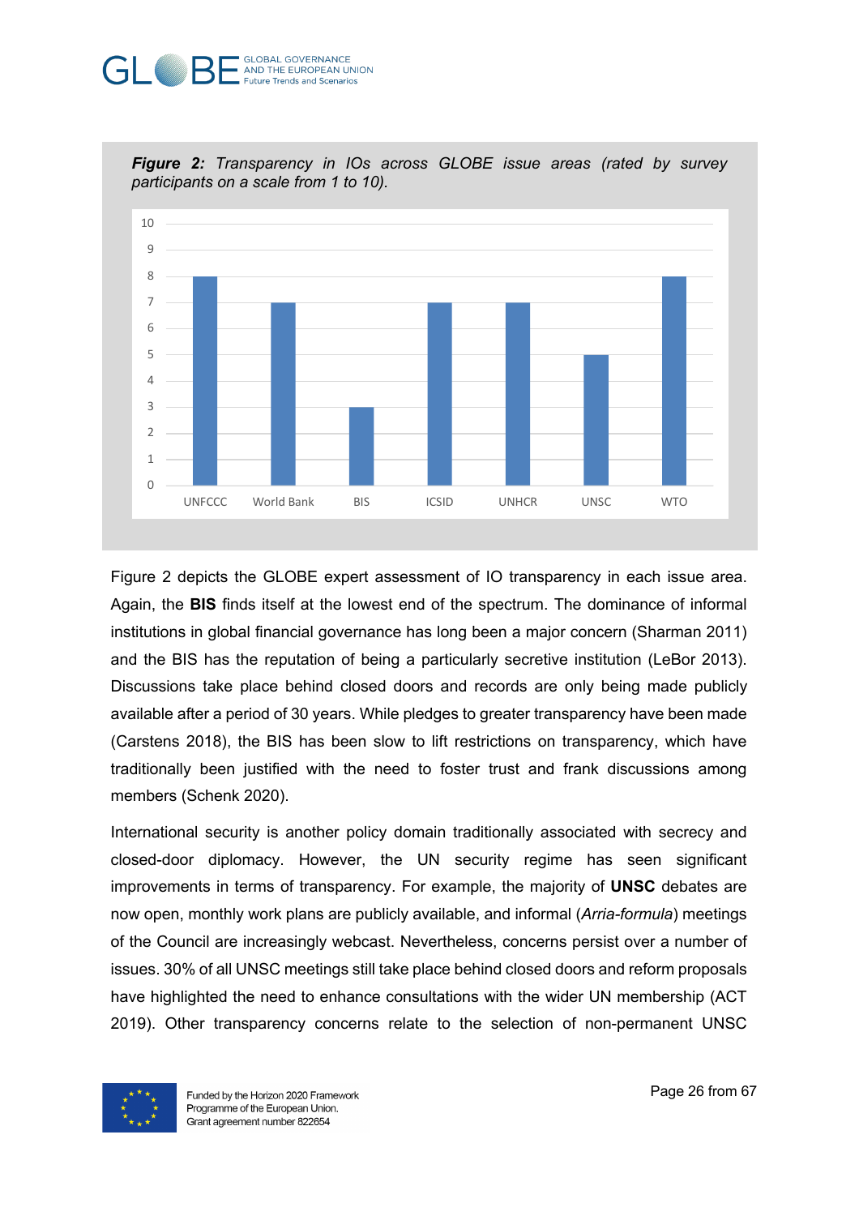***Figure 2:*** *Transparency in IOs across GLOBE issue areas (rated by survey participants on a scale from 1 to 10).*

Figure 2 depicts the GLOBE expert assessment of IO transparency in each issue area. Again, the **BIS** finds itself at the lowest end of the spectrum. The dominance of informal institutions in global financial governance has long been a major concern (Sharman 2011) and the BIS has the reputation of being a particularly secretive institution (LeBor 2013). Discussions take place behind closed doors and records are only being made publicly available after a period of 30 years. While pledges to greater transparency have been made (Carstens 2018), the BIS has been slow to lift restrictions on transparency, which have traditionally been justified with the need to foster trust and frank discussions among members (Schenk 2020).

International security is another policy domain traditionally associated with secrecy and closed-door diplomacy. However, the UN security regime has seen significant improvements in terms of transparency. For example, the majority of **UNSC** debates are now open, monthly work plans are publicly available, and informal (*Arria-formula*) meetings of the Council are increasingly webcast. Nevertheless, concerns persist over a number of issues. 30% of all UNSC meetings still take place behind closed doors and reform proposals have highlighted the need to enhance consultations with the wider UN membership (ACT 2019). Other transparency concerns relate to the selection of non-permanent UNSC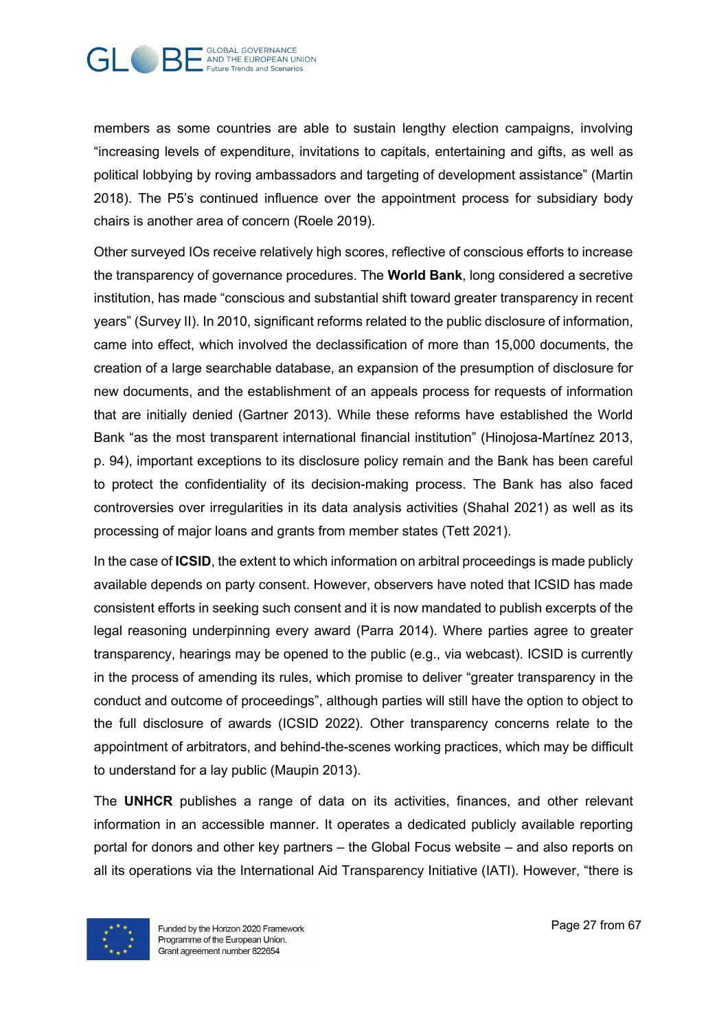members as some countries are able to sustain lengthy election campaigns, involving “increasing levels of expenditure, invitations to capitals, entertaining and gifts, as well as political lobbying by roving ambassadors and targeting of development assistance” (Martin 2018). The P5’s continued influence over the appointment process for subsidiary body chairs is another area of concern (Roele 2019).

Other surveyed IOs receive relatively high scores, reflective of conscious efforts to increase the transparency of governance procedures. The **World Bank**, long considered a secretive institution, has made “conscious and substantial shift toward greater transparency in recent years” (Survey II). In 2010, significant reforms related to the public disclosure of information, came into effect, which involved the declassification of more than 15,000 documents, the creation of a large searchable database, an expansion of the presumption of disclosure for new documents, and the establishment of an appeals process for requests of information that are initially denied (Gartner 2013). While these reforms have established the World Bank “as the most transparent international financial institution” (Hinojosa-Martínez 2013, p. 94), important exceptions to its disclosure policy remain and the Bank has been careful to protect the confidentiality of its decision-making process. The Bank has also faced controversies over irregularities in its data analysis activities (Shahal 2021) as well as its processing of major loans and grants from member states (Tett 2021).

In the case of **ICSID**, the extent to which information on arbitral proceedings is made publicly available depends on party consent. However, observers have noted that ICSID has made consistent efforts in seeking such consent and it is now mandated to publish excerpts of the legal reasoning underpinning every award (Parra 2014). Where parties agree to greater transparency, hearings may be opened to the public (e.g., via webcast). ICSID is currently in the process of amending its rules, which promise to deliver “greater transparency in the conduct and outcome of proceedings”, although parties will still have the option to object to the full disclosure of awards (ICSID 2022). Other transparency concerns relate to the appointment of arbitrators, and behind-the-scenes working practices, which may be difficult to understand for a lay public (Maupin 2013).

The **UNHCR** publishes a range of data on its activities, finances, and other relevant information in an accessible manner. It operates a dedicated publicly available reporting portal for donors and other key partners – the Global Focus website – and also reports on all its operations via the International Aid Transparency Initiative (IATI). However, “there is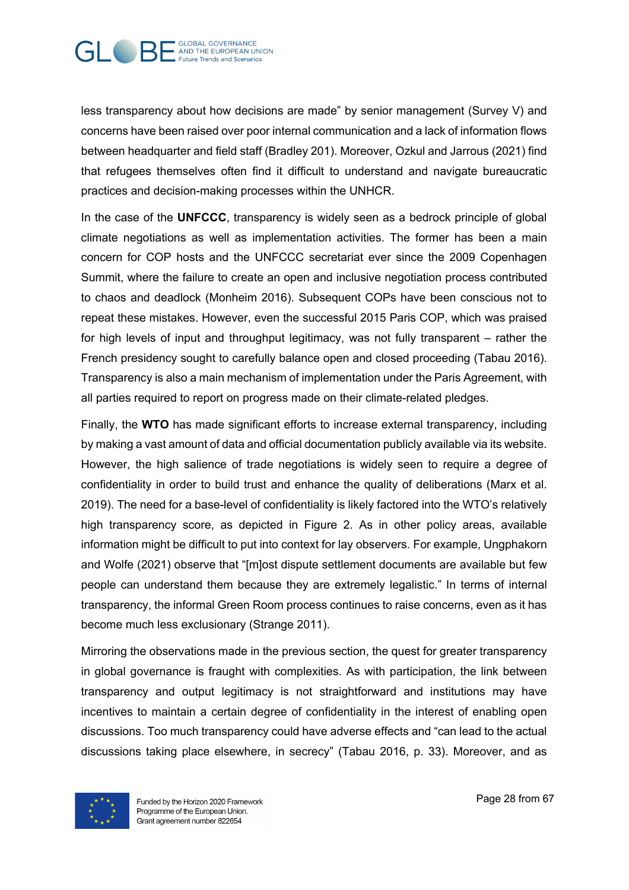less transparency about how decisions are made" by senior management (Survey V) and concerns have been raised over poor internal communication and a lack of information flows between headquarter and field staff (Bradley 201). Moreover, Ozkul and Jarrous (2021) find that refugees themselves often find it difficult to understand and navigate bureaucratic practices and decision-making processes within the UNHCR.

In the case of the **UNFCCC**, transparency is widely seen as a bedrock principle of global climate negotiations as well as implementation activities. The former has been a main concern for COP hosts and the UNFCCC secretariat ever since the 2009 Copenhagen Summit, where the failure to create an open and inclusive negotiation process contributed to chaos and deadlock (Monheim 2016). Subsequent COPs have been conscious not to repeat these mistakes. However, even the successful 2015 Paris COP, which was praised for high levels of input and throughput legitimacy, was not fully transparent – rather the French presidency sought to carefully balance open and closed proceeding (Tabau 2016). Transparency is also a main mechanism of implementation under the Paris Agreement, with all parties required to report on progress made on their climate-related pledges.

Finally, the **WTO** has made significant efforts to increase external transparency, including by making a vast amount of data and official documentation publicly available via its website. However, the high salience of trade negotiations is widely seen to require a degree of confidentiality in order to build trust and enhance the quality of deliberations (Marx et al. 2019). The need for a base-level of confidentiality is likely factored into the WTO's relatively high transparency score, as depicted in Figure 2. As in other policy areas, available information might be difficult to put into context for lay observers. For example, Ungphakorn and Wolfe (2021) observe that "[m]ost dispute settlement documents are available but few people can understand them because they are extremely legalistic." In terms of internal transparency, the informal Green Room process continues to raise concerns, even as it has become much less exclusionary (Strange 2011).

Mirroring the observations made in the previous section, the quest for greater transparency in global governance is fraught with complexities. As with participation, the link between transparency and output legitimacy is not straightforward and institutions may have incentives to maintain a certain degree of confidentiality in the interest of enabling open discussions. Too much transparency could have adverse effects and "can lead to the actual discussions taking place elsewhere, in secrecy" (Tabau 2016, p. 33). Moreover, and as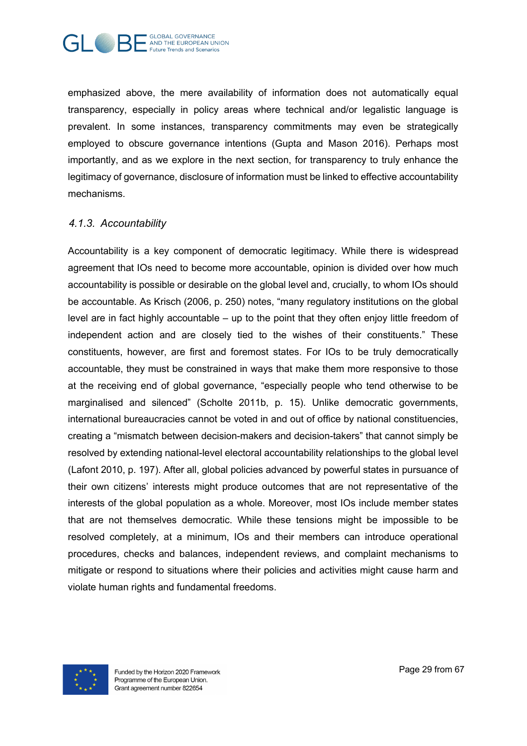emphasized above, the mere availability of information does not automatically equal transparency, especially in policy areas where technical and/or legalistic language is prevalent. In some instances, transparency commitments may even be strategically employed to obscure governance intentions (Gupta and Mason 2016). Perhaps most importantly, and as we explore in the next section, for transparency to truly enhance the legitimacy of governance, disclosure of information must be linked to effective accountability mechanisms.

### *4.1.3. Accountability*

Accountability is a key component of democratic legitimacy. While there is widespread agreement that IOs need to become more accountable, opinion is divided over how much accountability is possible or desirable on the global level and, crucially, to whom IOs should be accountable. As Krisch (2006, p. 250) notes, "many regulatory institutions on the global level are in fact highly accountable – up to the point that they often enjoy little freedom of independent action and are closely tied to the wishes of their constituents." These constituents, however, are first and foremost states. For IOs to be truly democratically accountable, they must be constrained in ways that make them more responsive to those at the receiving end of global governance, "especially people who tend otherwise to be marginalised and silenced" (Scholte 2011b, p. 15). Unlike democratic governments, international bureaucracies cannot be voted in and out of office by national constituencies, creating a "mismatch between decision-makers and decision-takers" that cannot simply be resolved by extending national-level electoral accountability relationships to the global level (Lafont 2010, p. 197). After all, global policies advanced by powerful states in pursuance of their own citizens' interests might produce outcomes that are not representative of the interests of the global population as a whole. Moreover, most IOs include member states that are not themselves democratic. While these tensions might be impossible to be resolved completely, at a minimum, IOs and their members can introduce operational procedures, checks and balances, independent reviews, and complaint mechanisms to mitigate or respond to situations where their policies and activities might cause harm and violate human rights and fundamental freedoms.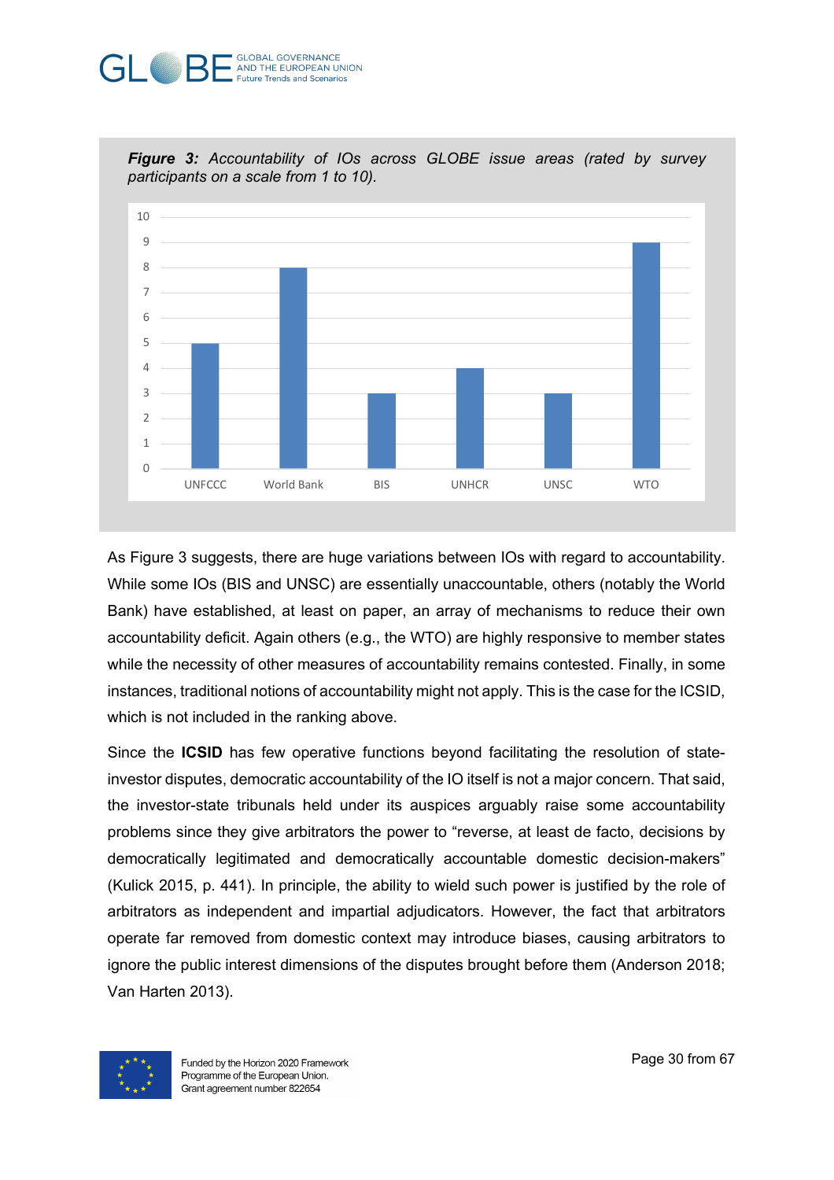***Figure 3:*** *Accountability of IOs across GLOBE issue areas (rated by survey participants on a scale from 1 to 10).*

As Figure 3 suggests, there are huge variations between IOs with regard to accountability. While some IOs (BIS and UNSC) are essentially unaccountable, others (notably the World Bank) have established, at least on paper, an array of mechanisms to reduce their own accountability deficit. Again others (e.g., the WTO) are highly responsive to member states while the necessity of other measures of accountability remains contested. Finally, in some instances, traditional notions of accountability might not apply. This is the case for the ICSID, which is not included in the ranking above.

Since the **ICSID** has few operative functions beyond facilitating the resolution of state-investor disputes, democratic accountability of the IO itself is not a major concern. That said, the investor-state tribunals held under its auspices arguably raise some accountability problems since they give arbitrators the power to "reverse, at least de facto, decisions by democratically legitimated and democratically accountable domestic decision-makers" (Kulick 2015, p. 441). In principle, the ability to wield such power is justified by the role of arbitrators as independent and impartial adjudicators. However, the fact that arbitrators operate far removed from domestic context may introduce biases, causing arbitrators to ignore the public interest dimensions of the disputes brought before them (Anderson 2018; Van Harten 2013).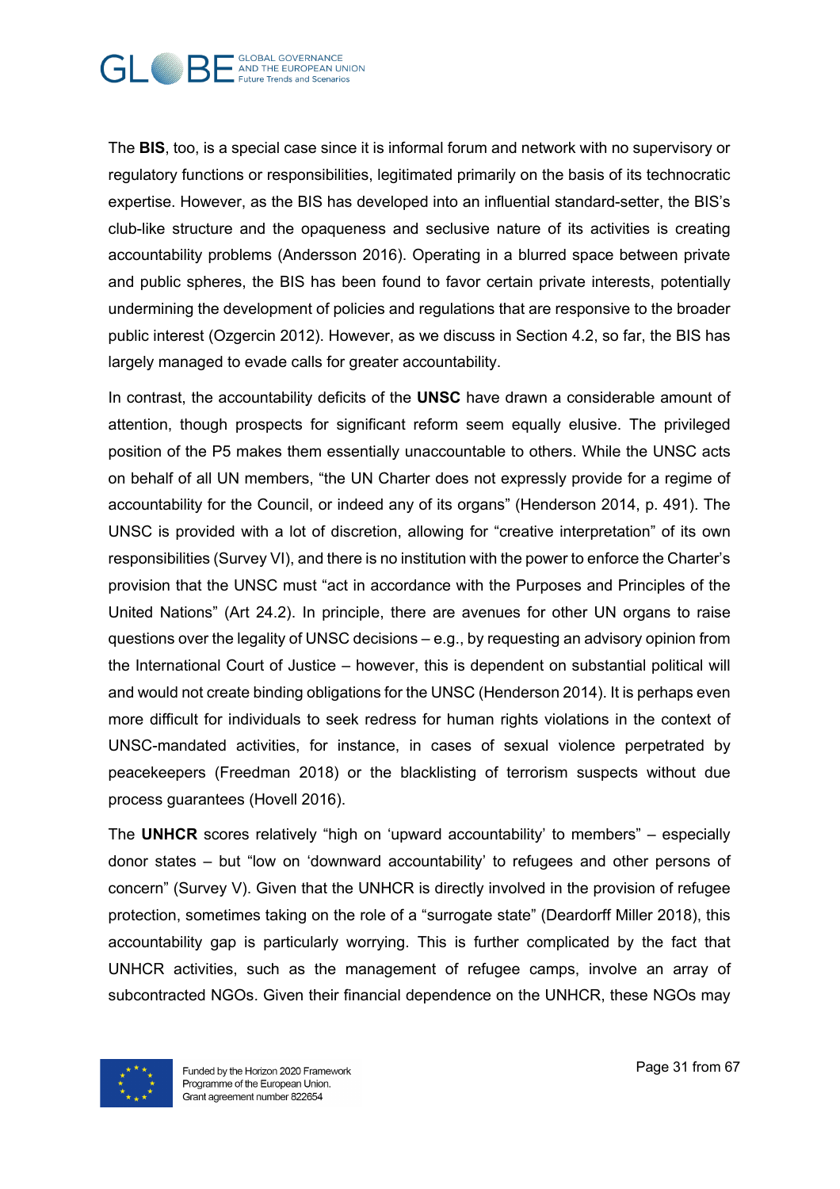The **BIS**, too, is a special case since it is informal forum and network with no supervisory or regulatory functions or responsibilities, legitimated primarily on the basis of its technocratic expertise. However, as the BIS has developed into an influential standard-setter, the BIS's club-like structure and the opaqueness and seclusive nature of its activities is creating accountability problems (Andersson 2016). Operating in a blurred space between private and public spheres, the BIS has been found to favor certain private interests, potentially undermining the development of policies and regulations that are responsive to the broader public interest (Ozgercin 2012). However, as we discuss in Section 4.2, so far, the BIS has largely managed to evade calls for greater accountability.

In contrast, the accountability deficits of the **UNSC** have drawn a considerable amount of attention, though prospects for significant reform seem equally elusive. The privileged position of the P5 makes them essentially unaccountable to others. While the UNSC acts on behalf of all UN members, "the UN Charter does not expressly provide for a regime of accountability for the Council, or indeed any of its organs" (Henderson 2014, p. 491). The UNSC is provided with a lot of discretion, allowing for "creative interpretation" of its own responsibilities (Survey VI), and there is no institution with the power to enforce the Charter's provision that the UNSC must "act in accordance with the Purposes and Principles of the United Nations" (Art 24.2). In principle, there are avenues for other UN organs to raise questions over the legality of UNSC decisions – e.g., by requesting an advisory opinion from the International Court of Justice – however, this is dependent on substantial political will and would not create binding obligations for the UNSC (Henderson 2014). It is perhaps even more difficult for individuals to seek redress for human rights violations in the context of UNSC-mandated activities, for instance, in cases of sexual violence perpetrated by peacekeepers (Freedman 2018) or the blacklisting of terrorism suspects without due process guarantees (Hovell 2016).

The **UNHCR** scores relatively "high on 'upward accountability' to members" – especially donor states – but "low on 'downward accountability' to refugees and other persons of concern" (Survey V). Given that the UNHCR is directly involved in the provision of refugee protection, sometimes taking on the role of a "surrogate state" (Deardorff Miller 2018), this accountability gap is particularly worrying. This is further complicated by the fact that UNHCR activities, such as the management of refugee camps, involve an array of subcontracted NGOs. Given their financial dependence on the UNHCR, these NGOs may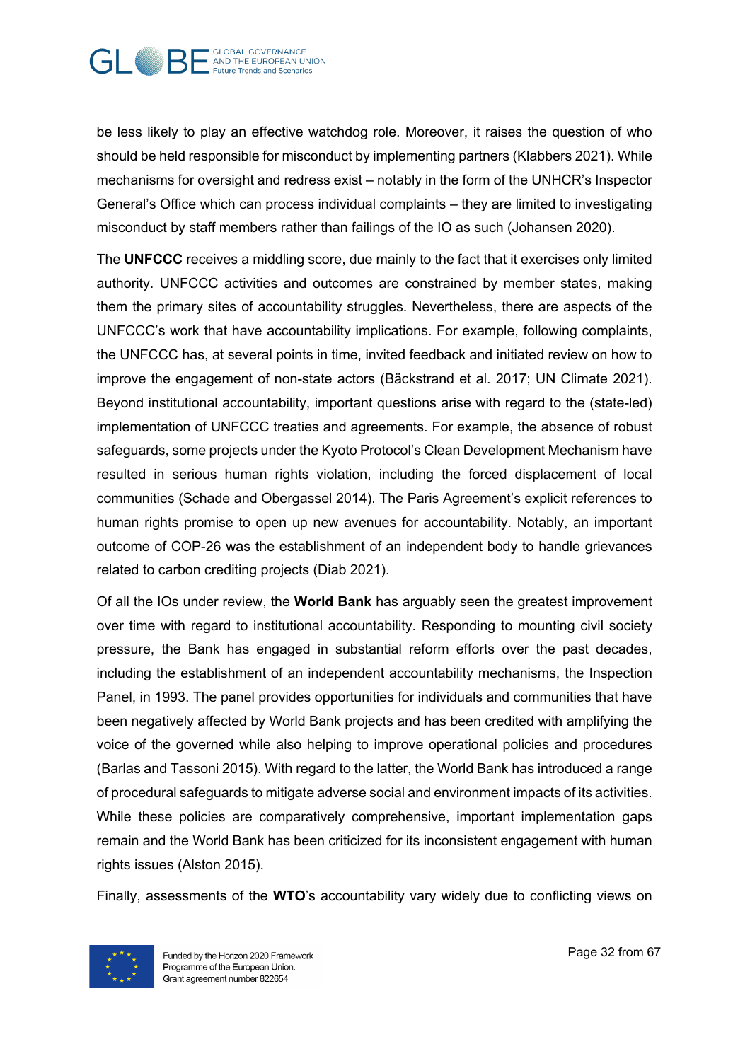be less likely to play an effective watchdog role. Moreover, it raises the question of who should be held responsible for misconduct by implementing partners (Klabbers 2021). While mechanisms for oversight and redress exist – notably in the form of the UNHCR's Inspector General's Office which can process individual complaints – they are limited to investigating misconduct by staff members rather than failings of the IO as such (Johansen 2020).

The **UNFCCC** receives a middling score, due mainly to the fact that it exercises only limited authority. UNFCCC activities and outcomes are constrained by member states, making them the primary sites of accountability struggles. Nevertheless, there are aspects of the UNFCCC's work that have accountability implications. For example, following complaints, the UNFCCC has, at several points in time, invited feedback and initiated review on how to improve the engagement of non-state actors (Bäckstrand et al. 2017; UN Climate 2021). Beyond institutional accountability, important questions arise with regard to the (state-led) implementation of UNFCCC treaties and agreements. For example, the absence of robust safeguards, some projects under the Kyoto Protocol's Clean Development Mechanism have resulted in serious human rights violation, including the forced displacement of local communities (Schade and Obergassel 2014). The Paris Agreement's explicit references to human rights promise to open up new avenues for accountability. Notably, an important outcome of COP-26 was the establishment of an independent body to handle grievances related to carbon crediting projects (Diab 2021).

Of all the IOs under review, the **World Bank** has arguably seen the greatest improvement over time with regard to institutional accountability. Responding to mounting civil society pressure, the Bank has engaged in substantial reform efforts over the past decades, including the establishment of an independent accountability mechanisms, the Inspection Panel, in 1993. The panel provides opportunities for individuals and communities that have been negatively affected by World Bank projects and has been credited with amplifying the voice of the governed while also helping to improve operational policies and procedures (Barlas and Tassoni 2015). With regard to the latter, the World Bank has introduced a range of procedural safeguards to mitigate adverse social and environment impacts of its activities. While these policies are comparatively comprehensive, important implementation gaps remain and the World Bank has been criticized for its inconsistent engagement with human rights issues (Alston 2015).

Finally, assessments of the **WTO**'s accountability vary widely due to conflicting views on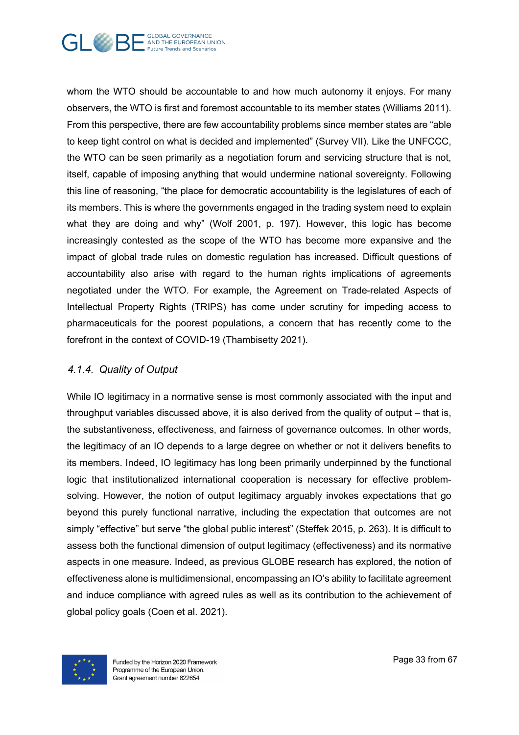whom the WTO should be accountable to and how much autonomy it enjoys. For many observers, the WTO is first and foremost accountable to its member states (Williams 2011). From this perspective, there are few accountability problems since member states are "able to keep tight control on what is decided and implemented" (Survey VII). Like the UNFCCC, the WTO can be seen primarily as a negotiation forum and servicing structure that is not, itself, capable of imposing anything that would undermine national sovereignty. Following this line of reasoning, "the place for democratic accountability is the legislatures of each of its members. This is where the governments engaged in the trading system need to explain what they are doing and why" (Wolf 2001, p. 197). However, this logic has become increasingly contested as the scope of the WTO has become more expansive and the impact of global trade rules on domestic regulation has increased. Difficult questions of accountability also arise with regard to the human rights implications of agreements negotiated under the WTO. For example, the Agreement on Trade-related Aspects of Intellectual Property Rights (TRIPS) has come under scrutiny for impeding access to pharmaceuticals for the poorest populations, a concern that has recently come to the forefront in the context of COVID-19 (Thambisetty 2021).

#### *4.1.4. Quality of Output*

While IO legitimacy in a normative sense is most commonly associated with the input and throughput variables discussed above, it is also derived from the quality of output – that is, the substantiveness, effectiveness, and fairness of governance outcomes. In other words, the legitimacy of an IO depends to a large degree on whether or not it delivers benefits to its members. Indeed, IO legitimacy has long been primarily underpinned by the functional logic that institutionalized international cooperation is necessary for effective problem-solving. However, the notion of output legitimacy arguably invokes expectations that go beyond this purely functional narrative, including the expectation that outcomes are not simply "effective" but serve "the global public interest" (Steffek 2015, p. 263). It is difficult to assess both the functional dimension of output legitimacy (effectiveness) and its normative aspects in one measure. Indeed, as previous GLOBE research has explored, the notion of effectiveness alone is multidimensional, encompassing an IO's ability to facilitate agreement and induce compliance with agreed rules as well as its contribution to the achievement of global policy goals (Coen et al. 2021).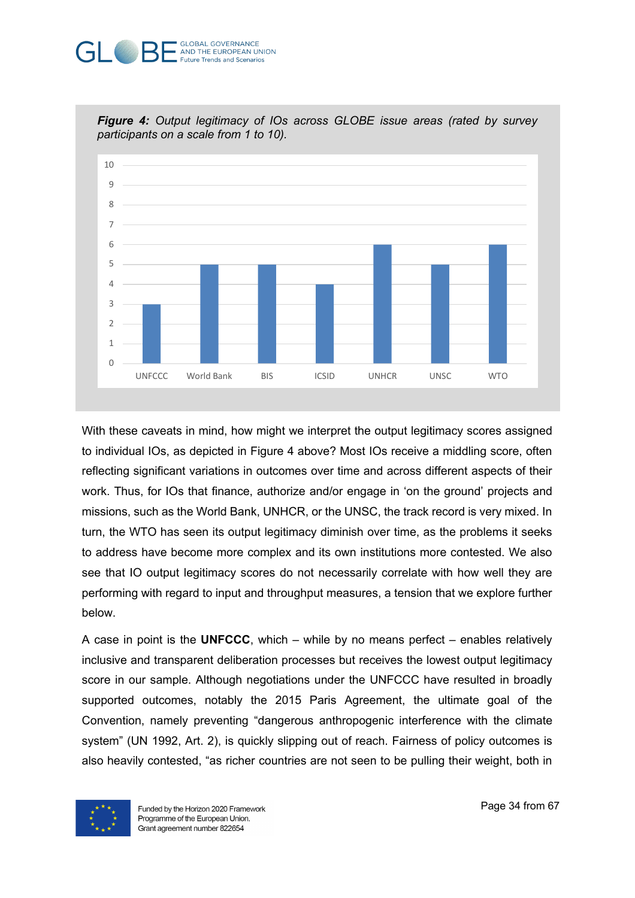***Figure 4:*** *Output legitimacy of IOs across GLOBE issue areas (rated by survey participants on a scale from 1 to 10).*

| IO | Output legitimacy |
| --- | --- |
| UNFCCC | 3 |
| World Bank | 5 |
| BIS | 5 |
| ICSID | 4 |
| UNHCR | 6 |
| UNSC | 5 |
| WTO | 6 |

With these caveats in mind, how might we interpret the output legitimacy scores assigned to individual IOs, as depicted in Figure 4 above? Most IOs receive a middling score, often reflecting significant variations in outcomes over time and across different aspects of their work. Thus, for IOs that finance, authorize and/or engage in 'on the ground' projects and missions, such as the World Bank, UNHCR, or the UNSC, the track record is very mixed. In turn, the WTO has seen its output legitimacy diminish over time, as the problems it seeks to address have become more complex and its own institutions more contested. We also see that IO output legitimacy scores do not necessarily correlate with how well they are performing with regard to input and throughput measures, a tension that we explore further below.

A case in point is the **UNFCCC**, which – while by no means perfect – enables relatively inclusive and transparent deliberation processes but receives the lowest output legitimacy score in our sample. Although negotiations under the UNFCCC have resulted in broadly supported outcomes, notably the 2015 Paris Agreement, the ultimate goal of the Convention, namely preventing "dangerous anthropogenic interference with the climate system" (UN 1992, Art. 2), is quickly slipping out of reach. Fairness of policy outcomes is also heavily contested, "as richer countries are not seen to be pulling their weight, both in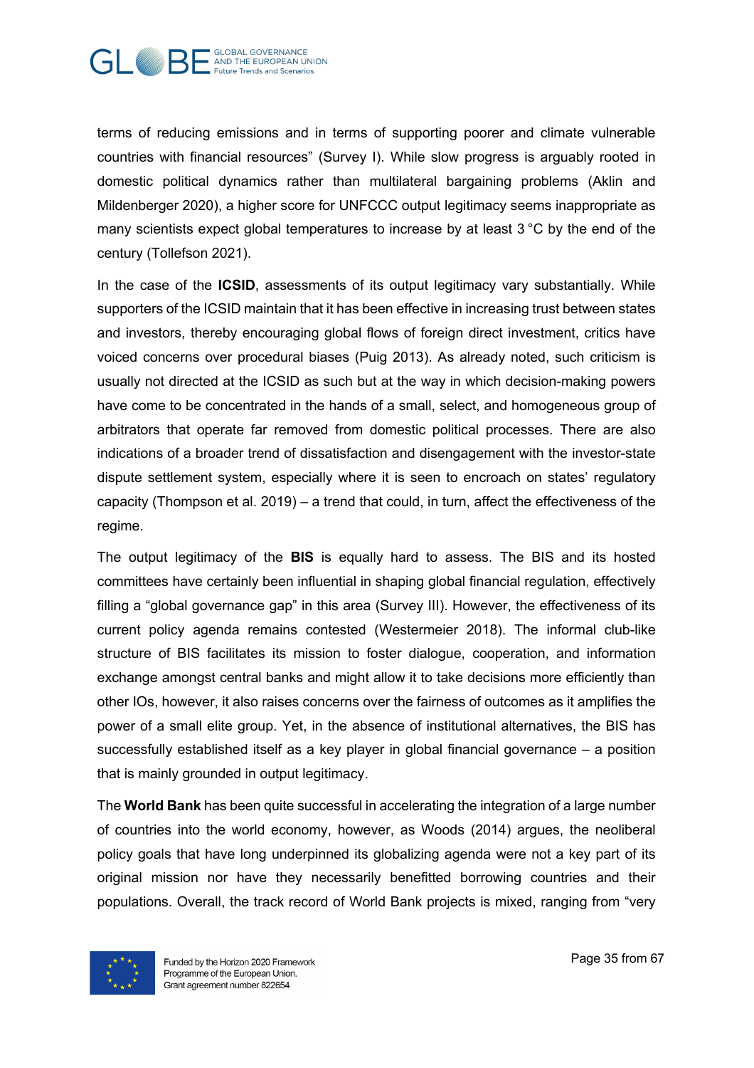terms of reducing emissions and in terms of supporting poorer and climate vulnerable countries with financial resources" (Survey I). While slow progress is arguably rooted in domestic political dynamics rather than multilateral bargaining problems (Aklin and Mildenberger 2020), a higher score for UNFCCC output legitimacy seems inappropriate as many scientists expect global temperatures to increase by at least 3 °C by the end of the century (Tollefson 2021).

In the case of the **ICSID**, assessments of its output legitimacy vary substantially. While supporters of the ICSID maintain that it has been effective in increasing trust between states and investors, thereby encouraging global flows of foreign direct investment, critics have voiced concerns over procedural biases (Puig 2013). As already noted, such criticism is usually not directed at the ICSID as such but at the way in which decision-making powers have come to be concentrated in the hands of a small, select, and homogeneous group of arbitrators that operate far removed from domestic political processes. There are also indications of a broader trend of dissatisfaction and disengagement with the investor-state dispute settlement system, especially where it is seen to encroach on states' regulatory capacity (Thompson et al. 2019) – a trend that could, in turn, affect the effectiveness of the regime.

The output legitimacy of the **BIS** is equally hard to assess. The BIS and its hosted committees have certainly been influential in shaping global financial regulation, effectively filling a "global governance gap" in this area (Survey III). However, the effectiveness of its current policy agenda remains contested (Westermeier 2018). The informal club-like structure of BIS facilitates its mission to foster dialogue, cooperation, and information exchange amongst central banks and might allow it to take decisions more efficiently than other IOs, however, it also raises concerns over the fairness of outcomes as it amplifies the power of a small elite group. Yet, in the absence of institutional alternatives, the BIS has successfully established itself as a key player in global financial governance – a position that is mainly grounded in output legitimacy.

The **World Bank** has been quite successful in accelerating the integration of a large number of countries into the world economy, however, as Woods (2014) argues, the neoliberal policy goals that have long underpinned its globalizing agenda were not a key part of its original mission nor have they necessarily benefitted borrowing countries and their populations. Overall, the track record of World Bank projects is mixed, ranging from "very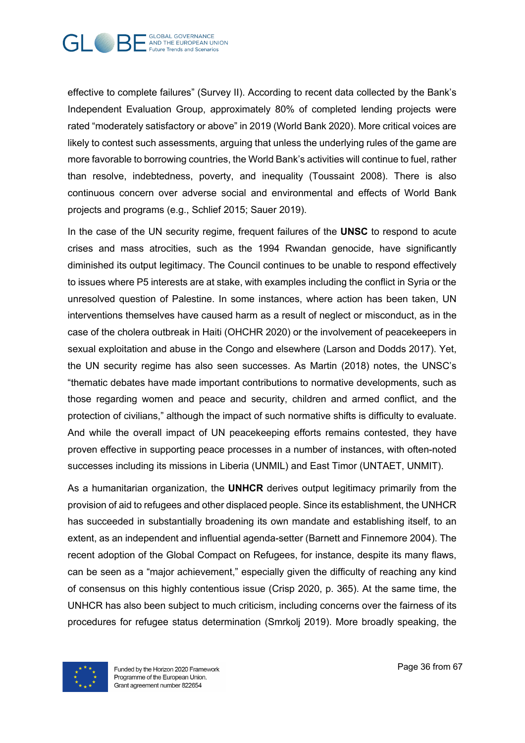effective to complete failures" (Survey II). According to recent data collected by the Bank's Independent Evaluation Group, approximately 80% of completed lending projects were rated "moderately satisfactory or above" in 2019 (World Bank 2020). More critical voices are likely to contest such assessments, arguing that unless the underlying rules of the game are more favorable to borrowing countries, the World Bank's activities will continue to fuel, rather than resolve, indebtedness, poverty, and inequality (Toussaint 2008). There is also continuous concern over adverse social and environmental and effects of World Bank projects and programs (e.g., Schlief 2015; Sauer 2019).

In the case of the UN security regime, frequent failures of the **UNSC** to respond to acute crises and mass atrocities, such as the 1994 Rwandan genocide, have significantly diminished its output legitimacy. The Council continues to be unable to respond effectively to issues where P5 interests are at stake, with examples including the conflict in Syria or the unresolved question of Palestine. In some instances, where action has been taken, UN interventions themselves have caused harm as a result of neglect or misconduct, as in the case of the cholera outbreak in Haiti (OHCHR 2020) or the involvement of peacekeepers in sexual exploitation and abuse in the Congo and elsewhere (Larson and Dodds 2017). Yet, the UN security regime has also seen successes. As Martin (2018) notes, the UNSC's "thematic debates have made important contributions to normative developments, such as those regarding women and peace and security, children and armed conflict, and the protection of civilians," although the impact of such normative shifts is difficulty to evaluate. And while the overall impact of UN peacekeeping efforts remains contested, they have proven effective in supporting peace processes in a number of instances, with often-noted successes including its missions in Liberia (UNMIL) and East Timor (UNTAET, UNMIT).

As a humanitarian organization, the **UNHCR** derives output legitimacy primarily from the provision of aid to refugees and other displaced people. Since its establishment, the UNHCR has succeeded in substantially broadening its own mandate and establishing itself, to an extent, as an independent and influential agenda-setter (Barnett and Finnemore 2004). The recent adoption of the Global Compact on Refugees, for instance, despite its many flaws, can be seen as a "major achievement," especially given the difficulty of reaching any kind of consensus on this highly contentious issue (Crisp 2020, p. 365). At the same time, the UNHCR has also been subject to much criticism, including concerns over the fairness of its procedures for refugee status determination (Smrkolj 2019). More broadly speaking, the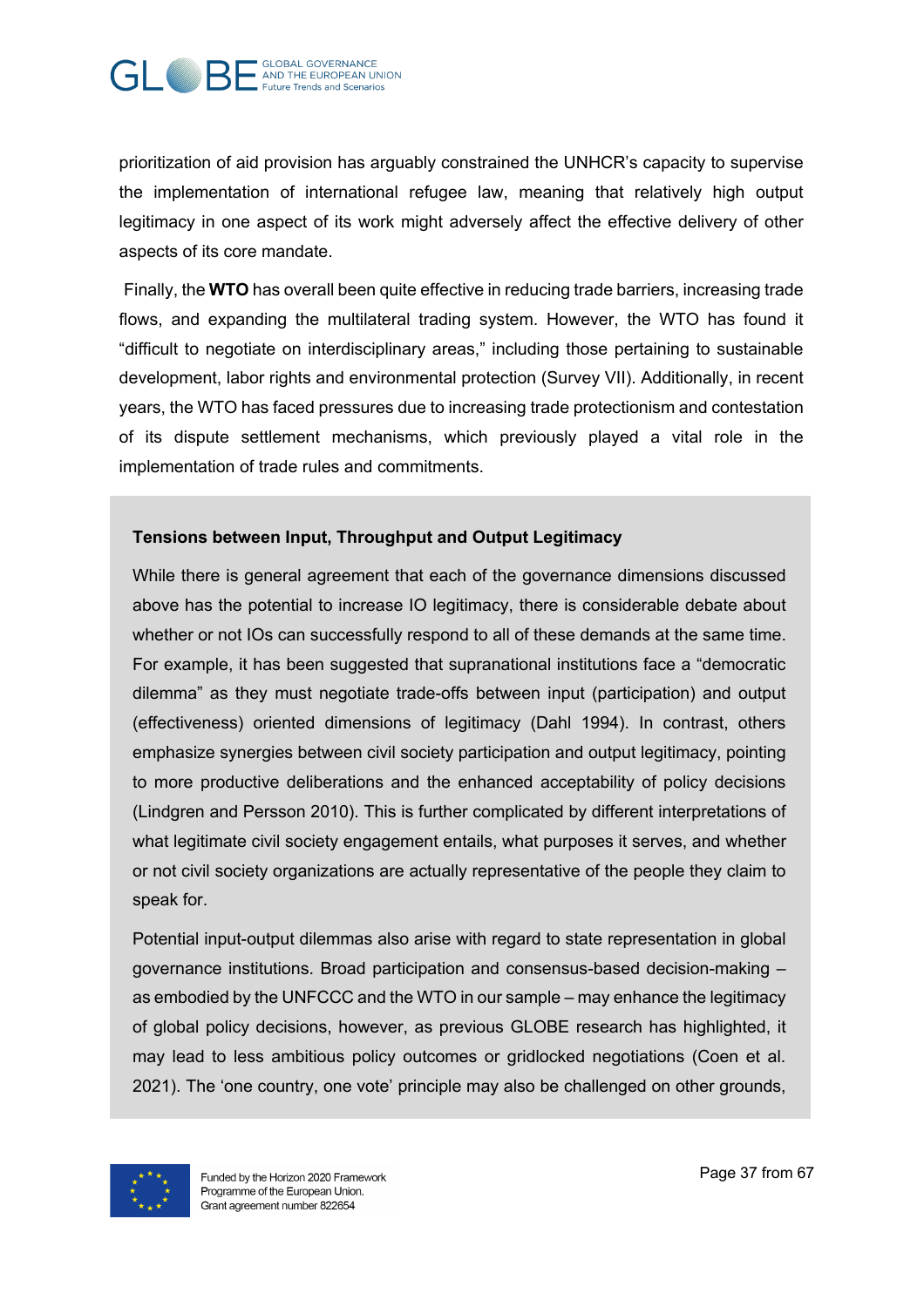prioritization of aid provision has arguably constrained the UNHCR's capacity to supervise the implementation of international refugee law, meaning that relatively high output legitimacy in one aspect of its work might adversely affect the effective delivery of other aspects of its core mandate.

Finally, the **WTO** has overall been quite effective in reducing trade barriers, increasing trade flows, and expanding the multilateral trading system. However, the WTO has found it "difficult to negotiate on interdisciplinary areas," including those pertaining to sustainable development, labor rights and environmental protection (Survey VII). Additionally, in recent years, the WTO has faced pressures due to increasing trade protectionism and contestation of its dispute settlement mechanisms, which previously played a vital role in the implementation of trade rules and commitments.

**Tensions between Input, Throughput and Output Legitimacy**

While there is general agreement that each of the governance dimensions discussed above has the potential to increase IO legitimacy, there is considerable debate about whether or not IOs can successfully respond to all of these demands at the same time. For example, it has been suggested that supranational institutions face a "democratic dilemma" as they must negotiate trade-offs between input (participation) and output (effectiveness) oriented dimensions of legitimacy (Dahl 1994). In contrast, others emphasize synergies between civil society participation and output legitimacy, pointing to more productive deliberations and the enhanced acceptability of policy decisions (Lindgren and Persson 2010). This is further complicated by different interpretations of what legitimate civil society engagement entails, what purposes it serves, and whether or not civil society organizations are actually representative of the people they claim to speak for.

Potential input-output dilemmas also arise with regard to state representation in global governance institutions. Broad participation and consensus-based decision-making – as embodied by the UNFCCC and the WTO in our sample – may enhance the legitimacy of global policy decisions, however, as previous GLOBE research has highlighted, it may lead to less ambitious policy outcomes or gridlocked negotiations (Coen et al. 2021). The 'one country, one vote' principle may also be challenged on other grounds,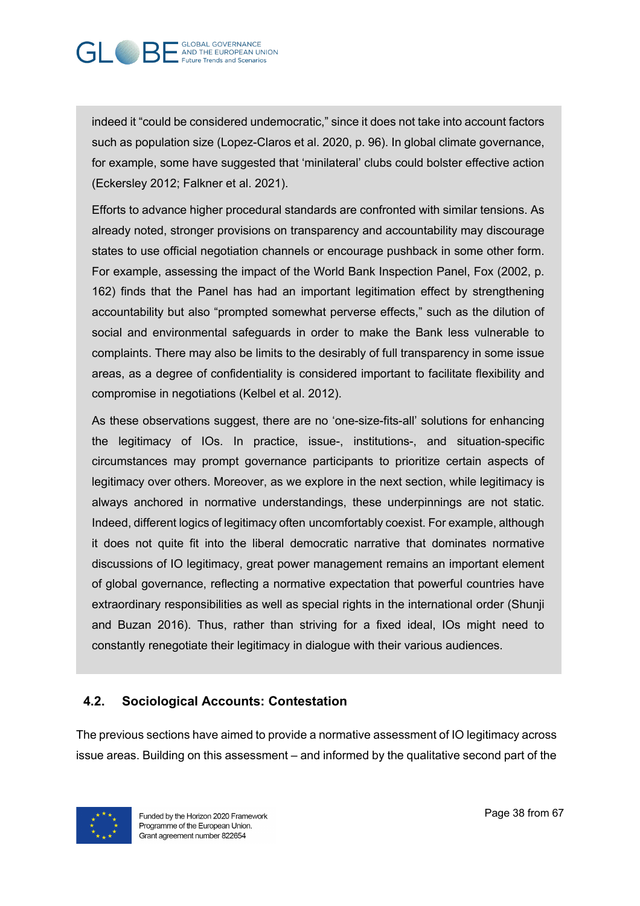indeed it "could be considered undemocratic," since it does not take into account factors such as population size (Lopez-Claros et al. 2020, p. 96). In global climate governance, for example, some have suggested that 'minilateral' clubs could bolster effective action (Eckersley 2012; Falkner et al. 2021).

Efforts to advance higher procedural standards are confronted with similar tensions. As already noted, stronger provisions on transparency and accountability may discourage states to use official negotiation channels or encourage pushback in some other form. For example, assessing the impact of the World Bank Inspection Panel, Fox (2002, p. 162) finds that the Panel has had an important legitimation effect by strengthening accountability but also "prompted somewhat perverse effects," such as the dilution of social and environmental safeguards in order to make the Bank less vulnerable to complaints. There may also be limits to the desirably of full transparency in some issue areas, as a degree of confidentiality is considered important to facilitate flexibility and compromise in negotiations (Kelbel et al. 2012).

As these observations suggest, there are no 'one-size-fits-all' solutions for enhancing the legitimacy of IOs. In practice, issue-, institutions-, and situation-specific circumstances may prompt governance participants to prioritize certain aspects of legitimacy over others. Moreover, as we explore in the next section, while legitimacy is always anchored in normative understandings, these underpinnings are not static. Indeed, different logics of legitimacy often uncomfortably coexist. For example, although it does not quite fit into the liberal democratic narrative that dominates normative discussions of IO legitimacy, great power management remains an important element of global governance, reflecting a normative expectation that powerful countries have extraordinary responsibilities as well as special rights in the international order (Shunji and Buzan 2016). Thus, rather than striving for a fixed ideal, IOs might need to constantly renegotiate their legitimacy in dialogue with their various audiences.

### 4.2. Sociological Accounts: Contestation

The previous sections have aimed to provide a normative assessment of IO legitimacy across issue areas. Building on this assessment – and informed by the qualitative second part of the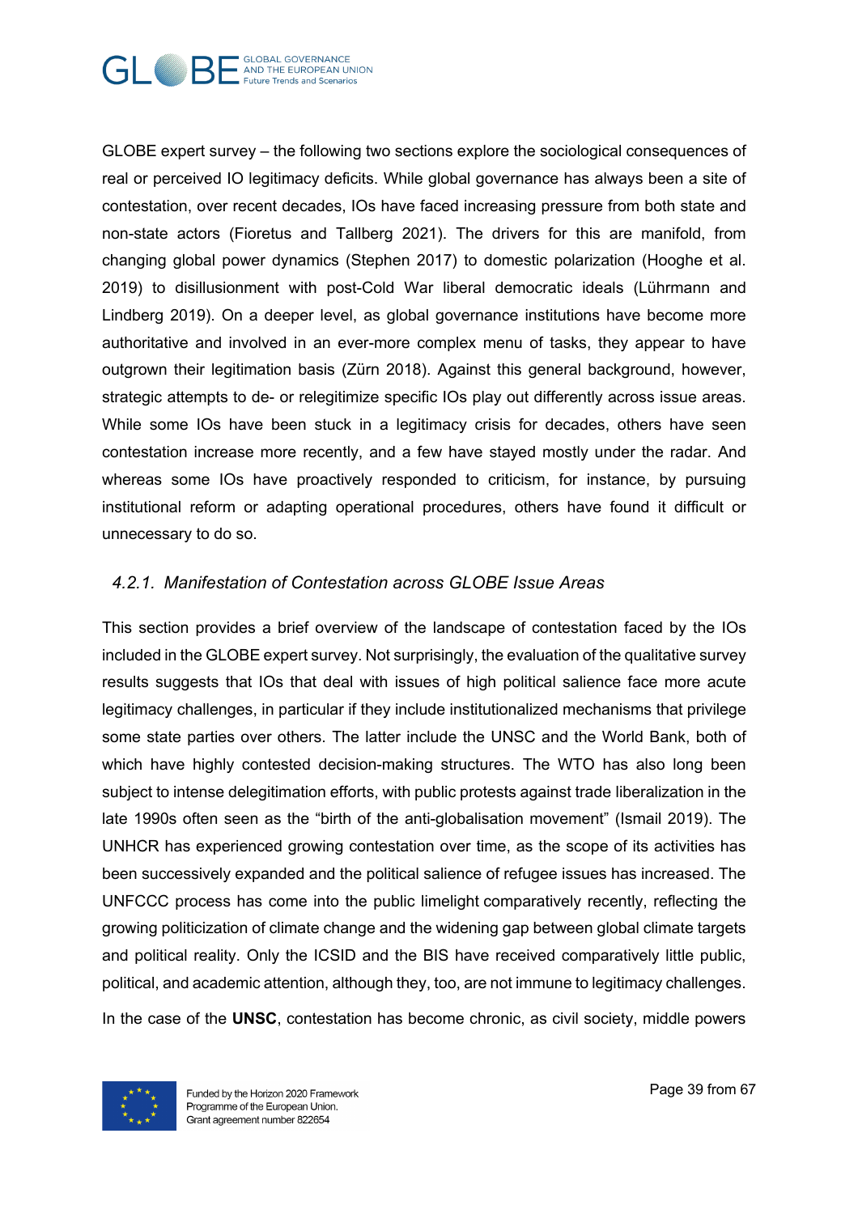GLOBE expert survey – the following two sections explore the sociological consequences of real or perceived IO legitimacy deficits. While global governance has always been a site of contestation, over recent decades, IOs have faced increasing pressure from both state and non-state actors (Fioretus and Tallberg 2021). The drivers for this are manifold, from changing global power dynamics (Stephen 2017) to domestic polarization (Hooghe et al. 2019) to disillusionment with post-Cold War liberal democratic ideals (Lührmann and Lindberg 2019). On a deeper level, as global governance institutions have become more authoritative and involved in an ever-more complex menu of tasks, they appear to have outgrown their legitimation basis (Zürn 2018). Against this general background, however, strategic attempts to de- or relegitimize specific IOs play out differently across issue areas. While some IOs have been stuck in a legitimacy crisis for decades, others have seen contestation increase more recently, and a few have stayed mostly under the radar. And whereas some IOs have proactively responded to criticism, for instance, by pursuing institutional reform or adapting operational procedures, others have found it difficult or unnecessary to do so.

### *4.2.1. Manifestation of Contestation across GLOBE Issue Areas*

This section provides a brief overview of the landscape of contestation faced by the IOs included in the GLOBE expert survey. Not surprisingly, the evaluation of the qualitative survey results suggests that IOs that deal with issues of high political salience face more acute legitimacy challenges, in particular if they include institutionalized mechanisms that privilege some state parties over others. The latter include the UNSC and the World Bank, both of which have highly contested decision-making structures. The WTO has also long been subject to intense delegitimation efforts, with public protests against trade liberalization in the late 1990s often seen as the "birth of the anti-globalisation movement" (Ismail 2019). The UNHCR has experienced growing contestation over time, as the scope of its activities has been successively expanded and the political salience of refugee issues has increased. The UNFCCC process has come into the public limelight comparatively recently, reflecting the growing politicization of climate change and the widening gap between global climate targets and political reality. Only the ICSID and the BIS have received comparatively little public, political, and academic attention, although they, too, are not immune to legitimacy challenges.

In the case of the **UNSC**, contestation has become chronic, as civil society, middle powers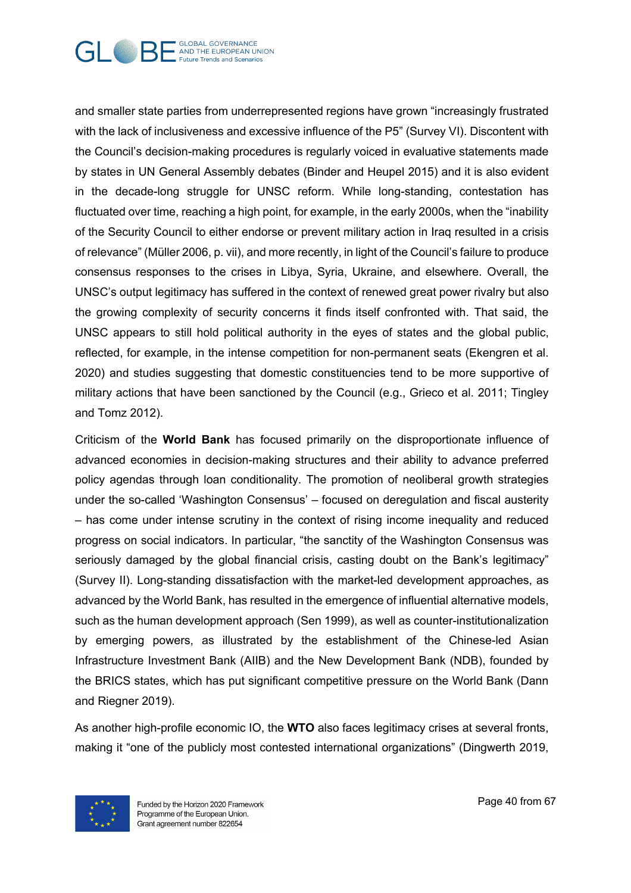and smaller state parties from underrepresented regions have grown "increasingly frustrated with the lack of inclusiveness and excessive influence of the P5" (Survey VI). Discontent with the Council's decision-making procedures is regularly voiced in evaluative statements made by states in UN General Assembly debates (Binder and Heupel 2015) and it is also evident in the decade-long struggle for UNSC reform. While long-standing, contestation has fluctuated over time, reaching a high point, for example, in the early 2000s, when the "inability of the Security Council to either endorse or prevent military action in Iraq resulted in a crisis of relevance" (Müller 2006, p. vii), and more recently, in light of the Council's failure to produce consensus responses to the crises in Libya, Syria, Ukraine, and elsewhere. Overall, the UNSC's output legitimacy has suffered in the context of renewed great power rivalry but also the growing complexity of security concerns it finds itself confronted with. That said, the UNSC appears to still hold political authority in the eyes of states and the global public, reflected, for example, in the intense competition for non-permanent seats (Ekengren et al. 2020) and studies suggesting that domestic constituencies tend to be more supportive of military actions that have been sanctioned by the Council (e.g., Grieco et al. 2011; Tingley and Tomz 2012).

Criticism of the **World Bank** has focused primarily on the disproportionate influence of advanced economies in decision-making structures and their ability to advance preferred policy agendas through loan conditionality. The promotion of neoliberal growth strategies under the so-called 'Washington Consensus' – focused on deregulation and fiscal austerity – has come under intense scrutiny in the context of rising income inequality and reduced progress on social indicators. In particular, "the sanctity of the Washington Consensus was seriously damaged by the global financial crisis, casting doubt on the Bank's legitimacy" (Survey II). Long-standing dissatisfaction with the market-led development approaches, as advanced by the World Bank, has resulted in the emergence of influential alternative models, such as the human development approach (Sen 1999), as well as counter-institutionalization by emerging powers, as illustrated by the establishment of the Chinese-led Asian Infrastructure Investment Bank (AIIB) and the New Development Bank (NDB), founded by the BRICS states, which has put significant competitive pressure on the World Bank (Dann and Riegner 2019).

As another high-profile economic IO, the **WTO** also faces legitimacy crises at several fronts, making it "one of the publicly most contested international organizations" (Dingwerth 2019,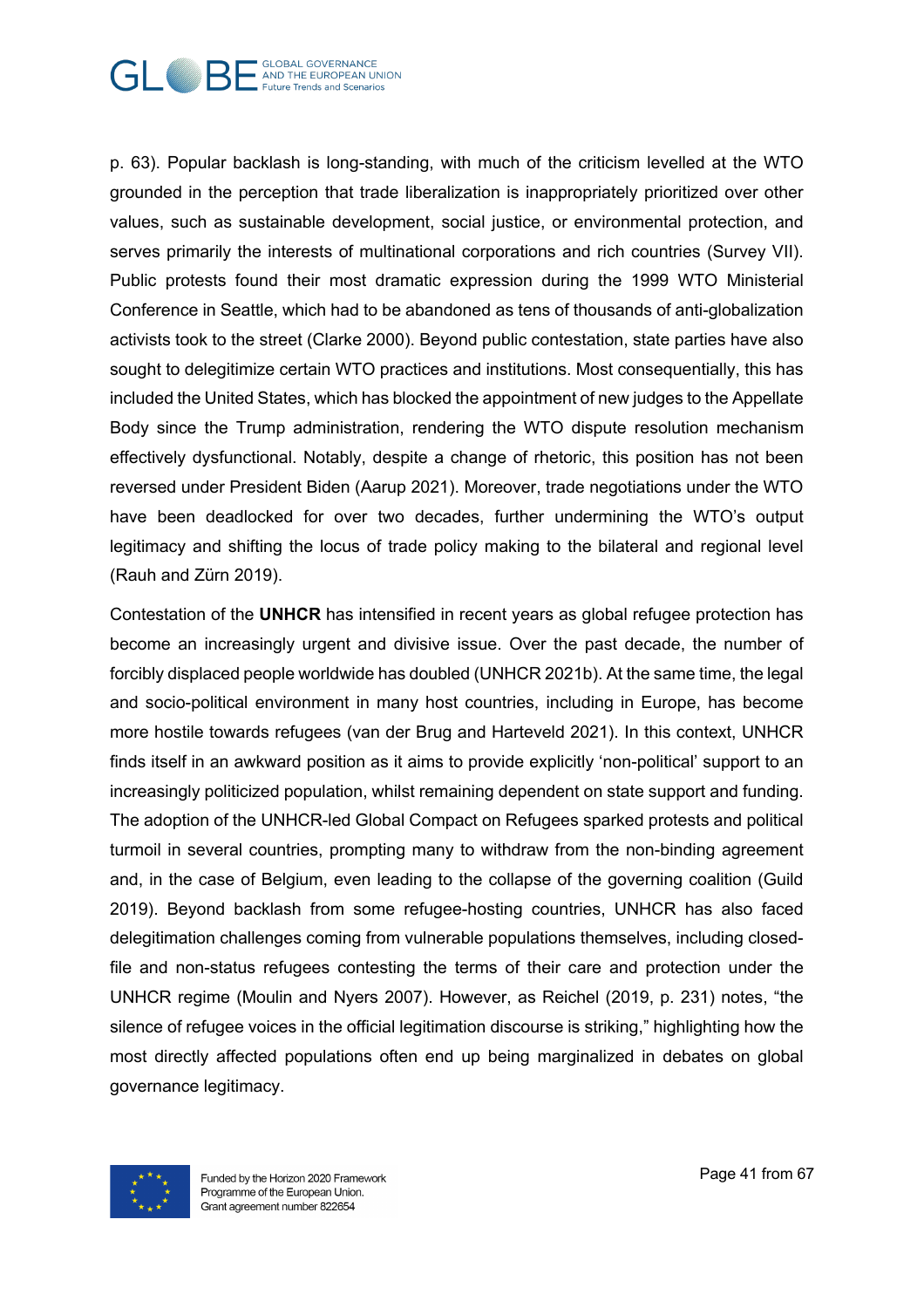p. 63). Popular backlash is long-standing, with much of the criticism levelled at the WTO grounded in the perception that trade liberalization is inappropriately prioritized over other values, such as sustainable development, social justice, or environmental protection, and serves primarily the interests of multinational corporations and rich countries (Survey VII). Public protests found their most dramatic expression during the 1999 WTO Ministerial Conference in Seattle, which had to be abandoned as tens of thousands of anti-globalization activists took to the street (Clarke 2000). Beyond public contestation, state parties have also sought to delegitimize certain WTO practices and institutions. Most consequentially, this has included the United States, which has blocked the appointment of new judges to the Appellate Body since the Trump administration, rendering the WTO dispute resolution mechanism effectively dysfunctional. Notably, despite a change of rhetoric, this position has not been reversed under President Biden (Aarup 2021). Moreover, trade negotiations under the WTO have been deadlocked for over two decades, further undermining the WTO's output legitimacy and shifting the locus of trade policy making to the bilateral and regional level (Rauh and Zürn 2019).

Contestation of the **UNHCR** has intensified in recent years as global refugee protection has become an increasingly urgent and divisive issue. Over the past decade, the number of forcibly displaced people worldwide has doubled (UNHCR 2021b). At the same time, the legal and socio-political environment in many host countries, including in Europe, has become more hostile towards refugees (van der Brug and Harteveld 2021). In this context, UNHCR finds itself in an awkward position as it aims to provide explicitly 'non-political' support to an increasingly politicized population, whilst remaining dependent on state support and funding. The adoption of the UNHCR-led Global Compact on Refugees sparked protests and political turmoil in several countries, prompting many to withdraw from the non-binding agreement and, in the case of Belgium, even leading to the collapse of the governing coalition (Guild 2019). Beyond backlash from some refugee-hosting countries, UNHCR has also faced delegitimation challenges coming from vulnerable populations themselves, including closed-file and non-status refugees contesting the terms of their care and protection under the UNHCR regime (Moulin and Nyers 2007). However, as Reichel (2019, p. 231) notes, "the silence of refugee voices in the official legitimation discourse is striking," highlighting how the most directly affected populations often end up being marginalized in debates on global governance legitimacy.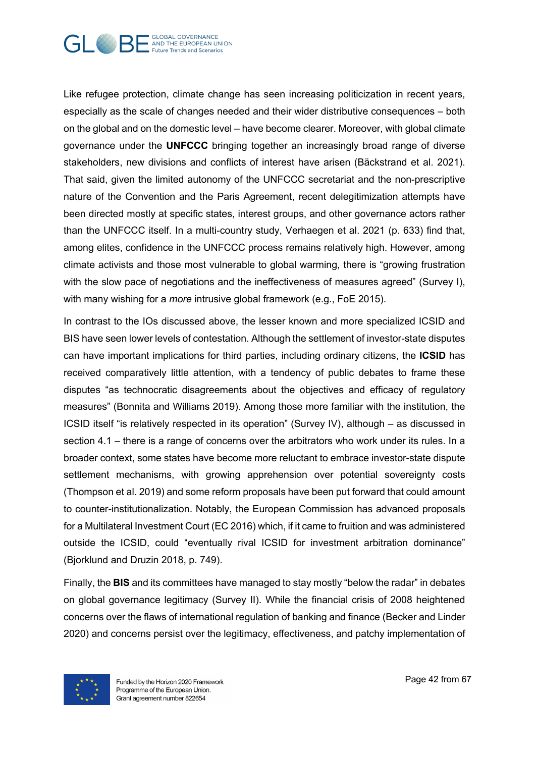Like refugee protection, climate change has seen increasing politicization in recent years, especially as the scale of changes needed and their wider distributive consequences – both on the global and on the domestic level – have become clearer. Moreover, with global climate governance under the **UNFCCC** bringing together an increasingly broad range of diverse stakeholders, new divisions and conflicts of interest have arisen (Bäckstrand et al. 2021). That said, given the limited autonomy of the UNFCCC secretariat and the non-prescriptive nature of the Convention and the Paris Agreement, recent delegitimization attempts have been directed mostly at specific states, interest groups, and other governance actors rather than the UNFCCC itself. In a multi-country study, Verhaegen et al. 2021 (p. 633) find that, among elites, confidence in the UNFCCC process remains relatively high. However, among climate activists and those most vulnerable to global warming, there is "growing frustration with the slow pace of negotiations and the ineffectiveness of measures agreed" (Survey I), with many wishing for a *more* intrusive global framework (e.g., FoE 2015).

In contrast to the IOs discussed above, the lesser known and more specialized ICSID and BIS have seen lower levels of contestation. Although the settlement of investor-state disputes can have important implications for third parties, including ordinary citizens, the **ICSID** has received comparatively little attention, with a tendency of public debates to frame these disputes "as technocratic disagreements about the objectives and efficacy of regulatory measures" (Bonnita and Williams 2019). Among those more familiar with the institution, the ICSID itself "is relatively respected in its operation" (Survey IV), although – as discussed in section 4.1 – there is a range of concerns over the arbitrators who work under its rules. In a broader context, some states have become more reluctant to embrace investor-state dispute settlement mechanisms, with growing apprehension over potential sovereignty costs (Thompson et al. 2019) and some reform proposals have been put forward that could amount to counter-institutionalization. Notably, the European Commission has advanced proposals for a Multilateral Investment Court (EC 2016) which, if it came to fruition and was administered outside the ICSID, could "eventually rival ICSID for investment arbitration dominance" (Bjorklund and Druzin 2018, p. 749).

Finally, the **BIS** and its committees have managed to stay mostly "below the radar" in debates on global governance legitimacy (Survey II). While the financial crisis of 2008 heightened concerns over the flaws of international regulation of banking and finance (Becker and Linder 2020) and concerns persist over the legitimacy, effectiveness, and patchy implementation of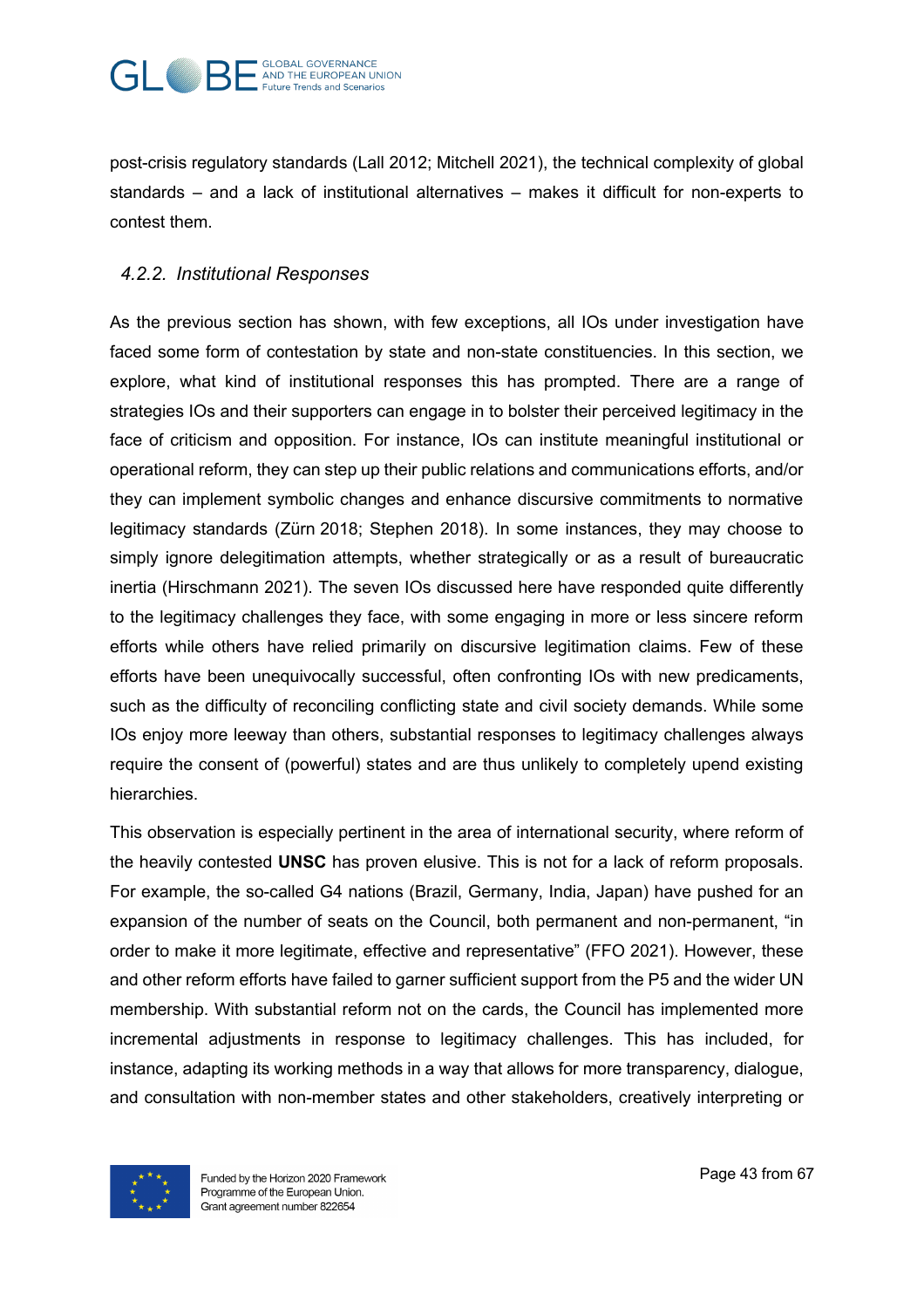post-crisis regulatory standards (Lall 2012; Mitchell 2021), the technical complexity of global standards – and a lack of institutional alternatives – makes it difficult for non-experts to contest them.

### *4.2.2. Institutional Responses*

As the previous section has shown, with few exceptions, all IOs under investigation have faced some form of contestation by state and non-state constituencies. In this section, we explore, what kind of institutional responses this has prompted. There are a range of strategies IOs and their supporters can engage in to bolster their perceived legitimacy in the face of criticism and opposition. For instance, IOs can institute meaningful institutional or operational reform, they can step up their public relations and communications efforts, and/or they can implement symbolic changes and enhance discursive commitments to normative legitimacy standards (Zürn 2018; Stephen 2018). In some instances, they may choose to simply ignore delegitimation attempts, whether strategically or as a result of bureaucratic inertia (Hirschmann 2021). The seven IOs discussed here have responded quite differently to the legitimacy challenges they face, with some engaging in more or less sincere reform efforts while others have relied primarily on discursive legitimation claims. Few of these efforts have been unequivocally successful, often confronting IOs with new predicaments, such as the difficulty of reconciling conflicting state and civil society demands. While some IOs enjoy more leeway than others, substantial responses to legitimacy challenges always require the consent of (powerful) states and are thus unlikely to completely upend existing hierarchies.

This observation is especially pertinent in the area of international security, where reform of the heavily contested **UNSC** has proven elusive. This is not for a lack of reform proposals. For example, the so-called G4 nations (Brazil, Germany, India, Japan) have pushed for an expansion of the number of seats on the Council, both permanent and non-permanent, "in order to make it more legitimate, effective and representative" (FFO 2021). However, these and other reform efforts have failed to garner sufficient support from the P5 and the wider UN membership. With substantial reform not on the cards, the Council has implemented more incremental adjustments in response to legitimacy challenges. This has included, for instance, adapting its working methods in a way that allows for more transparency, dialogue, and consultation with non-member states and other stakeholders, creatively interpreting or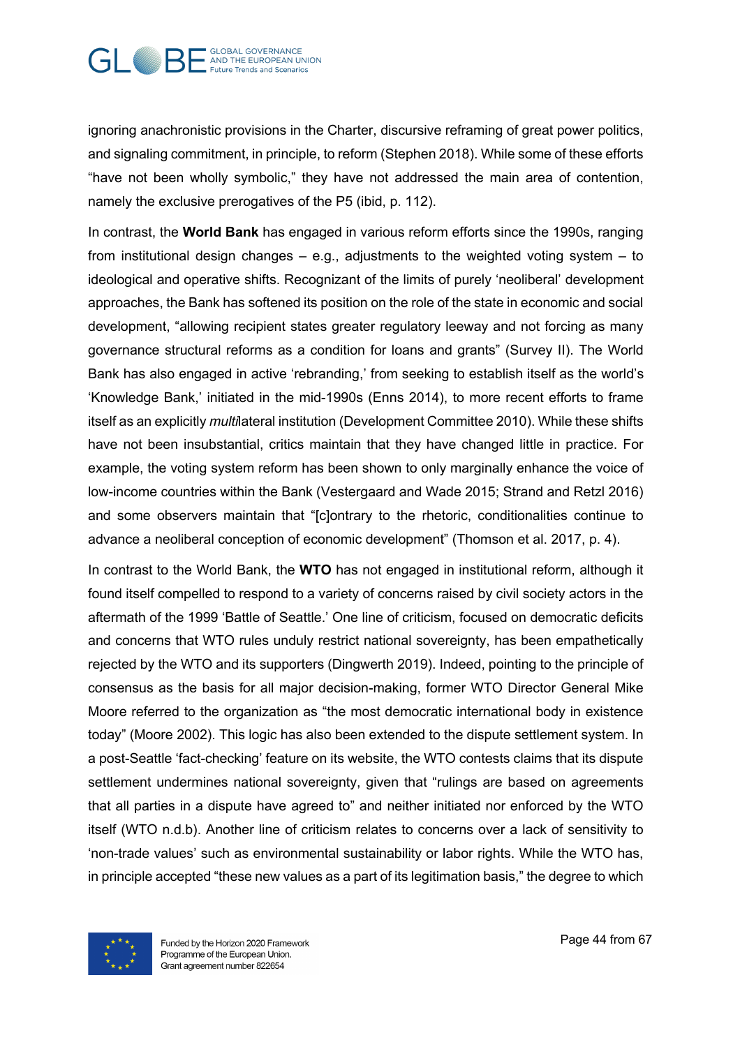ignoring anachronistic provisions in the Charter, discursive reframing of great power politics, and signaling commitment, in principle, to reform (Stephen 2018). While some of these efforts "have not been wholly symbolic," they have not addressed the main area of contention, namely the exclusive prerogatives of the P5 (ibid, p. 112).

In contrast, the **World Bank** has engaged in various reform efforts since the 1990s, ranging from institutional design changes – e.g., adjustments to the weighted voting system – to ideological and operative shifts. Recognizant of the limits of purely 'neoliberal' development approaches, the Bank has softened its position on the role of the state in economic and social development, "allowing recipient states greater regulatory leeway and not forcing as many governance structural reforms as a condition for loans and grants" (Survey II). The World Bank has also engaged in active 'rebranding,' from seeking to establish itself as the world's 'Knowledge Bank,' initiated in the mid-1990s (Enns 2014), to more recent efforts to frame itself as an explicitly *multi*lateral institution (Development Committee 2010). While these shifts have not been insubstantial, critics maintain that they have changed little in practice. For example, the voting system reform has been shown to only marginally enhance the voice of low-income countries within the Bank (Vestergaard and Wade 2015; Strand and Retzl 2016) and some observers maintain that "[c]ontrary to the rhetoric, conditionalities continue to advance a neoliberal conception of economic development" (Thomson et al. 2017, p. 4).

In contrast to the World Bank, the **WTO** has not engaged in institutional reform, although it found itself compelled to respond to a variety of concerns raised by civil society actors in the aftermath of the 1999 'Battle of Seattle.' One line of criticism, focused on democratic deficits and concerns that WTO rules unduly restrict national sovereignty, has been empathetically rejected by the WTO and its supporters (Dingwerth 2019). Indeed, pointing to the principle of consensus as the basis for all major decision-making, former WTO Director General Mike Moore referred to the organization as "the most democratic international body in existence today" (Moore 2002). This logic has also been extended to the dispute settlement system. In a post-Seattle 'fact-checking' feature on its website, the WTO contests claims that its dispute settlement undermines national sovereignty, given that "rulings are based on agreements that all parties in a dispute have agreed to" and neither initiated nor enforced by the WTO itself (WTO n.d.b). Another line of criticism relates to concerns over a lack of sensitivity to 'non-trade values' such as environmental sustainability or labor rights. While the WTO has, in principle accepted "these new values as a part of its legitimation basis," the degree to which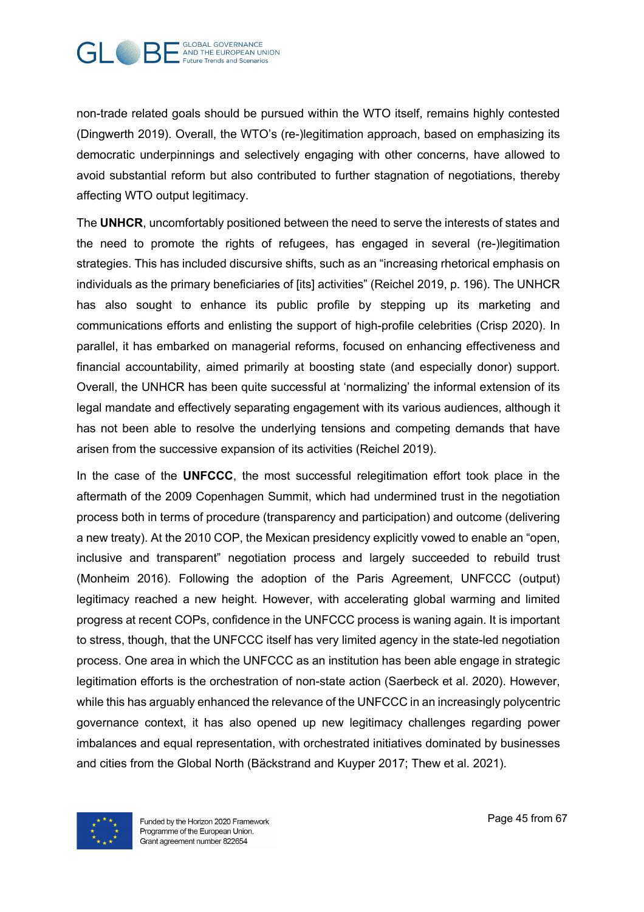non-trade related goals should be pursued within the WTO itself, remains highly contested (Dingwerth 2019). Overall, the WTO's (re-)legitimation approach, based on emphasizing its democratic underpinnings and selectively engaging with other concerns, have allowed to avoid substantial reform but also contributed to further stagnation of negotiations, thereby affecting WTO output legitimacy.

The **UNHCR**, uncomfortably positioned between the need to serve the interests of states and the need to promote the rights of refugees, has engaged in several (re-)legitimation strategies. This has included discursive shifts, such as an "increasing rhetorical emphasis on individuals as the primary beneficiaries of [its] activities" (Reichel 2019, p. 196). The UNHCR has also sought to enhance its public profile by stepping up its marketing and communications efforts and enlisting the support of high-profile celebrities (Crisp 2020). In parallel, it has embarked on managerial reforms, focused on enhancing effectiveness and financial accountability, aimed primarily at boosting state (and especially donor) support. Overall, the UNHCR has been quite successful at 'normalizing' the informal extension of its legal mandate and effectively separating engagement with its various audiences, although it has not been able to resolve the underlying tensions and competing demands that have arisen from the successive expansion of its activities (Reichel 2019).

In the case of the **UNFCCC**, the most successful relegitimation effort took place in the aftermath of the 2009 Copenhagen Summit, which had undermined trust in the negotiation process both in terms of procedure (transparency and participation) and outcome (delivering a new treaty). At the 2010 COP, the Mexican presidency explicitly vowed to enable an "open, inclusive and transparent" negotiation process and largely succeeded to rebuild trust (Monheim 2016). Following the adoption of the Paris Agreement, UNFCCC (output) legitimacy reached a new height. However, with accelerating global warming and limited progress at recent COPs, confidence in the UNFCCC process is waning again. It is important to stress, though, that the UNFCCC itself has very limited agency in the state-led negotiation process. One area in which the UNFCCC as an institution has been able engage in strategic legitimation efforts is the orchestration of non-state action (Saerbeck et al. 2020). However, while this has arguably enhanced the relevance of the UNFCCC in an increasingly polycentric governance context, it has also opened up new legitimacy challenges regarding power imbalances and equal representation, with orchestrated initiatives dominated by businesses and cities from the Global North (Bäckstrand and Kuyper 2017; Thew et al. 2021).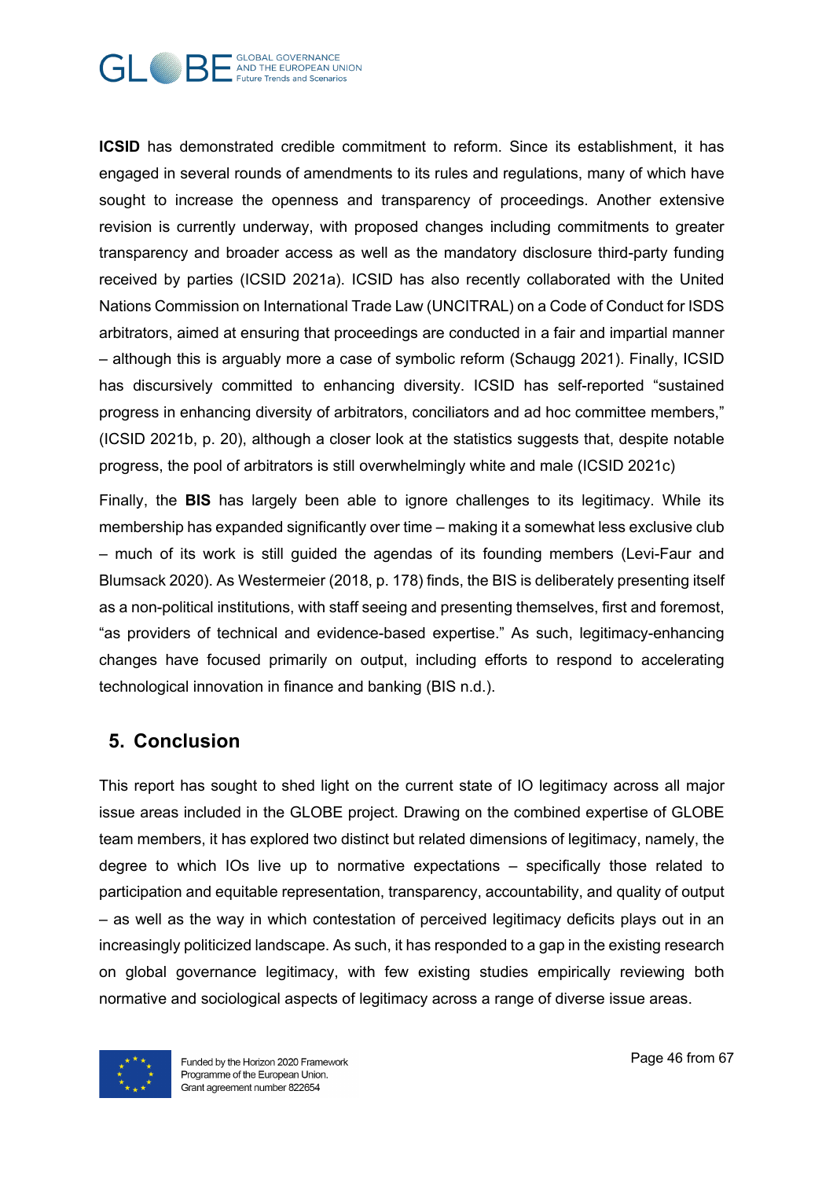**ICSID** has demonstrated credible commitment to reform. Since its establishment, it has engaged in several rounds of amendments to its rules and regulations, many of which have sought to increase the openness and transparency of proceedings. Another extensive revision is currently underway, with proposed changes including commitments to greater transparency and broader access as well as the mandatory disclosure third-party funding received by parties (ICSID 2021a). ICSID has also recently collaborated with the United Nations Commission on International Trade Law (UNCITRAL) on a Code of Conduct for ISDS arbitrators, aimed at ensuring that proceedings are conducted in a fair and impartial manner – although this is arguably more a case of symbolic reform (Schaugg 2021). Finally, ICSID has discursively committed to enhancing diversity. ICSID has self-reported "sustained progress in enhancing diversity of arbitrators, conciliators and ad hoc committee members," (ICSID 2021b, p. 20), although a closer look at the statistics suggests that, despite notable progress, the pool of arbitrators is still overwhelmingly white and male (ICSID 2021c)

Finally, the **BIS** has largely been able to ignore challenges to its legitimacy. While its membership has expanded significantly over time – making it a somewhat less exclusive club – much of its work is still guided the agendas of its founding members (Levi-Faur and Blumsack 2020). As Westermeier (2018, p. 178) finds, the BIS is deliberately presenting itself as a non-political institutions, with staff seeing and presenting themselves, first and foremost, "as providers of technical and evidence-based expertise." As such, legitimacy-enhancing changes have focused primarily on output, including efforts to respond to accelerating technological innovation in finance and banking (BIS n.d.).

## 5. Conclusion

This report has sought to shed light on the current state of IO legitimacy across all major issue areas included in the GLOBE project. Drawing on the combined expertise of GLOBE team members, it has explored two distinct but related dimensions of legitimacy, namely, the degree to which IOs live up to normative expectations – specifically those related to participation and equitable representation, transparency, accountability, and quality of output – as well as the way in which contestation of perceived legitimacy deficits plays out in an increasingly politicized landscape. As such, it has responded to a gap in the existing research on global governance legitimacy, with few existing studies empirically reviewing both normative and sociological aspects of legitimacy across a range of diverse issue areas.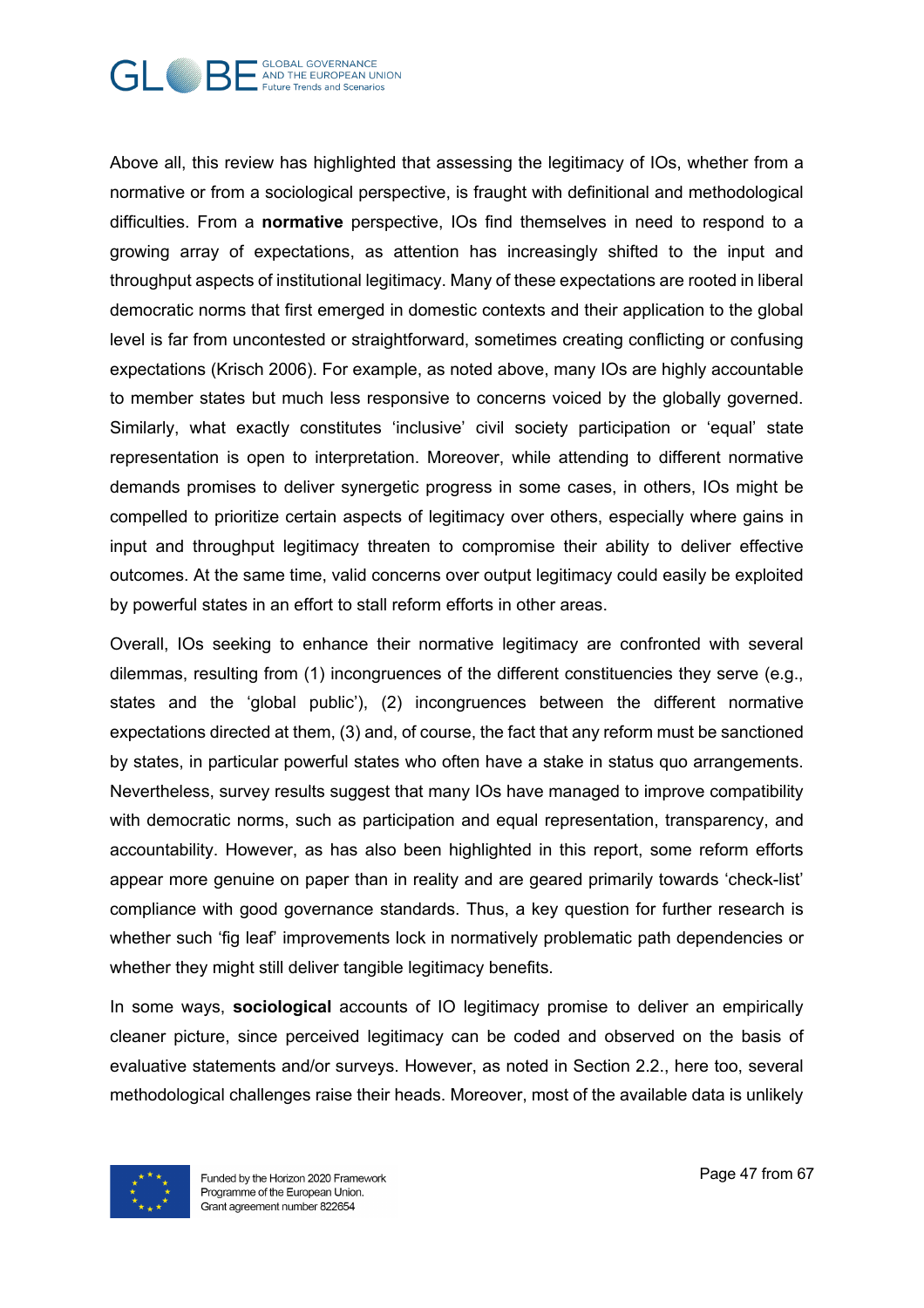Above all, this review has highlighted that assessing the legitimacy of IOs, whether from a normative or from a sociological perspective, is fraught with definitional and methodological difficulties. From a **normative** perspective, IOs find themselves in need to respond to a growing array of expectations, as attention has increasingly shifted to the input and throughput aspects of institutional legitimacy. Many of these expectations are rooted in liberal democratic norms that first emerged in domestic contexts and their application to the global level is far from uncontested or straightforward, sometimes creating conflicting or confusing expectations (Krisch 2006). For example, as noted above, many IOs are highly accountable to member states but much less responsive to concerns voiced by the globally governed. Similarly, what exactly constitutes 'inclusive' civil society participation or 'equal' state representation is open to interpretation. Moreover, while attending to different normative demands promises to deliver synergetic progress in some cases, in others, IOs might be compelled to prioritize certain aspects of legitimacy over others, especially where gains in input and throughput legitimacy threaten to compromise their ability to deliver effective outcomes. At the same time, valid concerns over output legitimacy could easily be exploited by powerful states in an effort to stall reform efforts in other areas.

Overall, IOs seeking to enhance their normative legitimacy are confronted with several dilemmas, resulting from (1) incongruences of the different constituencies they serve (e.g., states and the 'global public'), (2) incongruences between the different normative expectations directed at them, (3) and, of course, the fact that any reform must be sanctioned by states, in particular powerful states who often have a stake in status quo arrangements. Nevertheless, survey results suggest that many IOs have managed to improve compatibility with democratic norms, such as participation and equal representation, transparency, and accountability. However, as has also been highlighted in this report, some reform efforts appear more genuine on paper than in reality and are geared primarily towards 'check-list' compliance with good governance standards. Thus, a key question for further research is whether such 'fig leaf' improvements lock in normatively problematic path dependencies or whether they might still deliver tangible legitimacy benefits.

In some ways, **sociological** accounts of IO legitimacy promise to deliver an empirically cleaner picture, since perceived legitimacy can be coded and observed on the basis of evaluative statements and/or surveys. However, as noted in Section 2.2., here too, several methodological challenges raise their heads. Moreover, most of the available data is unlikely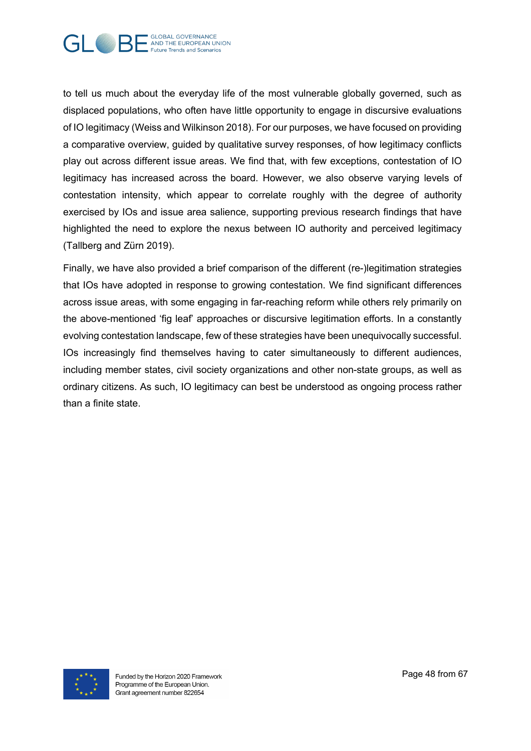to tell us much about the everyday life of the most vulnerable globally governed, such as displaced populations, who often have little opportunity to engage in discursive evaluations of IO legitimacy (Weiss and Wilkinson 2018). For our purposes, we have focused on providing a comparative overview, guided by qualitative survey responses, of how legitimacy conflicts play out across different issue areas. We find that, with few exceptions, contestation of IO legitimacy has increased across the board. However, we also observe varying levels of contestation intensity, which appear to correlate roughly with the degree of authority exercised by IOs and issue area salience, supporting previous research findings that have highlighted the need to explore the nexus between IO authority and perceived legitimacy (Tallberg and Zürn 2019).

Finally, we have also provided a brief comparison of the different (re-)legitimation strategies that IOs have adopted in response to growing contestation. We find significant differences across issue areas, with some engaging in far-reaching reform while others rely primarily on the above-mentioned 'fig leaf' approaches or discursive legitimation efforts. In a constantly evolving contestation landscape, few of these strategies have been unequivocally successful. IOs increasingly find themselves having to cater simultaneously to different audiences, including member states, civil society organizations and other non-state groups, as well as ordinary citizens. As such, IO legitimacy can best be understood as ongoing process rather than a finite state.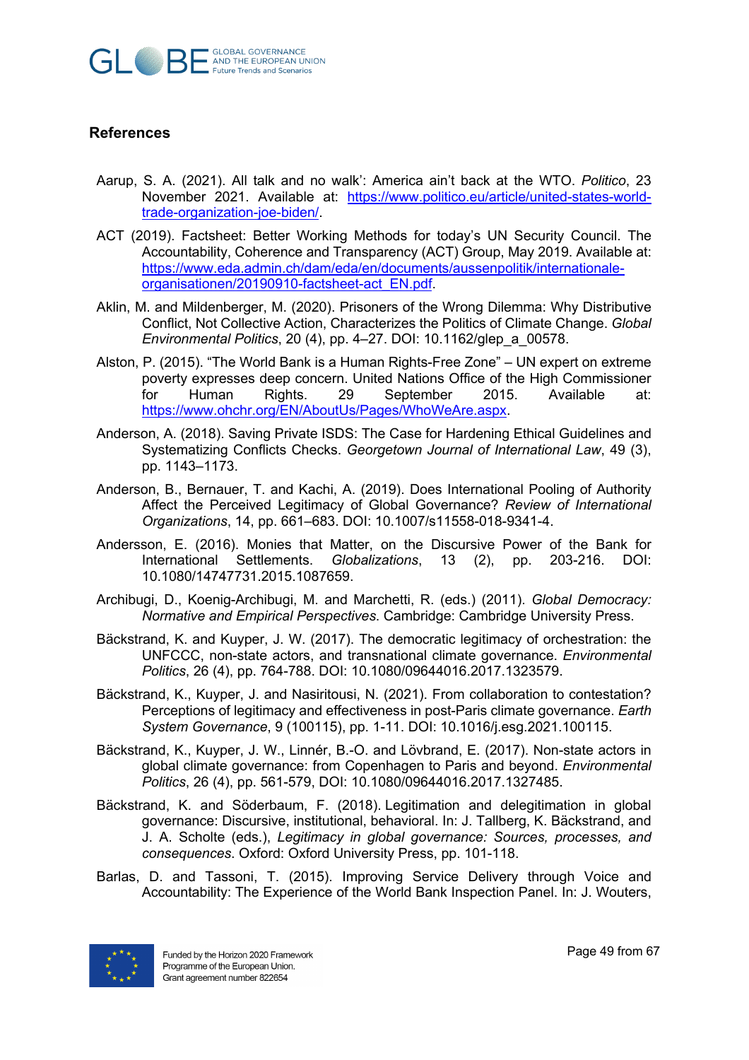## References

Aarup, S. A. (2021). All talk and no walk': America ain't back at the WTO. *Politico*, 23 November 2021. Available at: https://www.politico.eu/article/united-states-world-trade-organization-joe-biden/.

ACT (2019). Factsheet: Better Working Methods for today's UN Security Council. The Accountability, Coherence and Transparency (ACT) Group, May 2019. Available at: https://www.eda.admin.ch/dam/eda/en/documents/aussenpolitik/internationale-organisationen/20190910-factsheet-act_EN.pdf.

Aklin, M. and Mildenberger, M. (2020). Prisoners of the Wrong Dilemma: Why Distributive Conflict, Not Collective Action, Characterizes the Politics of Climate Change. *Global Environmental Politics*, 20 (4), pp. 4–27. DOI: 10.1162/glep_a_00578.

Alston, P. (2015). "The World Bank is a Human Rights-Free Zone" – UN expert on extreme poverty expresses deep concern. United Nations Office of the High Commissioner for Human Rights. 29 September 2015. Available at: https://www.ohchr.org/EN/AboutUs/Pages/WhoWeAre.aspx.

Anderson, A. (2018). Saving Private ISDS: The Case for Hardening Ethical Guidelines and Systematizing Conflicts Checks. *Georgetown Journal of International Law*, 49 (3), pp. 1143–1173.

Anderson, B., Bernauer, T. and Kachi, A. (2019). Does International Pooling of Authority Affect the Perceived Legitimacy of Global Governance? *Review of International Organizations*, 14, pp. 661–683. DOI: 10.1007/s11558-018-9341-4.

Andersson, E. (2016). Monies that Matter, on the Discursive Power of the Bank for International Settlements. *Globalizations*, 13 (2), pp. 203-216. DOI: 10.1080/14747731.2015.1087659.

Archibugi, D., Koenig-Archibugi, M. and Marchetti, R. (eds.) (2011). *Global Democracy: Normative and Empirical Perspectives*. Cambridge: Cambridge University Press.

Bäckstrand, K. and Kuyper, J. W. (2017). The democratic legitimacy of orchestration: the UNFCCC, non-state actors, and transnational climate governance. *Environmental Politics*, 26 (4), pp. 764-788. DOI: 10.1080/09644016.2017.1323579.

Bäckstrand, K., Kuyper, J. and Nasiritousi, N. (2021). From collaboration to contestation? Perceptions of legitimacy and effectiveness in post-Paris climate governance. *Earth System Governance*, 9 (100115), pp. 1-11. DOI: 10.1016/j.esg.2021.100115.

Bäckstrand, K., Kuyper, J. W., Linnér, B.-O. and Lövbrand, E. (2017). Non-state actors in global climate governance: from Copenhagen to Paris and beyond. *Environmental Politics*, 26 (4), pp. 561-579, DOI: 10.1080/09644016.2017.1327485.

Bäckstrand, K. and Söderbaum, F. (2018). Legitimation and delegitimation in global governance: Discursive, institutional, behavioral. In: J. Tallberg, K. Bäckstrand, and J. A. Scholte (eds.), *Legitimacy in global governance: Sources, processes, and consequences*. Oxford: Oxford University Press, pp. 101-118.

Barlas, D. and Tassoni, T. (2015). Improving Service Delivery through Voice and Accountability: The Experience of the World Bank Inspection Panel. In: J. Wouters,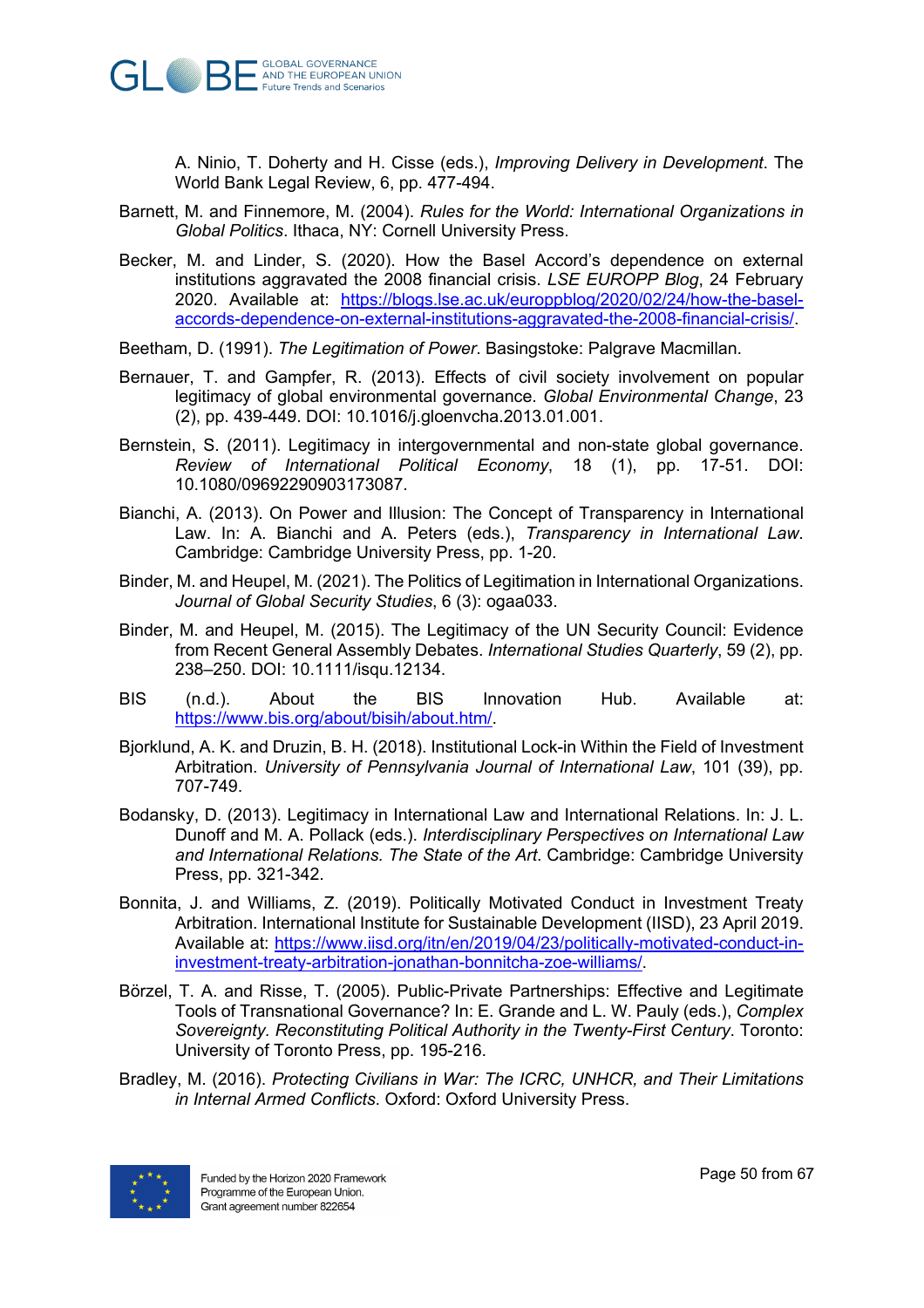A. Ninio, T. Doherty and H. Cisse (eds.), *Improving Delivery in Development*. The World Bank Legal Review, 6, pp. 477-494.

Barnett, M. and Finnemore, M. (2004). *Rules for the World: International Organizations in Global Politics*. Ithaca, NY: Cornell University Press.

Becker, M. and Linder, S. (2020). How the Basel Accord's dependence on external institutions aggravated the 2008 financial crisis. *LSE EUROPP Blog*, 24 February 2020. Available at: https://blogs.lse.ac.uk/europpblog/2020/02/24/how-the-basel-accords-dependence-on-external-institutions-aggravated-the-2008-financial-crisis/.

Beetham, D. (1991). *The Legitimation of Power*. Basingstoke: Palgrave Macmillan.

Bernauer, T. and Gampfer, R. (2013). Effects of civil society involvement on popular legitimacy of global environmental governance. *Global Environmental Change*, 23 (2), pp. 439-449. DOI: 10.1016/j.gloenvcha.2013.01.001.

Bernstein, S. (2011). Legitimacy in intergovernmental and non-state global governance. *Review of International Political Economy*, 18 (1), pp. 17-51. DOI: 10.1080/09692290903173087.

Bianchi, A. (2013). On Power and Illusion: The Concept of Transparency in International Law. In: A. Bianchi and A. Peters (eds.), *Transparency in International Law*. Cambridge: Cambridge University Press, pp. 1-20.

Binder, M. and Heupel, M. (2021). The Politics of Legitimation in International Organizations. *Journal of Global Security Studies*, 6 (3): ogaa033.

Binder, M. and Heupel, M. (2015). The Legitimacy of the UN Security Council: Evidence from Recent General Assembly Debates. *International Studies Quarterly*, 59 (2), pp. 238–250. DOI: 10.1111/isqu.12134.

BIS (n.d.). About the BIS Innovation Hub. Available at: https://www.bis.org/about/bisih/about.htm/.

Bjorklund, A. K. and Druzin, B. H. (2018). Institutional Lock-in Within the Field of Investment Arbitration. *University of Pennsylvania Journal of International Law*, 101 (39), pp. 707-749.

Bodansky, D. (2013). Legitimacy in International Law and International Relations. In: J. L. Dunoff and M. A. Pollack (eds.). *Interdisciplinary Perspectives on International Law and International Relations. The State of the Art*. Cambridge: Cambridge University Press, pp. 321-342.

Bonnita, J. and Williams, Z. (2019). Politically Motivated Conduct in Investment Treaty Arbitration. International Institute for Sustainable Development (IISD), 23 April 2019. Available at: https://www.iisd.org/itn/en/2019/04/23/politically-motivated-conduct-in-investment-treaty-arbitration-jonathan-bonnitcha-zoe-williams/.

Börzel, T. A. and Risse, T. (2005). Public-Private Partnerships: Effective and Legitimate Tools of Transnational Governance? In: E. Grande and L. W. Pauly (eds.), *Complex Sovereignty. Reconstituting Political Authority in the Twenty-First Century*. Toronto: University of Toronto Press, pp. 195-216.

Bradley, M. (2016). *Protecting Civilians in War: The ICRC, UNHCR, and Their Limitations in Internal Armed Conflicts*. Oxford: Oxford University Press.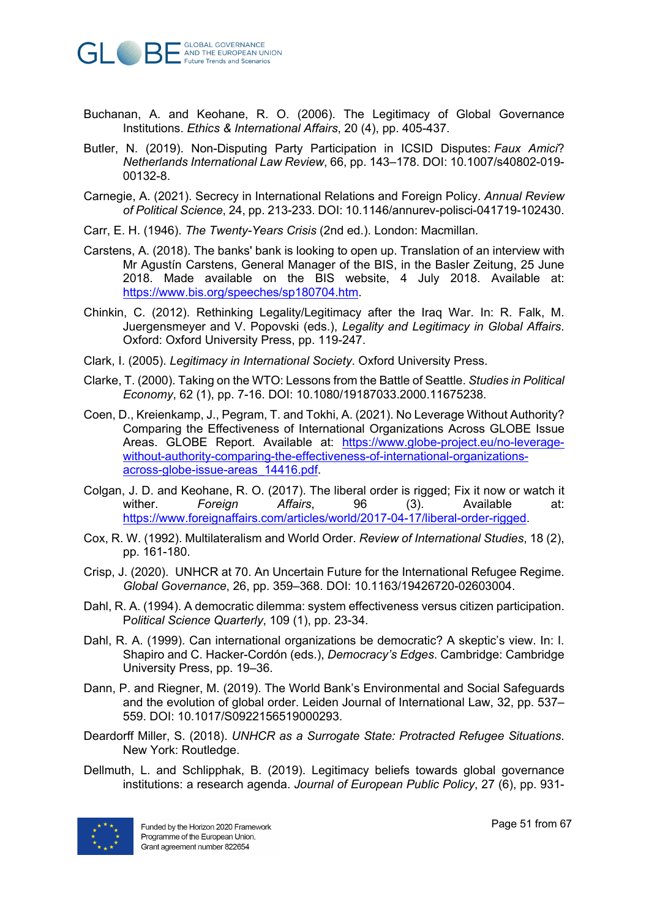Buchanan, A. and Keohane, R. O. (2006). The Legitimacy of Global Governance Institutions. *Ethics & International Affairs*, 20 (4), pp. 405-437.

Butler, N. (2019). Non-Disputing Party Participation in ICSID Disputes: *Faux Amici*? *Netherlands International Law Review*, 66, pp. 143–178. DOI: 10.1007/s40802-019-00132-8.

Carnegie, A. (2021). Secrecy in International Relations and Foreign Policy. *Annual Review of Political Science*, 24, pp. 213-233. DOI: 10.1146/annurev-polisci-041719-102430.

Carr, E. H. (1946). *The Twenty-Years Crisis* (2nd ed.). London: Macmillan.

Carstens, A. (2018). The banks' bank is looking to open up. Translation of an interview with Mr Agustín Carstens, General Manager of the BIS, in the Basler Zeitung, 25 June 2018. Made available on the BIS website, 4 July 2018. Available at: https://www.bis.org/speeches/sp180704.htm.

Chinkin, C. (2012). Rethinking Legality/Legitimacy after the Iraq War. In: R. Falk, M. Juergensmeyer and V. Popovski (eds.), *Legality and Legitimacy in Global Affairs*. Oxford: Oxford University Press, pp. 119-247.

Clark, I. (2005). *Legitimacy in International Society*. Oxford University Press.

Clarke, T. (2000). Taking on the WTO: Lessons from the Battle of Seattle. *Studies in Political Economy*, 62 (1), pp. 7-16. DOI: 10.1080/19187033.2000.11675238.

Coen, D., Kreienkamp, J., Pegram, T. and Tokhi, A. (2021). No Leverage Without Authority? Comparing the Effectiveness of International Organizations Across GLOBE Issue Areas. GLOBE Report. Available at: https://www.globe-project.eu/no-leverage-without-authority-comparing-the-effectiveness-of-international-organizations-across-globe-issue-areas_14416.pdf.

Colgan, J. D. and Keohane, R. O. (2017). The liberal order is rigged; Fix it now or watch it wither. *Foreign Affairs*, 96 (3). Available at: https://www.foreignaffairs.com/articles/world/2017-04-17/liberal-order-rigged.

Cox, R. W. (1992). Multilateralism and World Order. *Review of International Studies*, 18 (2), pp. 161-180.

Crisp, J. (2020). UNHCR at 70. An Uncertain Future for the International Refugee Regime. *Global Governance*, 26, pp. 359–368. DOI: 10.1163/19426720-02603004.

Dahl, R. A. (1994). A democratic dilemma: system effectiveness versus citizen participation. *Political Science Quarterly*, 109 (1), pp. 23-34.

Dahl, R. A. (1999). Can international organizations be democratic? A skeptic's view. In: I. Shapiro and C. Hacker-Cordón (eds.), *Democracy's Edges*. Cambridge: Cambridge University Press, pp. 19–36.

Dann, P. and Riegner, M. (2019). The World Bank's Environmental and Social Safeguards and the evolution of global order. Leiden Journal of International Law, 32, pp. 537–559. DOI: 10.1017/S0922156519000293.

Deardorff Miller, S. (2018). *UNHCR as a Surrogate State: Protracted Refugee Situations*. New York: Routledge.

Dellmuth, L. and Schlipphak, B. (2019). Legitimacy beliefs towards global governance institutions: a research agenda. *Journal of European Public Policy*, 27 (6), pp. 931-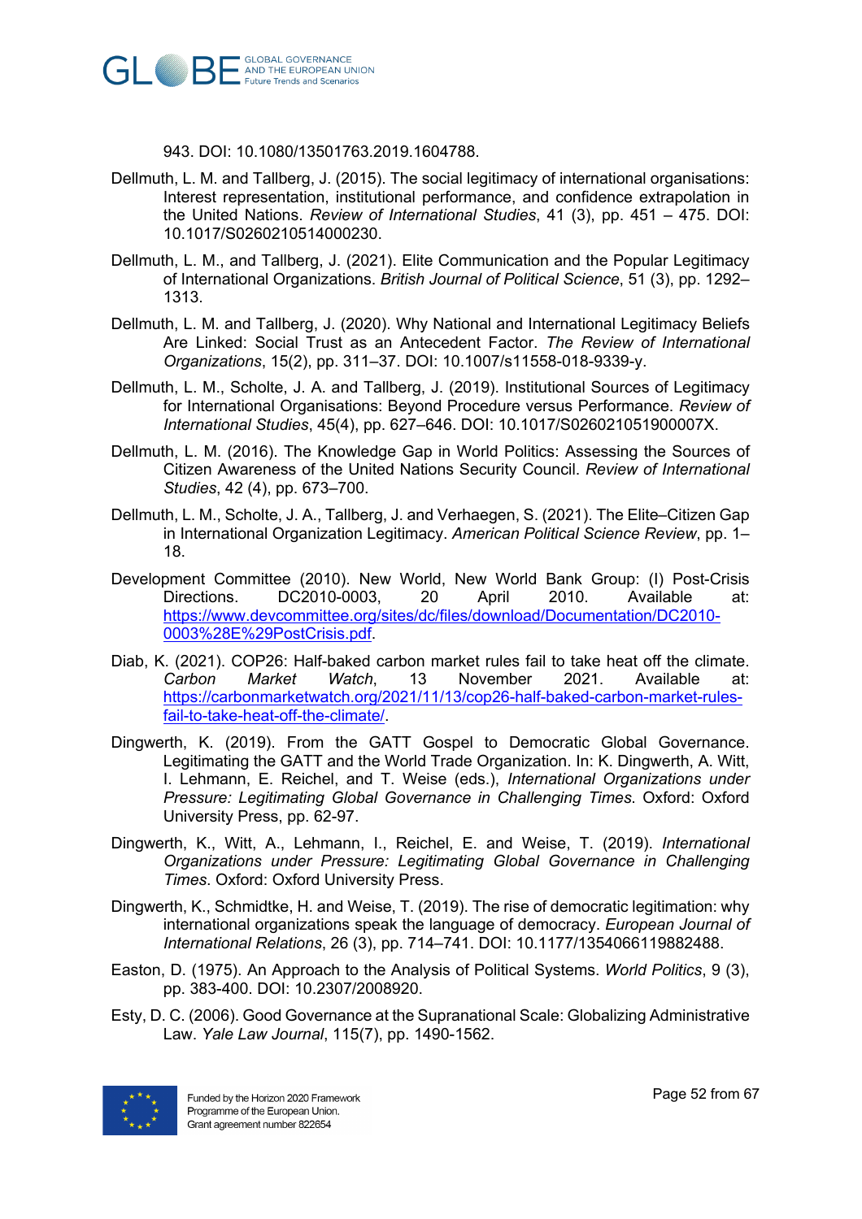943. DOI: 10.1080/13501763.2019.1604788.

Dellmuth, L. M. and Tallberg, J. (2015). The social legitimacy of international organisations: Interest representation, institutional performance, and confidence extrapolation in the United Nations. *Review of International Studies*, 41 (3), pp. 451 – 475. DOI: 10.1017/S0260210514000230.

Dellmuth, L. M., and Tallberg, J. (2021). Elite Communication and the Popular Legitimacy of International Organizations. *British Journal of Political Science*, 51 (3), pp. 1292–1313.

Dellmuth, L. M. and Tallberg, J. (2020). Why National and International Legitimacy Beliefs Are Linked: Social Trust as an Antecedent Factor. *The Review of International Organizations*, 15(2), pp. 311–37. DOI: 10.1007/s11558-018-9339-y.

Dellmuth, L. M., Scholte, J. A. and Tallberg, J. (2019). Institutional Sources of Legitimacy for International Organisations: Beyond Procedure versus Performance. *Review of International Studies*, 45(4), pp. 627–646. DOI: 10.1017/S026021051900007X.

Dellmuth, L. M. (2016). The Knowledge Gap in World Politics: Assessing the Sources of Citizen Awareness of the United Nations Security Council. *Review of International Studies*, 42 (4), pp. 673–700.

Dellmuth, L. M., Scholte, J. A., Tallberg, J. and Verhaegen, S. (2021). The Elite–Citizen Gap in International Organization Legitimacy. *American Political Science Review*, pp. 1–18.

Development Committee (2010). New World, New World Bank Group: (I) Post-Crisis Directions. DC2010-0003, 20 April 2010. Available at: https://www.devcommittee.org/sites/dc/files/download/Documentation/DC2010-0003%28E%29PostCrisis.pdf.

Diab, K. (2021). COP26: Half-baked carbon market rules fail to take heat off the climate. *Carbon Market Watch*, 13 November 2021. Available at: https://carbonmarketwatch.org/2021/11/13/cop26-half-baked-carbon-market-rules-fail-to-take-heat-off-the-climate/.

Dingwerth, K. (2019). From the GATT Gospel to Democratic Global Governance. Legitimating the GATT and the World Trade Organization. In: K. Dingwerth, A. Witt, I. Lehmann, E. Reichel, and T. Weise (eds.), *International Organizations under Pressure: Legitimating Global Governance in Challenging Times*. Oxford: Oxford University Press, pp. 62-97.

Dingwerth, K., Witt, A., Lehmann, I., Reichel, E. and Weise, T. (2019). *International Organizations under Pressure: Legitimating Global Governance in Challenging Times*. Oxford: Oxford University Press.

Dingwerth, K., Schmidtke, H. and Weise, T. (2019). The rise of democratic legitimation: why international organizations speak the language of democracy. *European Journal of International Relations*, 26 (3), pp. 714–741. DOI: 10.1177/1354066119882488.

Easton, D. (1975). An Approach to the Analysis of Political Systems. *World Politics*, 9 (3), pp. 383-400. DOI: 10.2307/2008920.

Esty, D. C. (2006). Good Governance at the Supranational Scale: Globalizing Administrative Law. *Yale Law Journal*, 115(7), pp. 1490-1562.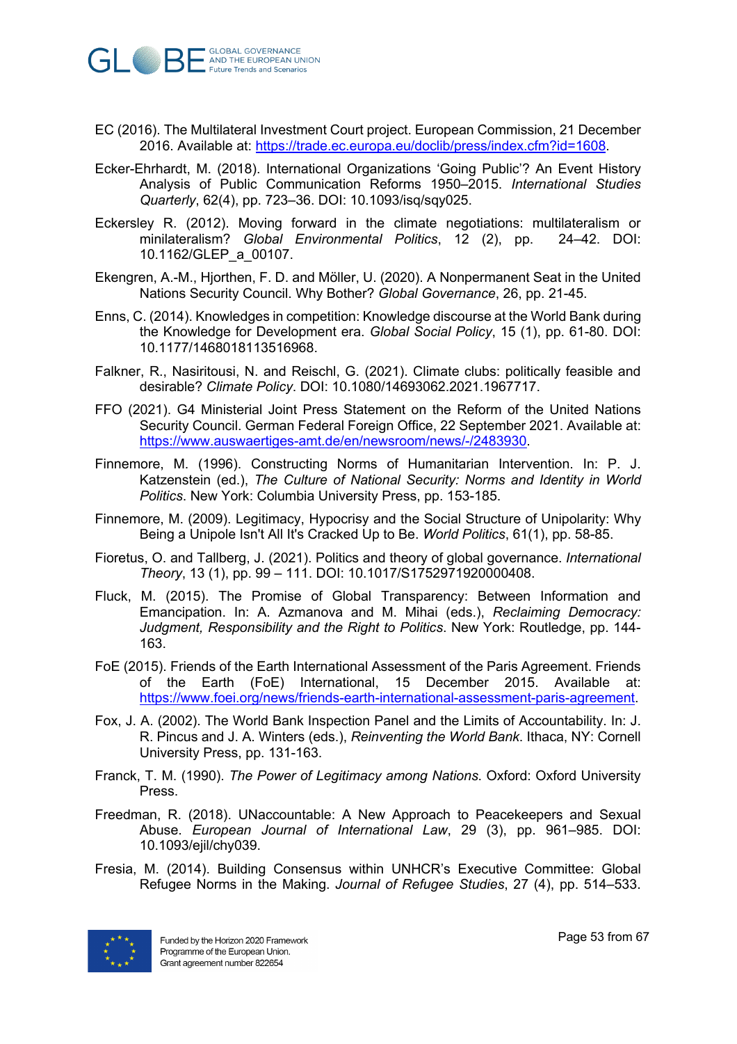EC (2016). The Multilateral Investment Court project. European Commission, 21 December 2016. Available at: https://trade.ec.europa.eu/doclib/press/index.cfm?id=1608.

Ecker-Ehrhardt, M. (2018). International Organizations 'Going Public'? An Event History Analysis of Public Communication Reforms 1950–2015. *International Studies Quarterly*, 62(4), pp. 723–36. DOI: 10.1093/isq/sqy025.

Eckersley R. (2012). Moving forward in the climate negotiations: multilateralism or minilateralism? *Global Environmental Politics*, 12 (2), pp. 24–42. DOI: 10.1162/GLEP_a_00107.

Ekengren, A.-M., Hjorthen, F. D. and Möller, U. (2020). A Nonpermanent Seat in the United Nations Security Council. Why Bother? *Global Governance*, 26, pp. 21-45.

Enns, C. (2014). Knowledges in competition: Knowledge discourse at the World Bank during the Knowledge for Development era. *Global Social Policy*, 15 (1), pp. 61-80. DOI: 10.1177/1468018113516968.

Falkner, R., Nasiritousi, N. and Reischl, G. (2021). Climate clubs: politically feasible and desirable? *Climate Policy*. DOI: 10.1080/14693062.2021.1967717.

FFO (2021). G4 Ministerial Joint Press Statement on the Reform of the United Nations Security Council. German Federal Foreign Office, 22 September 2021. Available at: https://www.auswaertiges-amt.de/en/newsroom/news/-/2483930.

Finnemore, M. (1996). Constructing Norms of Humanitarian Intervention. In: P. J. Katzenstein (ed.), *The Culture of National Security: Norms and Identity in World Politics*. New York: Columbia University Press, pp. 153-185.

Finnemore, M. (2009). Legitimacy, Hypocrisy and the Social Structure of Unipolarity: Why Being a Unipole Isn't All It's Cracked Up to Be. *World Politics*, 61(1), pp. 58-85.

Fioretus, O. and Tallberg, J. (2021). Politics and theory of global governance. *International Theory*, 13 (1), pp. 99 – 111. DOI: 10.1017/S1752971920000408.

Fluck, M. (2015). The Promise of Global Transparency: Between Information and Emancipation. In: A. Azmanova and M. Mihai (eds.), *Reclaiming Democracy: Judgment, Responsibility and the Right to Politics*. New York: Routledge, pp. 144-163.

FoE (2015). Friends of the Earth International Assessment of the Paris Agreement. Friends of the Earth (FoE) International, 15 December 2015. Available at: https://www.foei.org/news/friends-earth-international-assessment-paris-agreement.

Fox, J. A. (2002). The World Bank Inspection Panel and the Limits of Accountability. In: J. R. Pincus and J. A. Winters (eds.), *Reinventing the World Bank*. Ithaca, NY: Cornell University Press, pp. 131-163.

Franck, T. M. (1990). *The Power of Legitimacy among Nations*. Oxford: Oxford University Press.

Freedman, R. (2018). UNaccountable: A New Approach to Peacekeepers and Sexual Abuse. *European Journal of International Law*, 29 (3), pp. 961–985. DOI: 10.1093/ejil/chy039.

Fresia, M. (2014). Building Consensus within UNHCR's Executive Committee: Global Refugee Norms in the Making. *Journal of Refugee Studies*, 27 (4), pp. 514–533.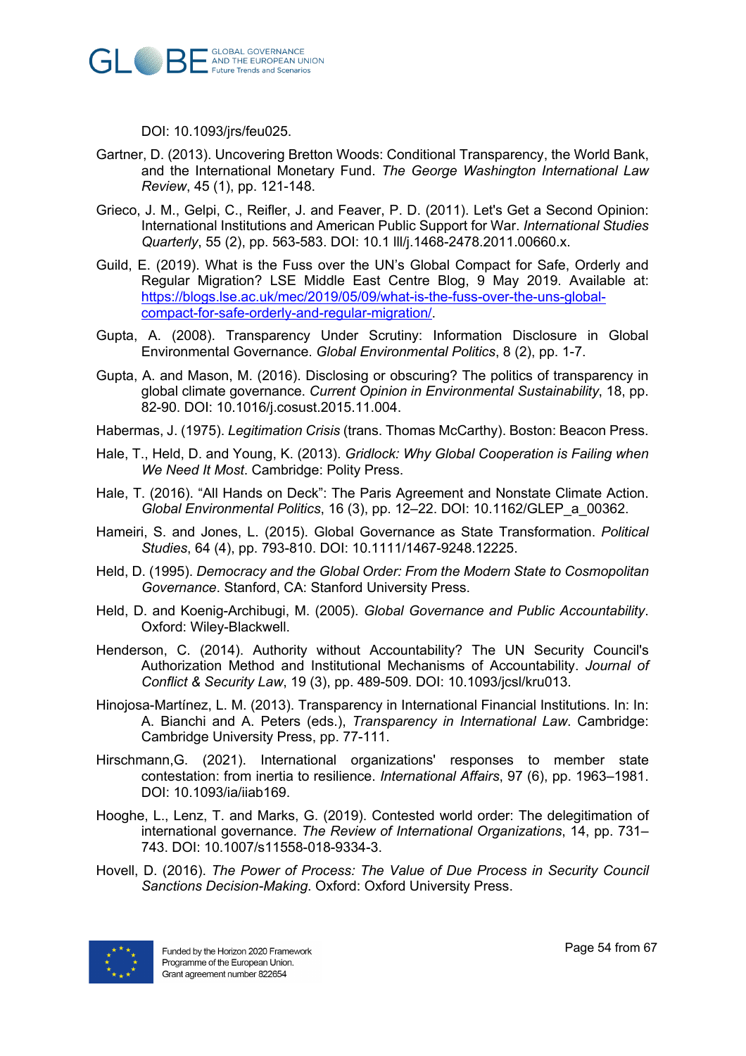DOI: 10.1093/jrs/feu025.

Gartner, D. (2013). Uncovering Bretton Woods: Conditional Transparency, the World Bank, and the International Monetary Fund. *The George Washington International Law Review*, 45 (1), pp. 121-148.

Grieco, J. M., Gelpi, C., Reifler, J. and Feaver, P. D. (2011). Let's Get a Second Opinion: International Institutions and American Public Support for War. *International Studies Quarterly*, 55 (2), pp. 563-583. DOI: 10.1 lll/j.1468-2478.2011.00660.x.

Guild, E. (2019). What is the Fuss over the UN's Global Compact for Safe, Orderly and Regular Migration? LSE Middle East Centre Blog, 9 May 2019. Available at: https://blogs.lse.ac.uk/mec/2019/05/09/what-is-the-fuss-over-the-uns-global-compact-for-safe-orderly-and-regular-migration/.

Gupta, A. (2008). Transparency Under Scrutiny: Information Disclosure in Global Environmental Governance. *Global Environmental Politics*, 8 (2), pp. 1-7.

Gupta, A. and Mason, M. (2016). Disclosing or obscuring? The politics of transparency in global climate governance. *Current Opinion in Environmental Sustainability*, 18, pp. 82-90. DOI: 10.1016/j.cosust.2015.11.004.

Habermas, J. (1975). *Legitimation Crisis* (trans. Thomas McCarthy). Boston: Beacon Press.

Hale, T., Held, D. and Young, K. (2013). *Gridlock: Why Global Cooperation is Failing when We Need It Most*. Cambridge: Polity Press.

Hale, T. (2016). "All Hands on Deck": The Paris Agreement and Nonstate Climate Action. *Global Environmental Politics*, 16 (3), pp. 12–22. DOI: 10.1162/GLEP_a_00362.

Hameiri, S. and Jones, L. (2015). Global Governance as State Transformation. *Political Studies*, 64 (4), pp. 793-810. DOI: 10.1111/1467-9248.12225.

Held, D. (1995). *Democracy and the Global Order: From the Modern State to Cosmopolitan Governance*. Stanford, CA: Stanford University Press.

Held, D. and Koenig-Archibugi, M. (2005). *Global Governance and Public Accountability*. Oxford: Wiley-Blackwell.

Henderson, C. (2014). Authority without Accountability? The UN Security Council's Authorization Method and Institutional Mechanisms of Accountability. *Journal of Conflict & Security Law*, 19 (3), pp. 489-509. DOI: 10.1093/jcsl/kru013.

Hinojosa-Martínez, L. M. (2013). Transparency in International Financial Institutions. In: In: A. Bianchi and A. Peters (eds.), *Transparency in International Law*. Cambridge: Cambridge University Press, pp. 77-111.

Hirschmann,G. (2021). International organizations' responses to member state contestation: from inertia to resilience. *International Affairs*, 97 (6), pp. 1963–1981. DOI: 10.1093/ia/iiab169.

Hooghe, L., Lenz, T. and Marks, G. (2019). Contested world order: The delegitimation of international governance. *The Review of International Organizations*, 14, pp. 731–743. DOI: 10.1007/s11558-018-9334-3.

Hovell, D. (2016). *The Power of Process: The Value of Due Process in Security Council Sanctions Decision-Making*. Oxford: Oxford University Press.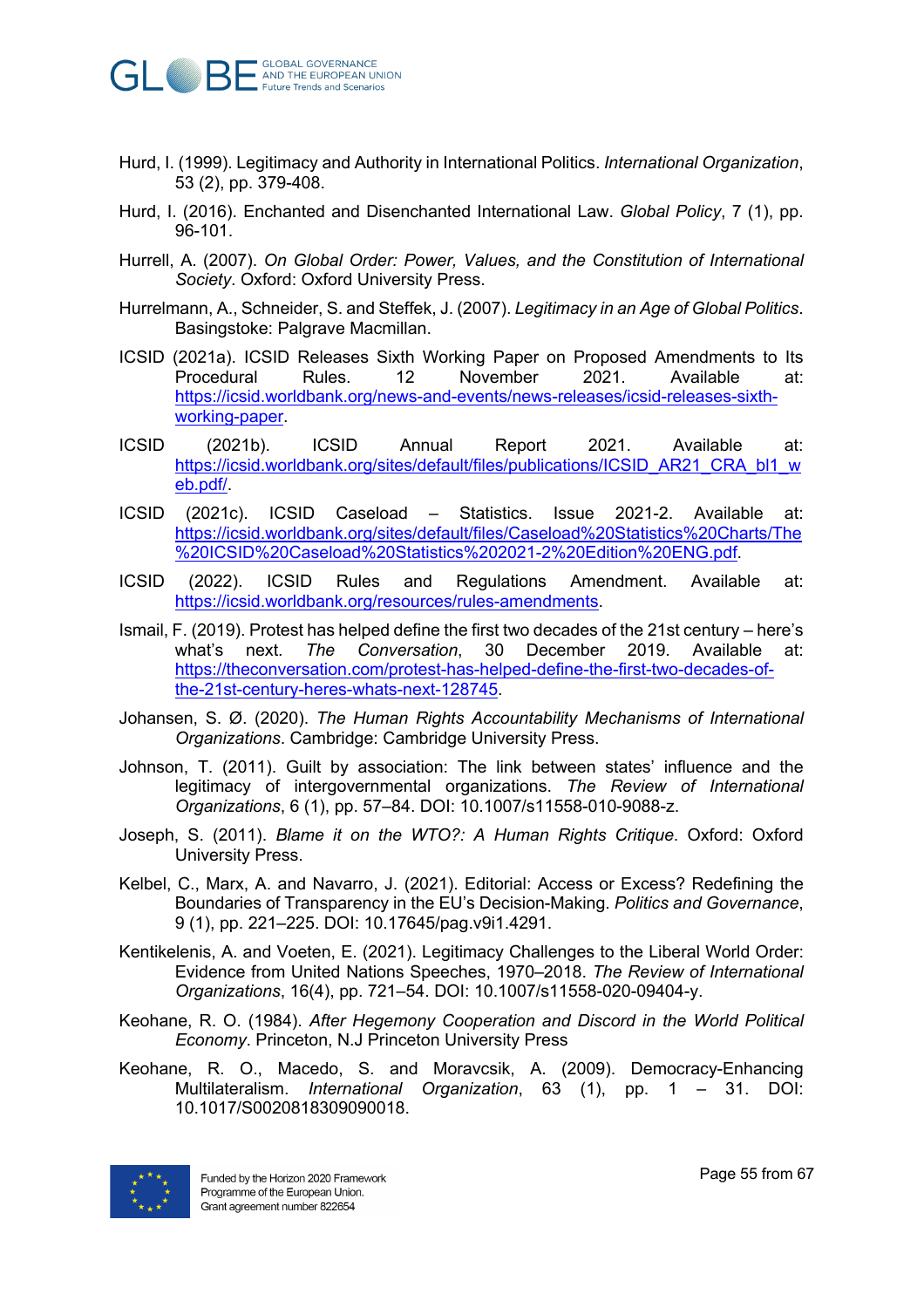Hurd, I. (1999). Legitimacy and Authority in International Politics. *International Organization*, 53 (2), pp. 379-408.

Hurd, I. (2016). Enchanted and Disenchanted International Law. *Global Policy*, 7 (1), pp. 96-101.

Hurrell, A. (2007). *On Global Order: Power, Values, and the Constitution of International Society*. Oxford: Oxford University Press.

Hurrelmann, A., Schneider, S. and Steffek, J. (2007). *Legitimacy in an Age of Global Politics*. Basingstoke: Palgrave Macmillan.

ICSID (2021a). ICSID Releases Sixth Working Paper on Proposed Amendments to Its Procedural Rules. 12 November 2021. Available at: https://icsid.worldbank.org/news-and-events/news-releases/icsid-releases-sixth-working-paper.

ICSID (2021b). ICSID Annual Report 2021. Available at: https://icsid.worldbank.org/sites/default/files/publications/ICSID_AR21_CRA_bl1_web.pdf/.

ICSID (2021c). ICSID Caseload – Statistics. Issue 2021-2. Available at: https://icsid.worldbank.org/sites/default/files/Caseload%20Statistics%20Charts/The%20ICSID%20Caseload%20Statistics%202021-2%20Edition%20ENG.pdf.

ICSID (2022). ICSID Rules and Regulations Amendment. Available at: https://icsid.worldbank.org/resources/rules-amendments.

Ismail, F. (2019). Protest has helped define the first two decades of the 21st century – here's what's next. *The Conversation*, 30 December 2019. Available at: https://theconversation.com/protest-has-helped-define-the-first-two-decades-of-the-21st-century-heres-whats-next-128745.

Johansen, S. Ø. (2020). *The Human Rights Accountability Mechanisms of International Organizations*. Cambridge: Cambridge University Press.

Johnson, T. (2011). Guilt by association: The link between states' influence and the legitimacy of intergovernmental organizations. *The Review of International Organizations*, 6 (1), pp. 57–84. DOI: 10.1007/s11558-010-9088-z.

Joseph, S. (2011). *Blame it on the WTO?: A Human Rights Critique*. Oxford: Oxford University Press.

Kelbel, C., Marx, A. and Navarro, J. (2021). Editorial: Access or Excess? Redefining the Boundaries of Transparency in the EU's Decision-Making. *Politics and Governance*, 9 (1), pp. 221–225. DOI: 10.17645/pag.v9i1.4291.

Kentikelenis, A. and Voeten, E. (2021). Legitimacy Challenges to the Liberal World Order: Evidence from United Nations Speeches, 1970–2018. *The Review of International Organizations*, 16(4), pp. 721–54. DOI: 10.1007/s11558-020-09404-y.

Keohane, R. O. (1984). *After Hegemony Cooperation and Discord in the World Political Economy*. Princeton, N.J Princeton University Press

Keohane, R. O., Macedo, S. and Moravcsik, A. (2009). Democracy-Enhancing Multilateralism. *International Organization*, 63 (1), pp. 1 – 31. DOI: 10.1017/S0020818309090018.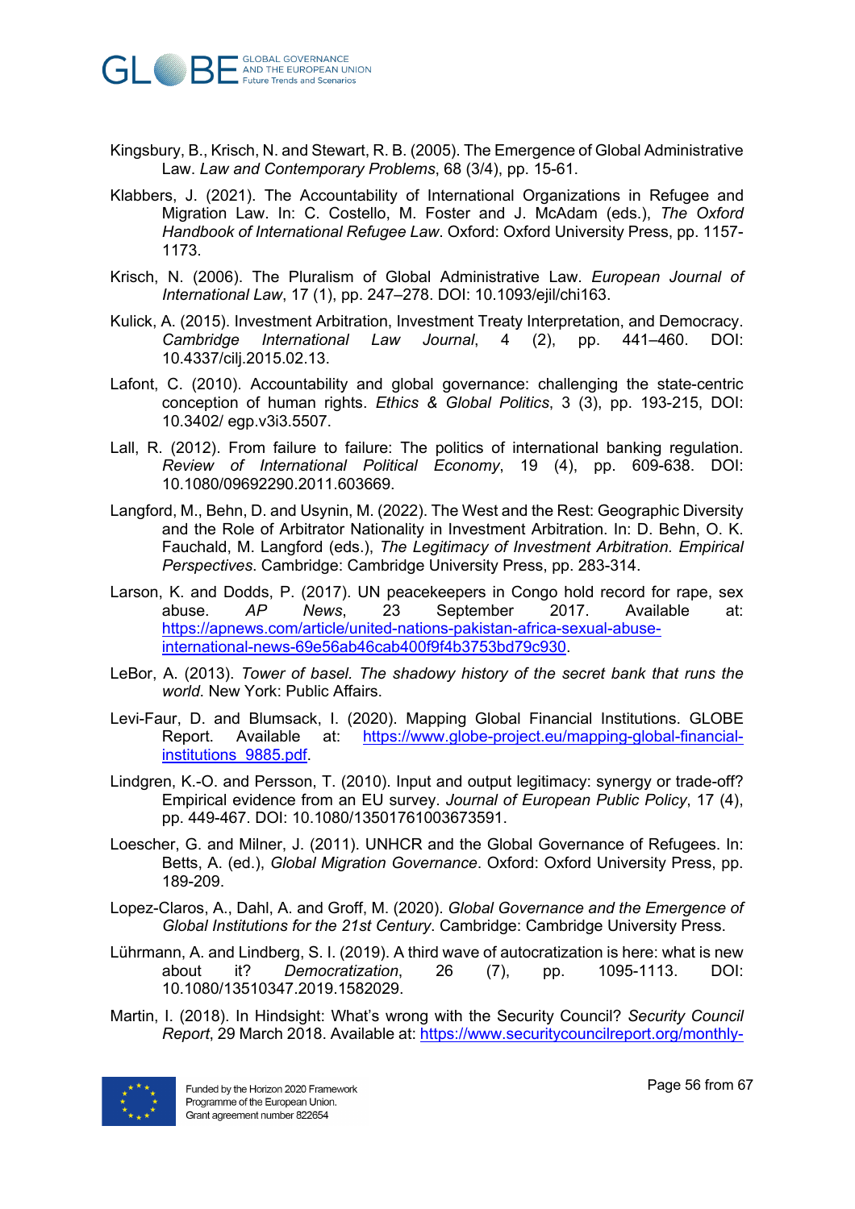Kingsbury, B., Krisch, N. and Stewart, R. B. (2005). The Emergence of Global Administrative Law. *Law and Contemporary Problems*, 68 (3/4), pp. 15-61.

Klabbers, J. (2021). The Accountability of International Organizations in Refugee and Migration Law. In: C. Costello, M. Foster and J. McAdam (eds.), *The Oxford Handbook of International Refugee Law*. Oxford: Oxford University Press, pp. 1157-1173.

Krisch, N. (2006). The Pluralism of Global Administrative Law. *European Journal of International Law*, 17 (1), pp. 247–278. DOI: 10.1093/ejil/chi163.

Kulick, A. (2015). Investment Arbitration, Investment Treaty Interpretation, and Democracy. *Cambridge International Law Journal*, 4 (2), pp. 441–460. DOI: 10.4337/cilj.2015.02.13.

Lafont, C. (2010). Accountability and global governance: challenging the state-centric conception of human rights. *Ethics & Global Politics*, 3 (3), pp. 193-215, DOI: 10.3402/ egp.v3i3.5507.

Lall, R. (2012). From failure to failure: The politics of international banking regulation. *Review of International Political Economy*, 19 (4), pp. 609-638. DOI: 10.1080/09692290.2011.603669.

Langford, M., Behn, D. and Usynin, M. (2022). The West and the Rest: Geographic Diversity and the Role of Arbitrator Nationality in Investment Arbitration. In: D. Behn, O. K. Fauchald, M. Langford (eds.), *The Legitimacy of Investment Arbitration. Empirical Perspectives*. Cambridge: Cambridge University Press, pp. 283-314.

Larson, K. and Dodds, P. (2017). UN peacekeepers in Congo hold record for rape, sex abuse. *AP News*, 23 September 2017. Available at: [https://apnews.com/article/united-nations-pakistan-africa-sexual-abuse-international-news-69e56ab46cab400f9f4b3753bd79c930](https://apnews.com/article/united-nations-pakistan-africa-sexual-abuse-international-news-69e56ab46cab400f9f4b3753bd79c930).

LeBor, A. (2013). *Tower of basel. The shadowy history of the secret bank that runs the world*. New York: Public Affairs.

Levi-Faur, D. and Blumsack, I. (2020). Mapping Global Financial Institutions. GLOBE Report. Available at: [https://www.globe-project.eu/mapping-global-financial-institutions_9885.pdf](https://www.globe-project.eu/mapping-global-financial-institutions_9885.pdf).

Lindgren, K.-O. and Persson, T. (2010). Input and output legitimacy: synergy or trade-off? Empirical evidence from an EU survey. *Journal of European Public Policy*, 17 (4), pp. 449-467. DOI: 10.1080/13501761003673591.

Loescher, G. and Milner, J. (2011). UNHCR and the Global Governance of Refugees. In: Betts, A. (ed.), *Global Migration Governance*. Oxford: Oxford University Press, pp. 189-209.

Lopez-Claros, A., Dahl, A. and Groff, M. (2020). *Global Governance and the Emergence of Global Institutions for the 21st Century*. Cambridge: Cambridge University Press.

Lührmann, A. and Lindberg, S. I. (2019). A third wave of autocratization is here: what is new about it? *Democratization*, 26 (7), pp. 1095-1113. DOI: 10.1080/13510347.2019.1582029.

Martin, I. (2018). In Hindsight: What's wrong with the Security Council? *Security Council Report*, 29 March 2018. Available at: https://www.securitycouncilreport.org/monthly-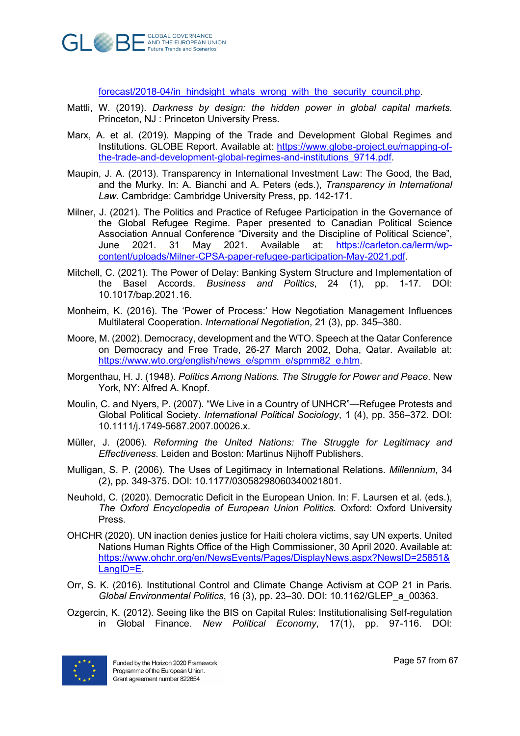forecast/2018-04/in_hindsight_whats_wrong_with_the_security_council.php.

Mattli, W. (2019). *Darkness by design: the hidden power in global capital markets*. Princeton, NJ : Princeton University Press.

Marx, A. et al. (2019). Mapping of the Trade and Development Global Regimes and Institutions. GLOBE Report. Available at: https://www.globe-project.eu/mapping-of-the-trade-and-development-global-regimes-and-institutions_9714.pdf.

Maupin, J. A. (2013). Transparency in International Investment Law: The Good, the Bad, and the Murky. In: A. Bianchi and A. Peters (eds.), *Transparency in International Law*. Cambridge: Cambridge University Press, pp. 142-171.

Milner, J. (2021). The Politics and Practice of Refugee Participation in the Governance of the Global Refugee Regime. Paper presented to Canadian Political Science Association Annual Conference "Diversity and the Discipline of Political Science", June 2021. 31 May 2021. Available at: https://carleton.ca/lerrn/wp-content/uploads/Milner-CPSA-paper-refugee-participation-May-2021.pdf.

Mitchell, C. (2021). The Power of Delay: Banking System Structure and Implementation of the Basel Accords. *Business and Politics*, 24 (1), pp. 1-17. DOI: 10.1017/bap.2021.16.

Monheim, K. (2016). The 'Power of Process:' How Negotiation Management Influences Multilateral Cooperation. *International Negotiation*, 21 (3), pp. 345–380.

Moore, M. (2002). Democracy, development and the WTO. Speech at the Qatar Conference on Democracy and Free Trade, 26-27 March 2002, Doha, Qatar. Available at: https://www.wto.org/english/news_e/spmm_e/spmm82_e.htm.

Morgenthau, H. J. (1948). *Politics Among Nations. The Struggle for Power and Peace*. New York, NY: Alfred A. Knopf.

Moulin, C. and Nyers, P. (2007). "We Live in a Country of UNHCR"—Refugee Protests and Global Political Society. *International Political Sociology*, 1 (4), pp. 356–372. DOI: 10.1111/j.1749-5687.2007.00026.x.

Müller, J. (2006). *Reforming the United Nations: The Struggle for Legitimacy and Effectiveness*. Leiden and Boston: Martinus Nijhoff Publishers.

Mulligan, S. P. (2006). The Uses of Legitimacy in International Relations. *Millennium*, 34 (2), pp. 349-375. DOI: 10.1177/03058298060340021801.

Neuhold, C. (2020). Democratic Deficit in the European Union. In: F. Laursen et al. (eds.), *The Oxford Encyclopedia of European Union Politics*. Oxford: Oxford University Press.

OHCHR (2020). UN inaction denies justice for Haiti cholera victims, say UN experts. United Nations Human Rights Office of the High Commissioner, 30 April 2020. Available at: https://www.ohchr.org/en/NewsEvents/Pages/DisplayNews.aspx?NewsID=25851&LangID=E.

Orr, S. K. (2016). Institutional Control and Climate Change Activism at COP 21 in Paris. *Global Environmental Politics*, 16 (3), pp. 23–30. DOI: 10.1162/GLEP_a_00363.

Ozgercin, K. (2012). Seeing like the BIS on Capital Rules: Institutionalising Self-regulation in Global Finance. *New Political Economy*, 17(1), pp. 97-116. DOI: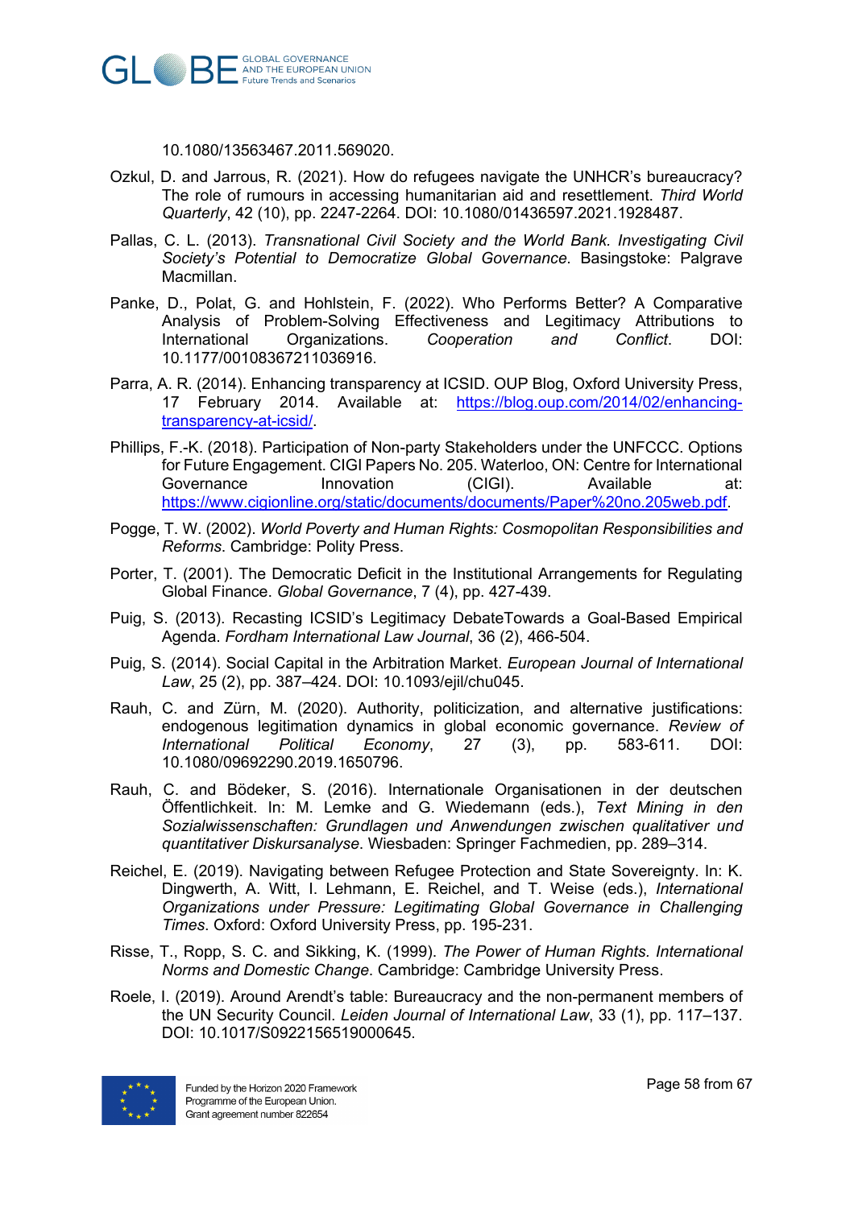10.1080/13563467.2011.569020.

Ozkul, D. and Jarrous, R. (2021). How do refugees navigate the UNHCR's bureaucracy? The role of rumours in accessing humanitarian aid and resettlement. *Third World Quarterly*, 42 (10), pp. 2247-2264. DOI: 10.1080/01436597.2021.1928487.

Pallas, C. L. (2013). *Transnational Civil Society and the World Bank. Investigating Civil Society's Potential to Democratize Global Governance*. Basingstoke: Palgrave Macmillan.

Panke, D., Polat, G. and Hohlstein, F. (2022). Who Performs Better? A Comparative Analysis of Problem-Solving Effectiveness and Legitimacy Attributions to International Organizations. *Cooperation and Conflict*. DOI: 10.1177/00108367211036916.

Parra, A. R. (2014). Enhancing transparency at ICSID. OUP Blog, Oxford University Press, 17 February 2014. Available at: https://blog.oup.com/2014/02/enhancing-transparency-at-icsid/.

Phillips, F.-K. (2018). Participation of Non-party Stakeholders under the UNFCCC. Options for Future Engagement. CIGI Papers No. 205. Waterloo, ON: Centre for International Governance Innovation (CIGI). Available at: https://www.cigionline.org/static/documents/documents/Paper%20no.205web.pdf.

Pogge, T. W. (2002). *World Poverty and Human Rights: Cosmopolitan Responsibilities and Reforms*. Cambridge: Polity Press.

Porter, T. (2001). The Democratic Deficit in the Institutional Arrangements for Regulating Global Finance. *Global Governance*, 7 (4), pp. 427-439.

Puig, S. (2013). Recasting ICSID's Legitimacy DebateTowards a Goal-Based Empirical Agenda. *Fordham International Law Journal*, 36 (2), 466-504.

Puig, S. (2014). Social Capital in the Arbitration Market. *European Journal of International Law*, 25 (2), pp. 387–424. DOI: 10.1093/ejil/chu045.

Rauh, C. and Zürn, M. (2020). Authority, politicization, and alternative justifications: endogenous legitimation dynamics in global economic governance. *Review of International Political Economy*, 27 (3), pp. 583-611. DOI: 10.1080/09692290.2019.1650796.

Rauh, C. and Bödeker, S. (2016). Internationale Organisationen in der deutschen Öffentlichkeit. In: M. Lemke and G. Wiedemann (eds.), *Text Mining in den Sozialwissenschaften: Grundlagen und Anwendungen zwischen qualitativer und quantitativer Diskursanalyse*. Wiesbaden: Springer Fachmedien, pp. 289–314.

Reichel, E. (2019). Navigating between Refugee Protection and State Sovereignty. In: K. Dingwerth, A. Witt, I. Lehmann, E. Reichel, and T. Weise (eds.), *International Organizations under Pressure: Legitimating Global Governance in Challenging Times*. Oxford: Oxford University Press, pp. 195-231.

Risse, T., Ropp, S. C. and Sikking, K. (1999). *The Power of Human Rights. International Norms and Domestic Change*. Cambridge: Cambridge University Press.

Roele, I. (2019). Around Arendt's table: Bureaucracy and the non-permanent members of the UN Security Council. *Leiden Journal of International Law*, 33 (1), pp. 117–137. DOI: 10.1017/S0922156519000645.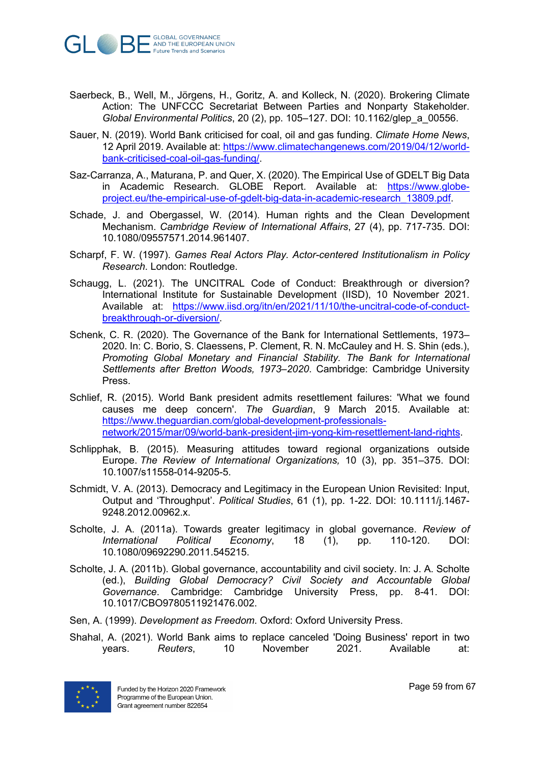Saerbeck, B., Well, M., Jörgens, H., Goritz, A. and Kolleck, N. (2020). Brokering Climate Action: The UNFCCC Secretariat Between Parties and Nonparty Stakeholder. *Global Environmental Politics*, 20 (2), pp. 105–127. DOI: 10.1162/glep_a_00556.

Sauer, N. (2019). World Bank criticised for coal, oil and gas funding. *Climate Home News*, 12 April 2019. Available at: https://www.climatechangenews.com/2019/04/12/world-bank-criticised-coal-oil-gas-funding/.

Saz-Carranza, A., Maturana, P. and Quer, X. (2020). The Empirical Use of GDELT Big Data in Academic Research. GLOBE Report. Available at: https://www.globe-project.eu/the-empirical-use-of-gdelt-big-data-in-academic-research_13809.pdf.

Schade, J. and Obergassel, W. (2014). Human rights and the Clean Development Mechanism. *Cambridge Review of International Affairs*, 27 (4), pp. 717-735. DOI: 10.1080/09557571.2014.961407.

Scharpf, F. W. (1997). *Games Real Actors Play. Actor-centered Institutionalism in Policy Research*. London: Routledge.

Schaugg, L. (2021). The UNCITRAL Code of Conduct: Breakthrough or diversion? International Institute for Sustainable Development (IISD), 10 November 2021. Available at: https://www.iisd.org/itn/en/2021/11/10/the-uncitral-code-of-conduct-breakthrough-or-diversion/.

Schenk, C. R. (2020). The Governance of the Bank for International Settlements, 1973–2020. In: C. Borio, S. Claessens, P. Clement, R. N. McCauley and H. S. Shin (eds.), *Promoting Global Monetary and Financial Stability. The Bank for International Settlements after Bretton Woods, 1973–2020*. Cambridge: Cambridge University Press.

Schlief, R. (2015). World Bank president admits resettlement failures: 'What we found causes me deep concern'. *The Guardian*, 9 March 2015. Available at: https://www.theguardian.com/global-development-professionals-network/2015/mar/09/world-bank-president-jim-yong-kim-resettlement-land-rights.

Schlipphak, B. (2015). Measuring attitudes toward regional organizations outside Europe. *The Review of International Organizations,* 10 (3), pp. 351–375. DOI: 10.1007/s11558-014-9205-5.

Schmidt, V. A. (2013). Democracy and Legitimacy in the European Union Revisited: Input, Output and 'Throughput'. *Political Studies*, 61 (1), pp. 1-22. DOI: 10.1111/j.1467-9248.2012.00962.x.

Scholte, J. A. (2011a). Towards greater legitimacy in global governance. *Review of International Political Economy*, 18 (1), pp. 110-120. DOI: 10.1080/09692290.2011.545215.

Scholte, J. A. (2011b). Global governance, accountability and civil society. In: J. A. Scholte (ed.), *Building Global Democracy? Civil Society and Accountable Global Governance*. Cambridge: Cambridge University Press, pp. 8-41. DOI: 10.1017/CBO9780511921476.002.

Sen, A. (1999). *Development as Freedom*. Oxford: Oxford University Press.

Shahal, A. (2021). World Bank aims to replace canceled 'Doing Business' report in two years. *Reuters*, 10 November 2021. Available at: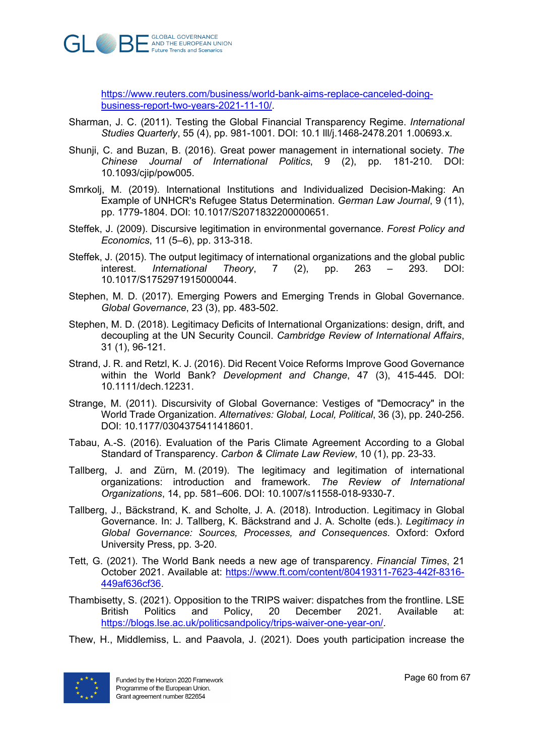https://www.reuters.com/business/world-bank-aims-replace-canceled-doing-business-report-two-years-2021-11-10/.

Sharman, J. C. (2011). Testing the Global Financial Transparency Regime. *International Studies Quarterly*, 55 (4), pp. 981-1001. DOI: 10.1 lll/j.1468-2478.201 1.00693.x.

Shunji, C. and Buzan, B. (2016). Great power management in international society. *The Chinese Journal of International Politics*, 9 (2), pp. 181-210. DOI: 10.1093/cjip/pow005.

Smrkolj, M. (2019). International Institutions and Individualized Decision-Making: An Example of UNHCR's Refugee Status Determination. *German Law Journal*, 9 (11), pp. 1779-1804. DOI: 10.1017/S2071832200000651.

Steffek, J. (2009). Discursive legitimation in environmental governance. *Forest Policy and Economics*, 11 (5–6), pp. 313-318.

Steffek, J. (2015). The output legitimacy of international organizations and the global public interest. *International Theory*, 7 (2), pp. 263 – 293. DOI: 10.1017/S1752971915000044.

Stephen, M. D. (2017). Emerging Powers and Emerging Trends in Global Governance. *Global Governance*, 23 (3), pp. 483-502.

Stephen, M. D. (2018). Legitimacy Deficits of International Organizations: design, drift, and decoupling at the UN Security Council. *Cambridge Review of International Affairs*, 31 (1), 96-121.

Strand, J. R. and Retzl, K. J. (2016). Did Recent Voice Reforms Improve Good Governance within the World Bank? *Development and Change*, 47 (3), 415-445. DOI: 10.1111/dech.12231.

Strange, M. (2011). Discursivity of Global Governance: Vestiges of "Democracy" in the World Trade Organization. *Alternatives: Global, Local, Political*, 36 (3), pp. 240-256. DOI: 10.1177/0304375411418601.

Tabau, A.-S. (2016). Evaluation of the Paris Climate Agreement According to a Global Standard of Transparency. *Carbon & Climate Law Review*, 10 (1), pp. 23-33.

Tallberg, J. and Zürn, M. (2019). The legitimacy and legitimation of international organizations: introduction and framework. *The Review of International Organizations*, 14, pp. 581–606. DOI: 10.1007/s11558-018-9330-7.

Tallberg, J., Bäckstrand, K. and Scholte, J. A. (2018). Introduction. Legitimacy in Global Governance. In: J. Tallberg, K. Bäckstrand and J. A. Scholte (eds.). *Legitimacy in Global Governance: Sources, Processes, and Consequences*. Oxford: Oxford University Press, pp. 3-20.

Tett, G. (2021). The World Bank needs a new age of transparency. *Financial Times*, 21 October 2021. Available at: https://www.ft.com/content/80419311-7623-442f-8316-449af636cf36.

Thambisetty, S. (2021). Opposition to the TRIPS waiver: dispatches from the frontline. LSE British Politics and Policy, 20 December 2021. Available at: https://blogs.lse.ac.uk/politicsandpolicy/trips-waiver-one-year-on/.

Thew, H., Middlemiss, L. and Paavola, J. (2021). Does youth participation increase the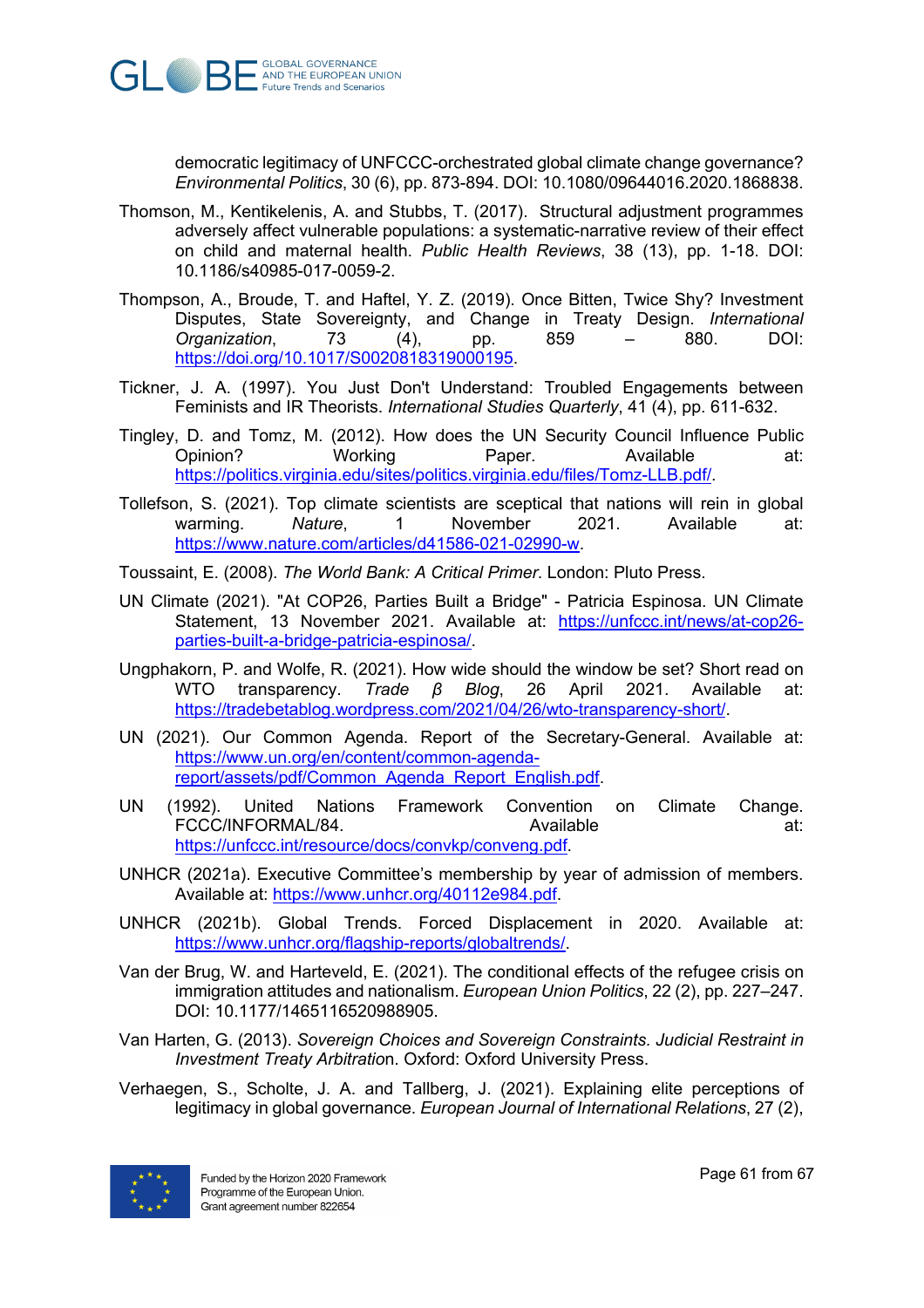democratic legitimacy of UNFCCC-orchestrated global climate change governance? *Environmental Politics*, 30 (6), pp. 873-894. DOI: 10.1080/09644016.2020.1868838.

Thomson, M., Kentikelenis, A. and Stubbs, T. (2017). Structural adjustment programmes adversely affect vulnerable populations: a systematic-narrative review of their effect on child and maternal health. *Public Health Reviews*, 38 (13), pp. 1-18. DOI: 10.1186/s40985-017-0059-2.

Thompson, A., Broude, T. and Haftel, Y. Z. (2019). Once Bitten, Twice Shy? Investment Disputes, State Sovereignty, and Change in Treaty Design. *International Organization*, 73 (4), pp. 859 – 880. DOI: https://doi.org/10.1017/S0020818319000195.

Tickner, J. A. (1997). You Just Don't Understand: Troubled Engagements between Feminists and IR Theorists. *International Studies Quarterly*, 41 (4), pp. 611-632.

Tingley, D. and Tomz, M. (2012). How does the UN Security Council Influence Public Opinion? Working Paper. Available at: https://politics.virginia.edu/sites/politics.virginia.edu/files/Tomz-LLB.pdf/.

Tollefson, S. (2021). Top climate scientists are sceptical that nations will rein in global warming. *Nature*, 1 November 2021. Available at: https://www.nature.com/articles/d41586-021-02990-w.

Toussaint, E. (2008). *The World Bank: A Critical Primer*. London: Pluto Press.

UN Climate (2021). "At COP26, Parties Built a Bridge" - Patricia Espinosa. UN Climate Statement, 13 November 2021. Available at: https://unfccc.int/news/at-cop26-parties-built-a-bridge-patricia-espinosa/.

Ungphakorn, P. and Wolfe, R. (2021). How wide should the window be set? Short read on WTO transparency. *Trade β Blog*, 26 April 2021. Available at: https://tradebetablog.wordpress.com/2021/04/26/wto-transparency-short/.

UN (2021). Our Common Agenda. Report of the Secretary-General. Available at: https://www.un.org/en/content/common-agenda-report/assets/pdf/Common_Agenda_Report_English.pdf.

UN (1992). United Nations Framework Convention on Climate Change. FCCC/INFORMAL/84. Available at: https://unfccc.int/resource/docs/convkp/conveng.pdf.

UNHCR (2021a). Executive Committee's membership by year of admission of members. Available at: https://www.unhcr.org/40112e984.pdf.

UNHCR (2021b). Global Trends. Forced Displacement in 2020. Available at: https://www.unhcr.org/flagship-reports/globaltrends/.

Van der Brug, W. and Harteveld, E. (2021). The conditional effects of the refugee crisis on immigration attitudes and nationalism. *European Union Politics*, 22 (2), pp. 227–247. DOI: 10.1177/1465116520988905.

Van Harten, G. (2013). *Sovereign Choices and Sovereign Constraints. Judicial Restraint in Investment Treaty Arbitration*. Oxford: Oxford University Press.

Verhaegen, S., Scholte, J. A. and Tallberg, J. (2021). Explaining elite perceptions of legitimacy in global governance. *European Journal of International Relations*, 27 (2),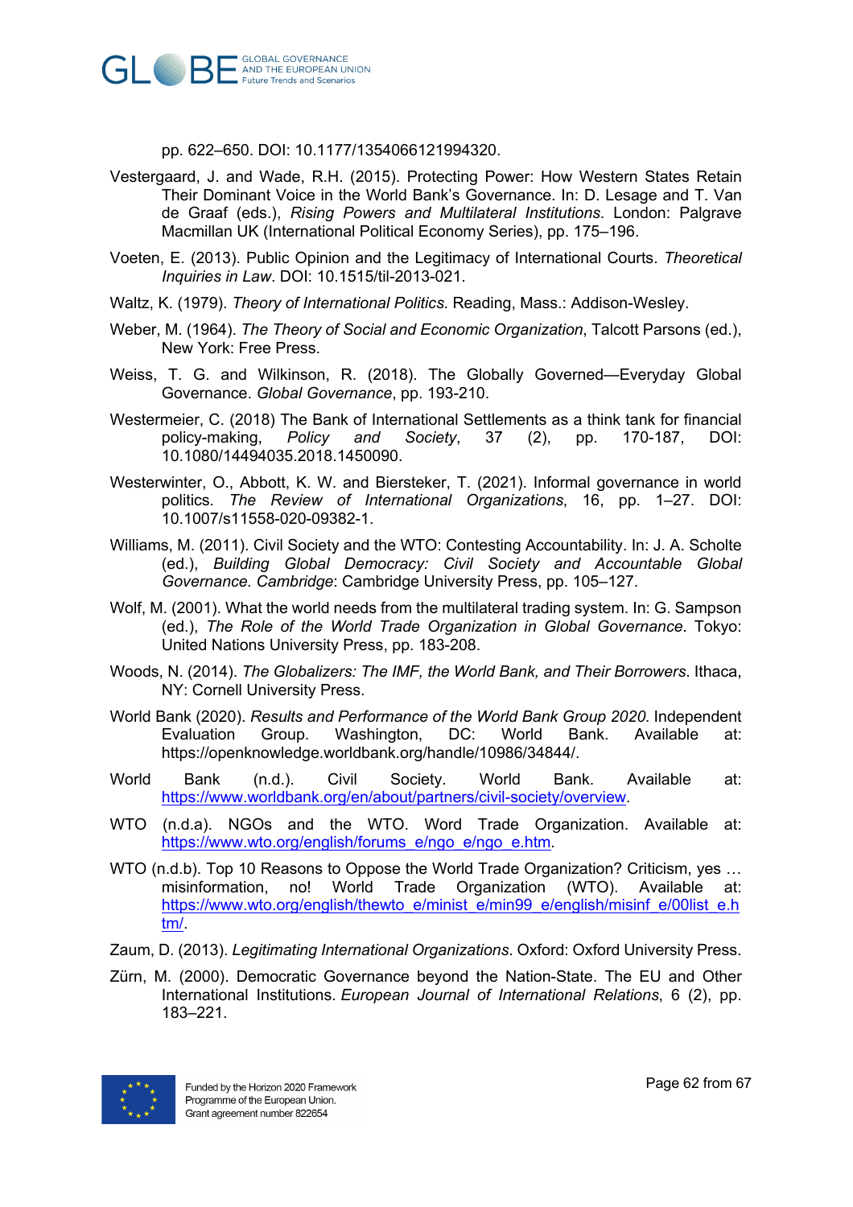pp. 622–650. DOI: 10.1177/1354066121994320.

Vestergaard, J. and Wade, R.H. (2015). Protecting Power: How Western States Retain Their Dominant Voice in the World Bank's Governance. In: D. Lesage and T. Van de Graaf (eds.), *Rising Powers and Multilateral Institutions*. London: Palgrave Macmillan UK (International Political Economy Series), pp. 175–196.

Voeten, E. (2013). Public Opinion and the Legitimacy of International Courts. *Theoretical Inquiries in Law*. DOI: 10.1515/til-2013-021.

Waltz, K. (1979). *Theory of International Politics*. Reading, Mass.: Addison-Wesley.

Weber, M. (1964). *The Theory of Social and Economic Organization*, Talcott Parsons (ed.), New York: Free Press.

Weiss, T. G. and Wilkinson, R. (2018). The Globally Governed—Everyday Global Governance. *Global Governance*, pp. 193-210.

Westermeier, C. (2018) The Bank of International Settlements as a think tank for financial policy-making, *Policy and Society*, 37 (2), pp. 170-187, DOI: 10.1080/14494035.2018.1450090.

Westerwinter, O., Abbott, K. W. and Biersteker, T. (2021). Informal governance in world politics. *The Review of International Organizations*, 16, pp. 1–27. DOI: 10.1007/s11558-020-09382-1.

Williams, M. (2011). Civil Society and the WTO: Contesting Accountability. In: J. A. Scholte (ed.), *Building Global Democracy: Civil Society and Accountable Global Governance. Cambridge*: Cambridge University Press, pp. 105–127.

Wolf, M. (2001). What the world needs from the multilateral trading system. In: G. Sampson (ed.), *The Role of the World Trade Organization in Global Governance*. Tokyo: United Nations University Press, pp. 183-208.

Woods, N. (2014). *The Globalizers: The IMF, the World Bank, and Their Borrowers*. Ithaca, NY: Cornell University Press.

World Bank (2020). *Results and Performance of the World Bank Group 2020.* Independent Evaluation Group. Washington, DC: World Bank. Available at: https://openknowledge.worldbank.org/handle/10986/34844/.

World Bank (n.d.). Civil Society. World Bank. Available at: https://www.worldbank.org/en/about/partners/civil-society/overview.

WTO (n.d.a). NGOs and the WTO. Word Trade Organization. Available at: https://www.wto.org/english/forums_e/ngo_e/ngo_e.htm.

WTO (n.d.b). Top 10 Reasons to Oppose the World Trade Organization? Criticism, yes … misinformation, no! World Trade Organization (WTO). Available at: https://www.wto.org/english/thewto_e/minist_e/min99_e/english/misinf_e/00list_e.htm/.

Zaum, D. (2013). *Legitimating International Organizations*. Oxford: Oxford University Press.

Zürn, M. (2000). Democratic Governance beyond the Nation-State. The EU and Other International Institutions. *European Journal of International Relations*, 6 (2), pp. 183–221.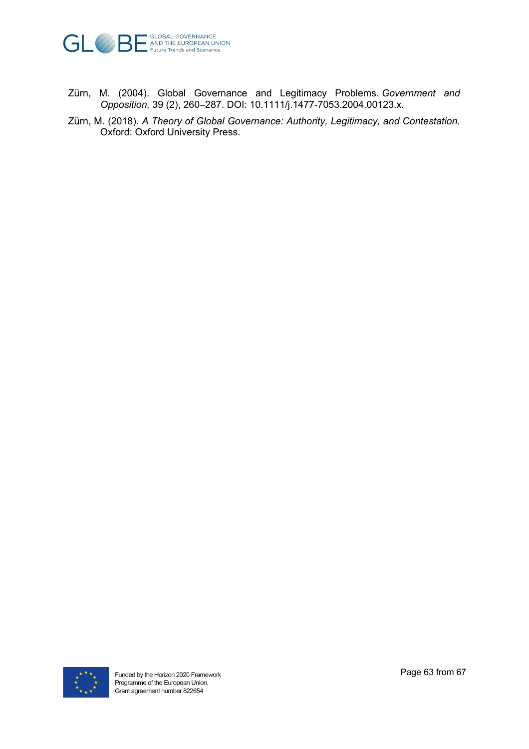Zürn, M. (2004). Global Governance and Legitimacy Problems. *Government and Opposition,* 39 (2), 260–287. DOI: 10.1111/j.1477-7053.2004.00123.x.

Zürn, M. (2018). *A Theory of Global Governance: Authority, Legitimacy, and Contestation*. Oxford: Oxford University Press.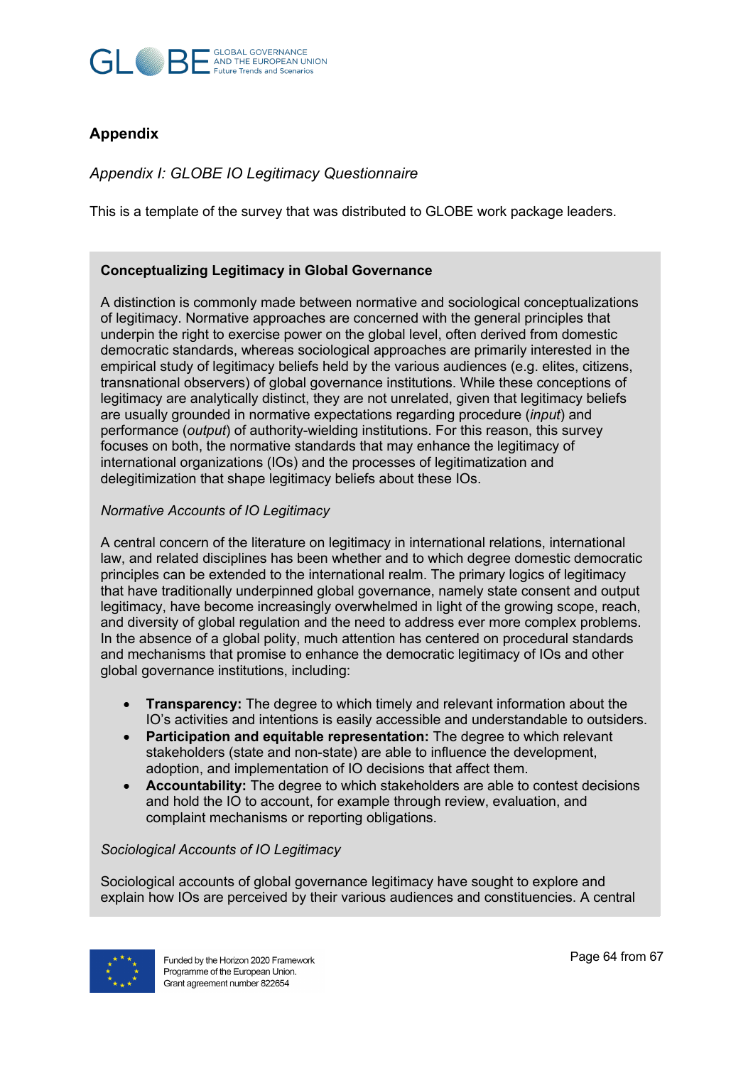## Appendix

### *Appendix I: GLOBE IO Legitimacy Questionnaire*

This is a template of the survey that was distributed to GLOBE work package leaders.

**Conceptualizing Legitimacy in Global Governance**

A distinction is commonly made between normative and sociological conceptualizations of legitimacy. Normative approaches are concerned with the general principles that underpin the right to exercise power on the global level, often derived from domestic democratic standards, whereas sociological approaches are primarily interested in the empirical study of legitimacy beliefs held by the various audiences (e.g. elites, citizens, transnational observers) of global governance institutions. While these conceptions of legitimacy are analytically distinct, they are not unrelated, given that legitimacy beliefs are usually grounded in normative expectations regarding procedure (*input*) and performance (*output*) of authority-wielding institutions. For this reason, this survey focuses on both, the normative standards that may enhance the legitimacy of international organizations (IOs) and the processes of legitimization and delegitimization that shape legitimacy beliefs about these IOs.

*Normative Accounts of IO Legitimacy*

A central concern of the literature on legitimacy in international relations, international law, and related disciplines has been whether and to which degree domestic democratic principles can be extended to the international realm. The primary logics of legitimacy that have traditionally underpinned global governance, namely state consent and output legitimacy, have become increasingly overwhelmed in light of the growing scope, reach, and diversity of global regulation and the need to address ever more complex problems. In the absence of a global polity, much attention has centered on procedural standards and mechanisms that promise to enhance the democratic legitimacy of IOs and other global governance institutions, including:

- **Transparency:** The degree to which timely and relevant information about the IO's activities and intentions is easily accessible and understandable to outsiders.
- **Participation and equitable representation:** The degree to which relevant stakeholders (state and non-state) are able to influence the development, adoption, and implementation of IO decisions that affect them.
- **Accountability:** The degree to which stakeholders are able to contest decisions and hold the IO to account, for example through review, evaluation, and complaint mechanisms or reporting obligations.

*Sociological Accounts of IO Legitimacy*

Sociological accounts of global governance legitimacy have sought to explore and explain how IOs are perceived by their various audiences and constituencies. A central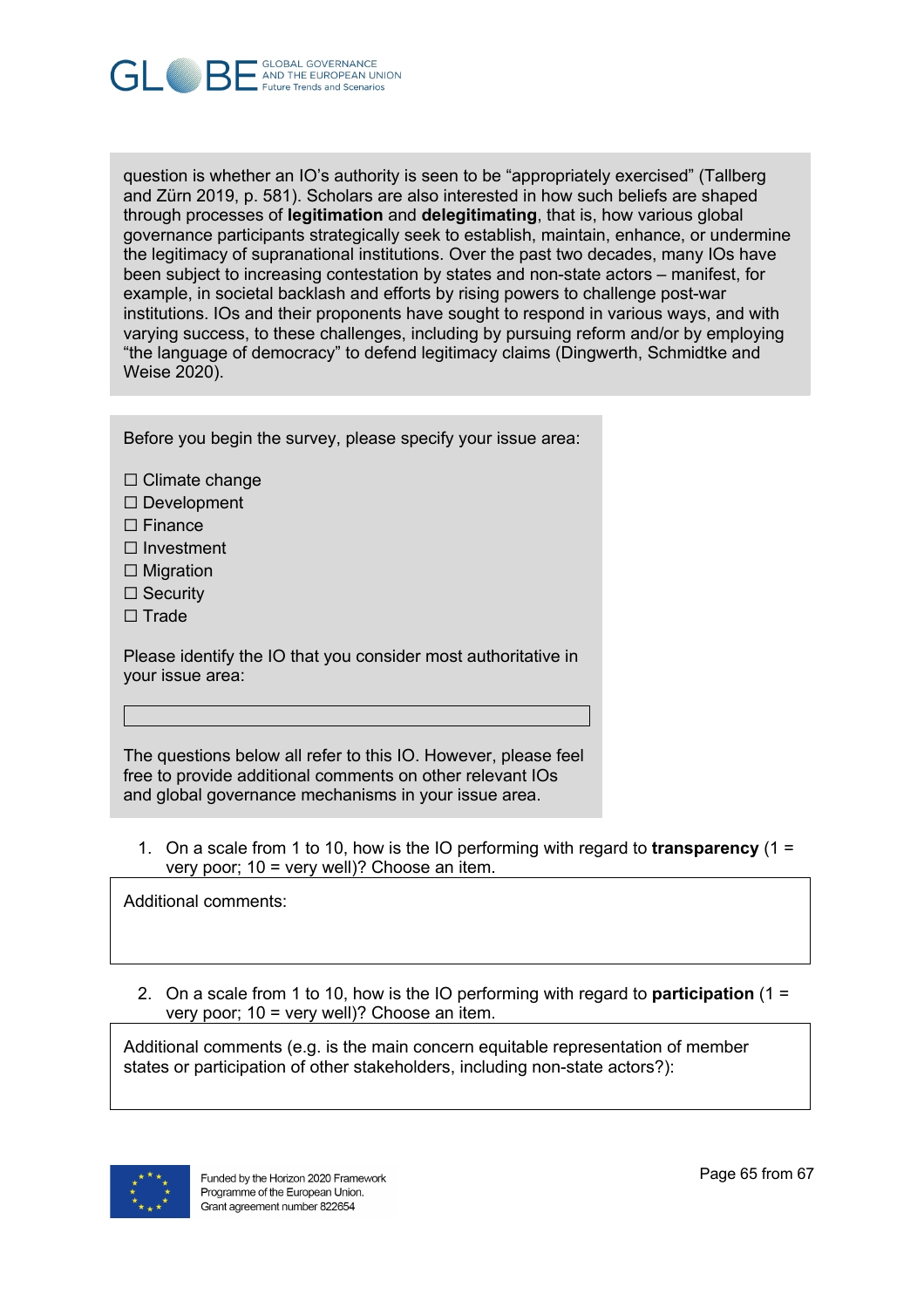question is whether an IO's authority is seen to be "appropriately exercised" (Tallberg and Zürn 2019, p. 581). Scholars are also interested in how such beliefs are shaped through processes of **legitimation** and **delegitimating**, that is, how various global governance participants strategically seek to establish, maintain, enhance, or undermine the legitimacy of supranational institutions. Over the past two decades, many IOs have been subject to increasing contestation by states and non-state actors – manifest, for example, in societal backlash and efforts by rising powers to challenge post-war institutions. IOs and their proponents have sought to respond in various ways, and with varying success, to these challenges, including by pursuing reform and/or by employing "the language of democracy" to defend legitimacy claims (Dingwerth, Schmidtke and Weise 2020).

Before you begin the survey, please specify your issue area:

☐ Climate change
☐ Development
☐ Finance
☐ Investment
☐ Migration
☐ Security
☐ Trade

Please identify the IO that you consider most authoritative in your issue area:

The questions below all refer to this IO. However, please feel free to provide additional comments on other relevant IOs and global governance mechanisms in your issue area.

1. On a scale from 1 to 10, how is the IO performing with regard to **transparency** (1 = very poor; 10 = very well)? Choose an item.

Additional comments:

2. On a scale from 1 to 10, how is the IO performing with regard to **participation** (1 = very poor; 10 = very well)? Choose an item.

Additional comments (e.g. is the main concern equitable representation of member states or participation of other stakeholders, including non-state actors?):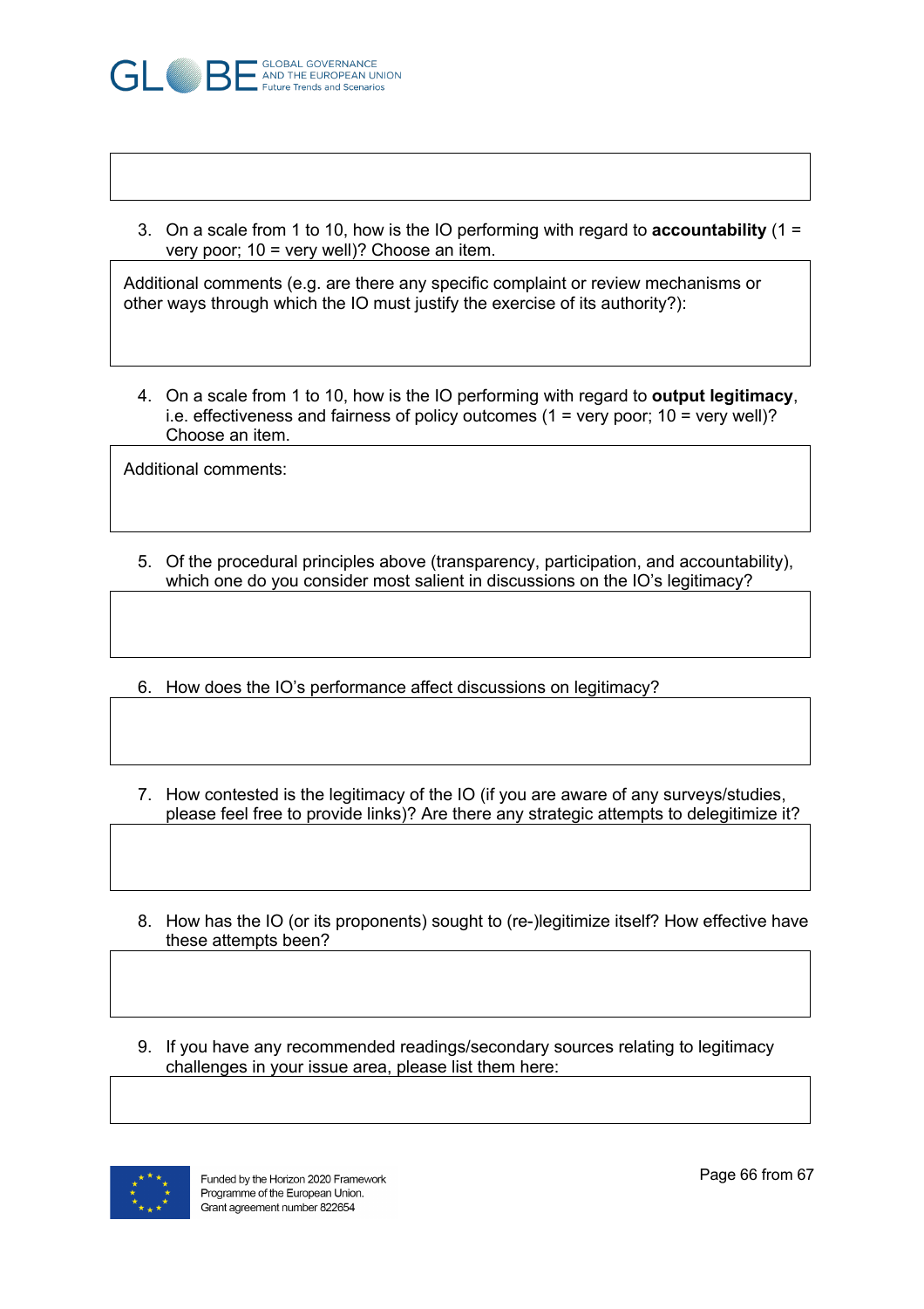3. On a scale from 1 to 10, how is the IO performing with regard to **accountability** (1 = very poor; 10 = very well)? Choose an item.

| Additional comments (e.g. are there any specific complaint or review mechanisms or other ways through which the IO must justify the exercise of its authority?): |
|---|

4. On a scale from 1 to 10, how is the IO performing with regard to **output legitimacy**, i.e. effectiveness and fairness of policy outcomes (1 = very poor; 10 = very well)? Choose an item.

| Additional comments: |
|---|

5. Of the procedural principles above (transparency, participation, and accountability), which one do you consider most salient in discussions on the IO's legitimacy?

6. How does the IO's performance affect discussions on legitimacy?

7. How contested is the legitimacy of the IO (if you are aware of any surveys/studies, please feel free to provide links)? Are there any strategic attempts to delegitimize it?

8. How has the IO (or its proponents) sought to (re-)legitimize itself? How effective have these attempts been?

9. If you have any recommended readings/secondary sources relating to legitimacy challenges in your issue area, please list them here:

Funded by the Horizon 2020 Framework Programme of the European Union. Grant agreement number 822654